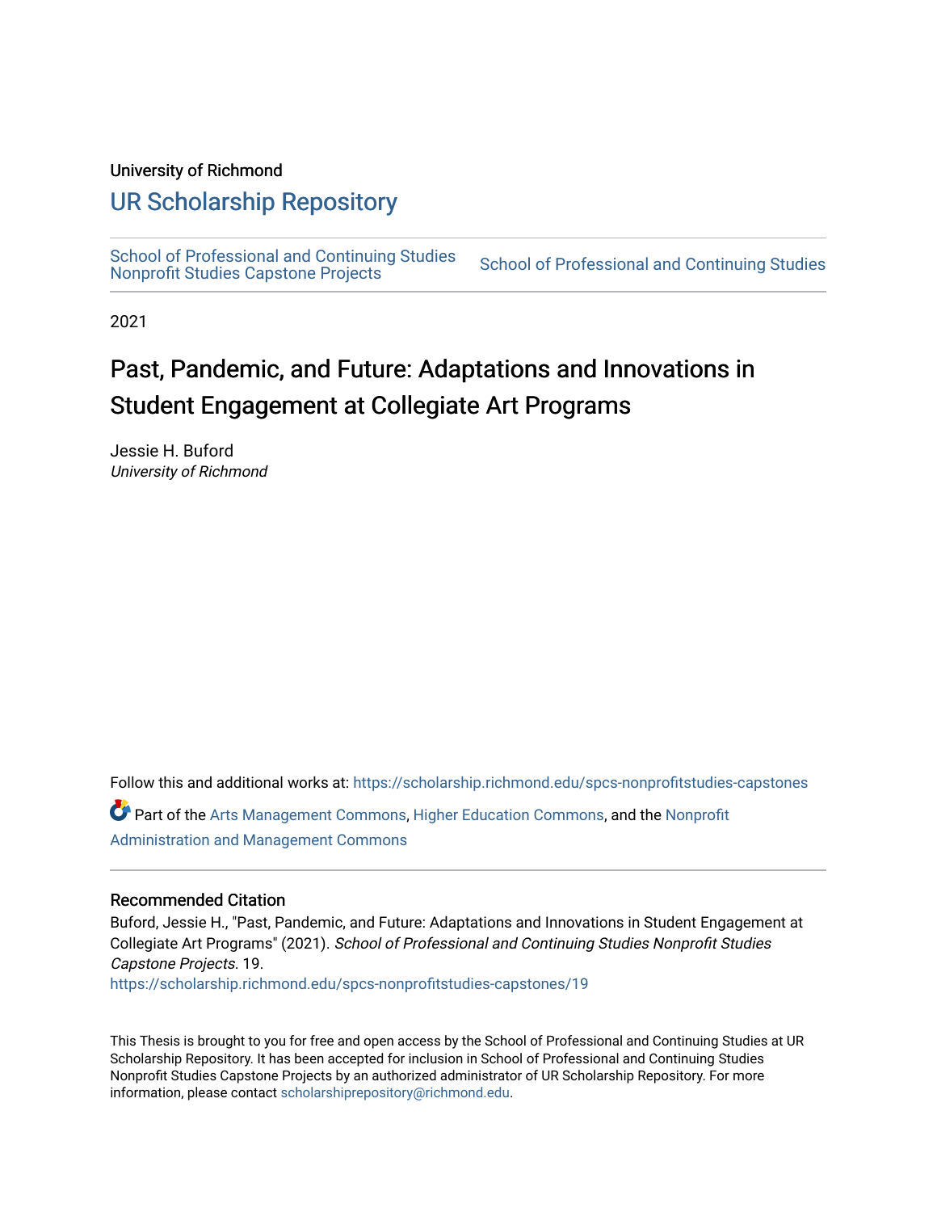University of Richmond

# UR Scholarship Repository

School of Professional and Continuing Studies Nonprofit Studies Capstone Projects

School of Professional and Continuing Studies

2021

## Past, Pandemic, and Future: Adaptations and Innovations in Student Engagement at Collegiate Art Programs

Jessie H. Buford
*University of Richmond*

Follow this and additional works at: https://scholarship.richmond.edu/spcs-nonprofitstudies-capstones

Part of the Arts Management Commons, Higher Education Commons, and the Nonprofit Administration and Management Commons

### Recommended Citation

Buford, Jessie H., "Past, Pandemic, and Future: Adaptations and Innovations in Student Engagement at Collegiate Art Programs" (2021). *School of Professional and Continuing Studies Nonprofit Studies Capstone Projects*. 19.
https://scholarship.richmond.edu/spcs-nonprofitstudies-capstones/19

This Thesis is brought to you for free and open access by the School of Professional and Continuing Studies at UR Scholarship Repository. It has been accepted for inclusion in School of Professional and Continuing Studies Nonprofit Studies Capstone Projects by an authorized administrator of UR Scholarship Repository. For more information, please contact scholarshiprepository@richmond.edu.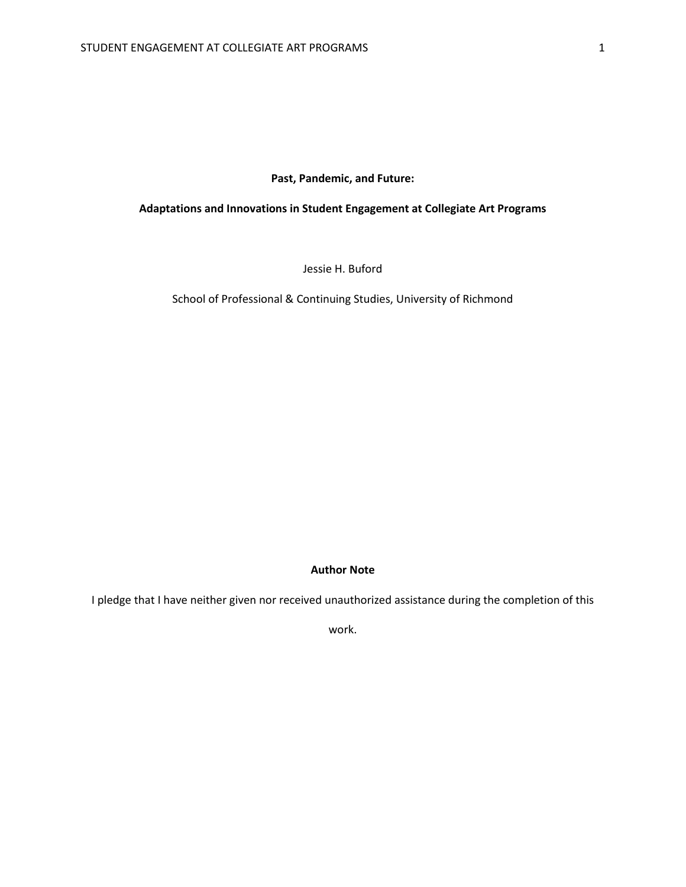**Past, Pandemic, and Future:**

**Adaptations and Innovations in Student Engagement at Collegiate Art Programs**

Jessie H. Buford

School of Professional & Continuing Studies, University of Richmond

**Author Note**

I pledge that I have neither given nor received unauthorized assistance during the completion of this work.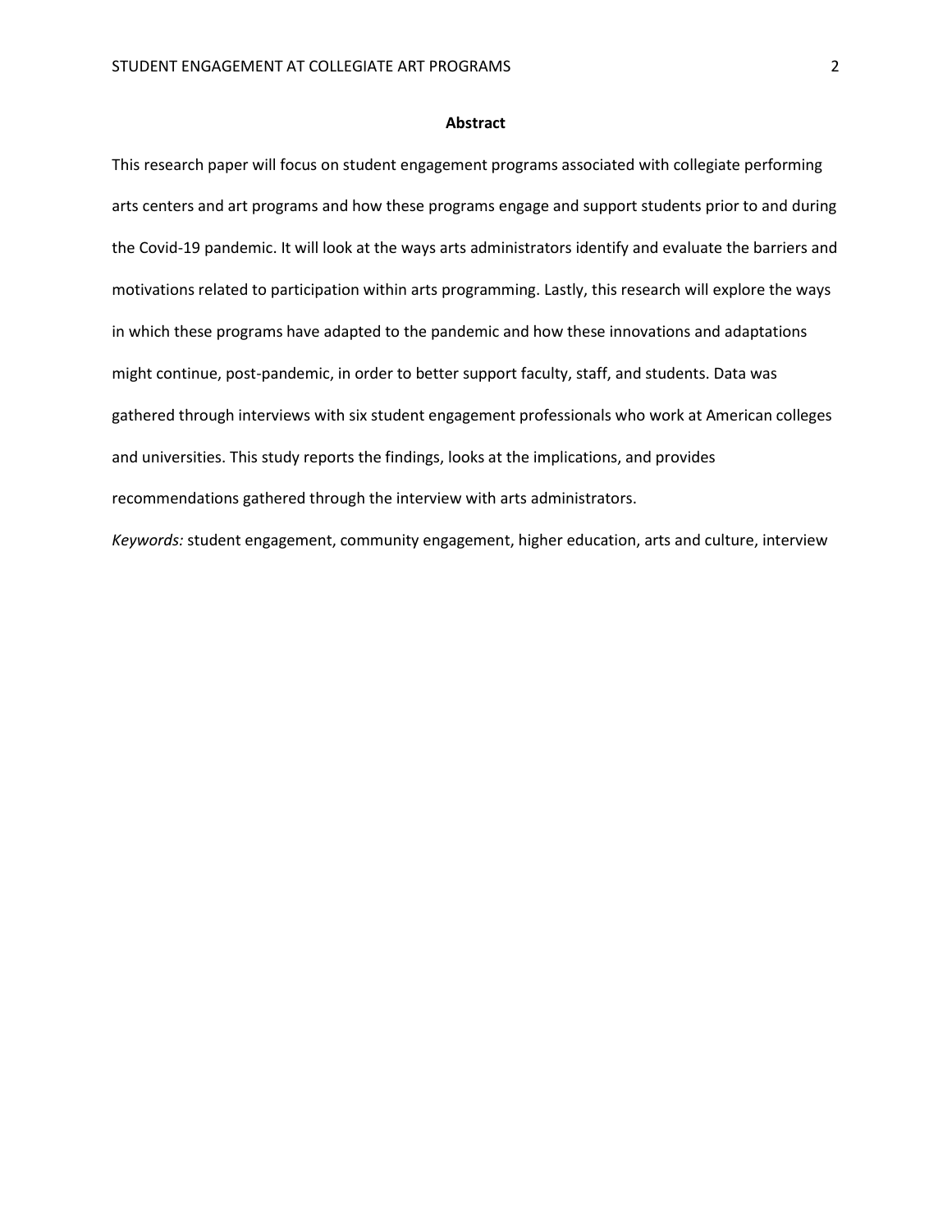## Abstract

This research paper will focus on student engagement programs associated with collegiate performing arts centers and art programs and how these programs engage and support students prior to and during the Covid-19 pandemic. It will look at the ways arts administrators identify and evaluate the barriers and motivations related to participation within arts programming. Lastly, this research will explore the ways in which these programs have adapted to the pandemic and how these innovations and adaptations might continue, post-pandemic, in order to better support faculty, staff, and students. Data was gathered through interviews with six student engagement professionals who work at American colleges and universities. This study reports the findings, looks at the implications, and provides recommendations gathered through the interview with arts administrators.

*Keywords:* student engagement, community engagement, higher education, arts and culture, interview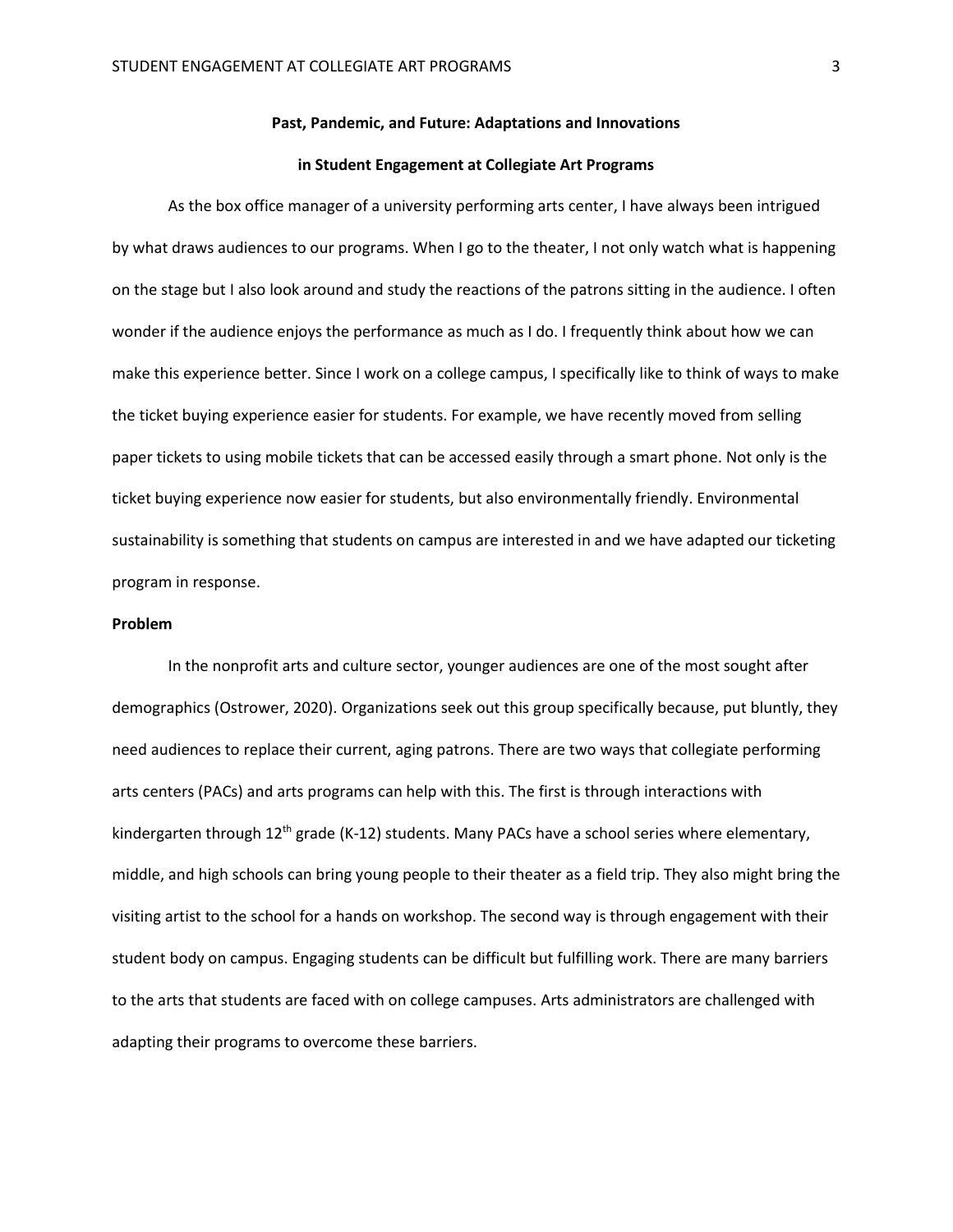**Past, Pandemic, and Future: Adaptations and Innovations in Student Engagement at Collegiate Art Programs**

As the box office manager of a university performing arts center, I have always been intrigued by what draws audiences to our programs. When I go to the theater, I not only watch what is happening on the stage but I also look around and study the reactions of the patrons sitting in the audience. I often wonder if the audience enjoys the performance as much as I do. I frequently think about how we can make this experience better. Since I work on a college campus, I specifically like to think of ways to make the ticket buying experience easier for students. For example, we have recently moved from selling paper tickets to using mobile tickets that can be accessed easily through a smart phone. Not only is the ticket buying experience now easier for students, but also environmentally friendly. Environmental sustainability is something that students on campus are interested in and we have adapted our ticketing program in response.

## Problem

In the nonprofit arts and culture sector, younger audiences are one of the most sought after demographics (Ostrower, 2020). Organizations seek out this group specifically because, put bluntly, they need audiences to replace their current, aging patrons. There are two ways that collegiate performing arts centers (PACs) and arts programs can help with this. The first is through interactions with kindergarten through 12th grade (K-12) students. Many PACs have a school series where elementary, middle, and high schools can bring young people to their theater as a field trip. They also might bring the visiting artist to the school for a hands on workshop. The second way is through engagement with their student body on campus. Engaging students can be difficult but fulfilling work. There are many barriers to the arts that students are faced with on college campuses. Arts administrators are challenged with adapting their programs to overcome these barriers.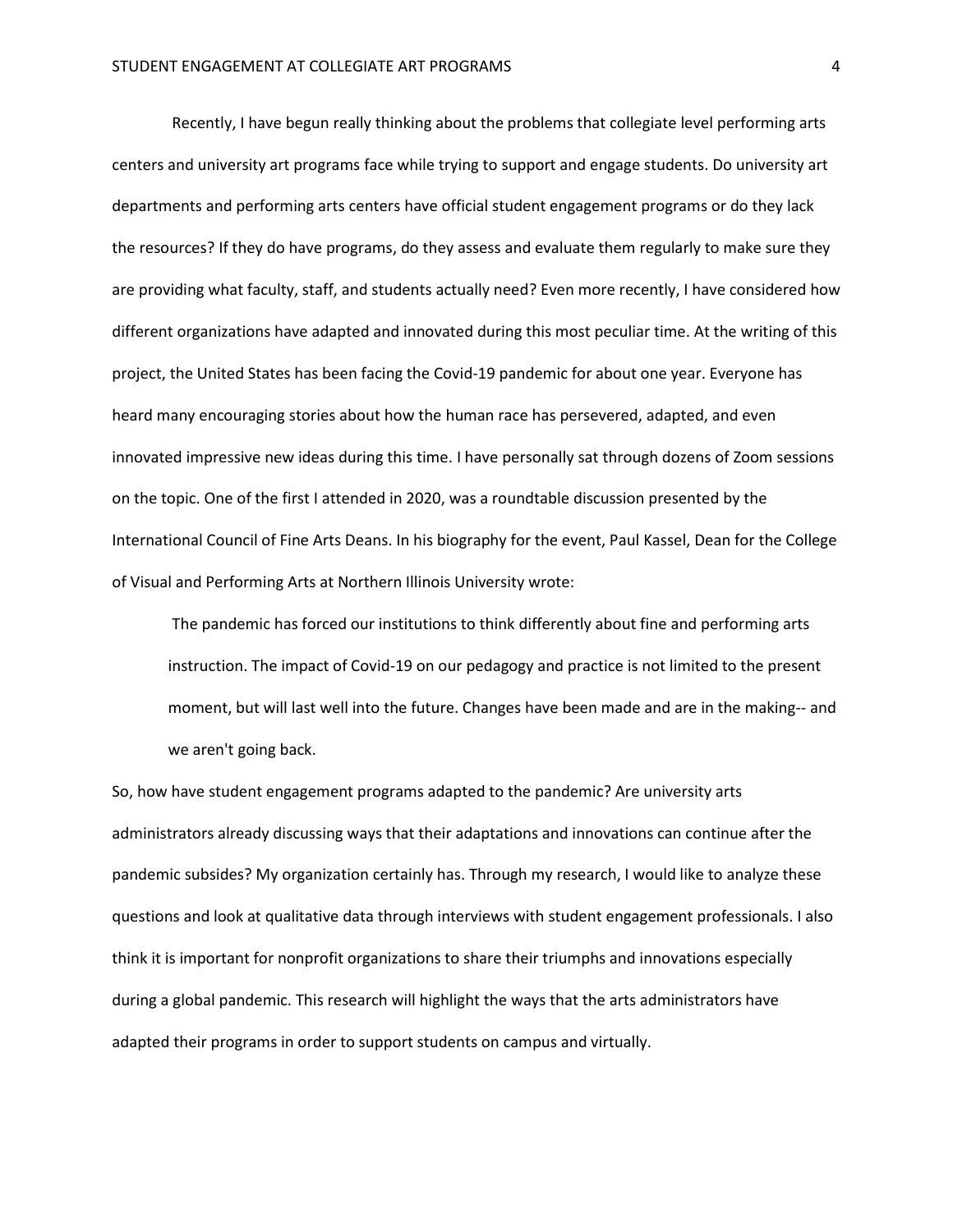Recently, I have begun really thinking about the problems that collegiate level performing arts centers and university art programs face while trying to support and engage students. Do university art departments and performing arts centers have official student engagement programs or do they lack the resources? If they do have programs, do they assess and evaluate them regularly to make sure they are providing what faculty, staff, and students actually need? Even more recently, I have considered how different organizations have adapted and innovated during this most peculiar time. At the writing of this project, the United States has been facing the Covid-19 pandemic for about one year. Everyone has heard many encouraging stories about how the human race has persevered, adapted, and even innovated impressive new ideas during this time. I have personally sat through dozens of Zoom sessions on the topic. One of the first I attended in 2020, was a roundtable discussion presented by the International Council of Fine Arts Deans. In his biography for the event, Paul Kassel, Dean for the College of Visual and Performing Arts at Northern Illinois University wrote:

> The pandemic has forced our institutions to think differently about fine and performing arts instruction. The impact of Covid-19 on our pedagogy and practice is not limited to the present moment, but will last well into the future. Changes have been made and are in the making-- and we aren't going back.

So, how have student engagement programs adapted to the pandemic? Are university arts administrators already discussing ways that their adaptations and innovations can continue after the pandemic subsides? My organization certainly has. Through my research, I would like to analyze these questions and look at qualitative data through interviews with student engagement professionals. I also think it is important for nonprofit organizations to share their triumphs and innovations especially during a global pandemic. This research will highlight the ways that the arts administrators have adapted their programs in order to support students on campus and virtually.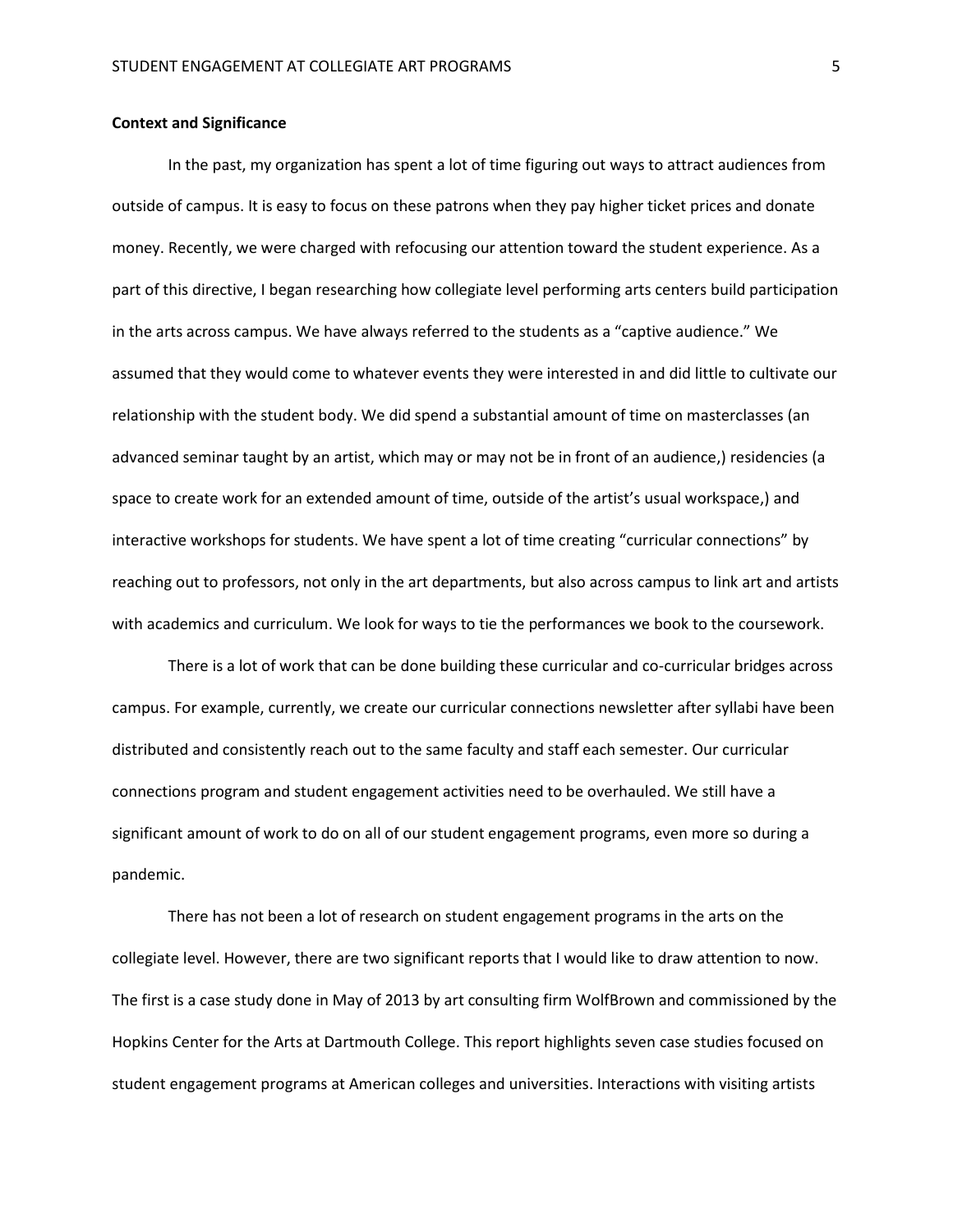**Context and Significance**

In the past, my organization has spent a lot of time figuring out ways to attract audiences from outside of campus. It is easy to focus on these patrons when they pay higher ticket prices and donate money. Recently, we were charged with refocusing our attention toward the student experience. As a part of this directive, I began researching how collegiate level performing arts centers build participation in the arts across campus. We have always referred to the students as a "captive audience." We assumed that they would come to whatever events they were interested in and did little to cultivate our relationship with the student body. We did spend a substantial amount of time on masterclasses (an advanced seminar taught by an artist, which may or may not be in front of an audience,) residencies (a space to create work for an extended amount of time, outside of the artist's usual workspace,) and interactive workshops for students. We have spent a lot of time creating "curricular connections" by reaching out to professors, not only in the art departments, but also across campus to link art and artists with academics and curriculum. We look for ways to tie the performances we book to the coursework.

There is a lot of work that can be done building these curricular and co-curricular bridges across campus. For example, currently, we create our curricular connections newsletter after syllabi have been distributed and consistently reach out to the same faculty and staff each semester. Our curricular connections program and student engagement activities need to be overhauled. We still have a significant amount of work to do on all of our student engagement programs, even more so during a pandemic.

There has not been a lot of research on student engagement programs in the arts on the collegiate level. However, there are two significant reports that I would like to draw attention to now. The first is a case study done in May of 2013 by art consulting firm WolfBrown and commissioned by the Hopkins Center for the Arts at Dartmouth College. This report highlights seven case studies focused on student engagement programs at American colleges and universities. Interactions with visiting artists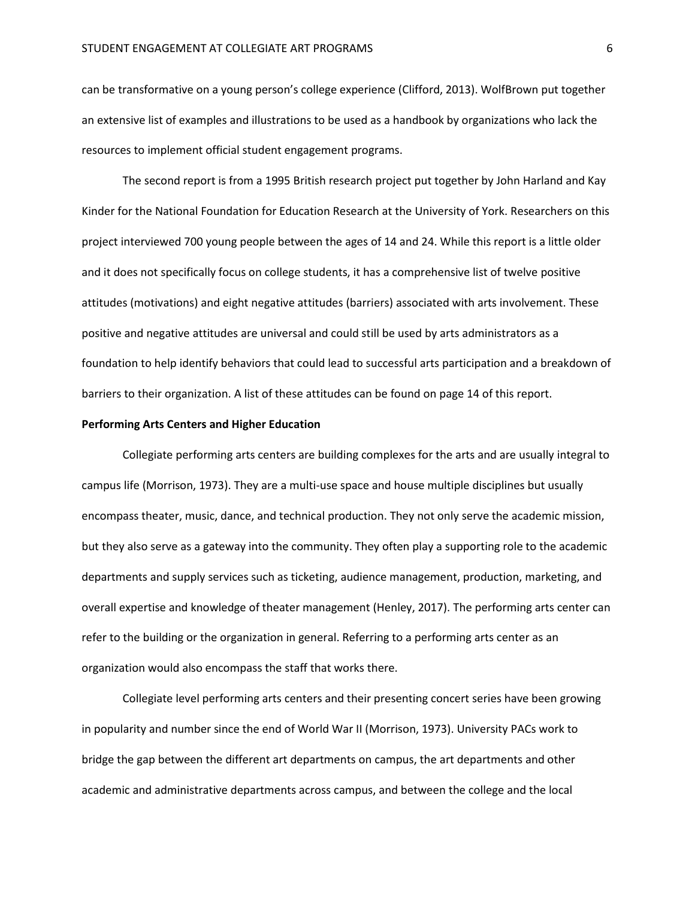can be transformative on a young person's college experience (Clifford, 2013). WolfBrown put together an extensive list of examples and illustrations to be used as a handbook by organizations who lack the resources to implement official student engagement programs.

The second report is from a 1995 British research project put together by John Harland and Kay Kinder for the National Foundation for Education Research at the University of York. Researchers on this project interviewed 700 young people between the ages of 14 and 24. While this report is a little older and it does not specifically focus on college students, it has a comprehensive list of twelve positive attitudes (motivations) and eight negative attitudes (barriers) associated with arts involvement. These positive and negative attitudes are universal and could still be used by arts administrators as a foundation to help identify behaviors that could lead to successful arts participation and a breakdown of barriers to their organization. A list of these attitudes can be found on page 14 of this report.

**Performing Arts Centers and Higher Education**

Collegiate performing arts centers are building complexes for the arts and are usually integral to campus life (Morrison, 1973). They are a multi-use space and house multiple disciplines but usually encompass theater, music, dance, and technical production. They not only serve the academic mission, but they also serve as a gateway into the community. They often play a supporting role to the academic departments and supply services such as ticketing, audience management, production, marketing, and overall expertise and knowledge of theater management (Henley, 2017). The performing arts center can refer to the building or the organization in general. Referring to a performing arts center as an organization would also encompass the staff that works there.

Collegiate level performing arts centers and their presenting concert series have been growing in popularity and number since the end of World War II (Morrison, 1973). University PACs work to bridge the gap between the different art departments on campus, the art departments and other academic and administrative departments across campus, and between the college and the local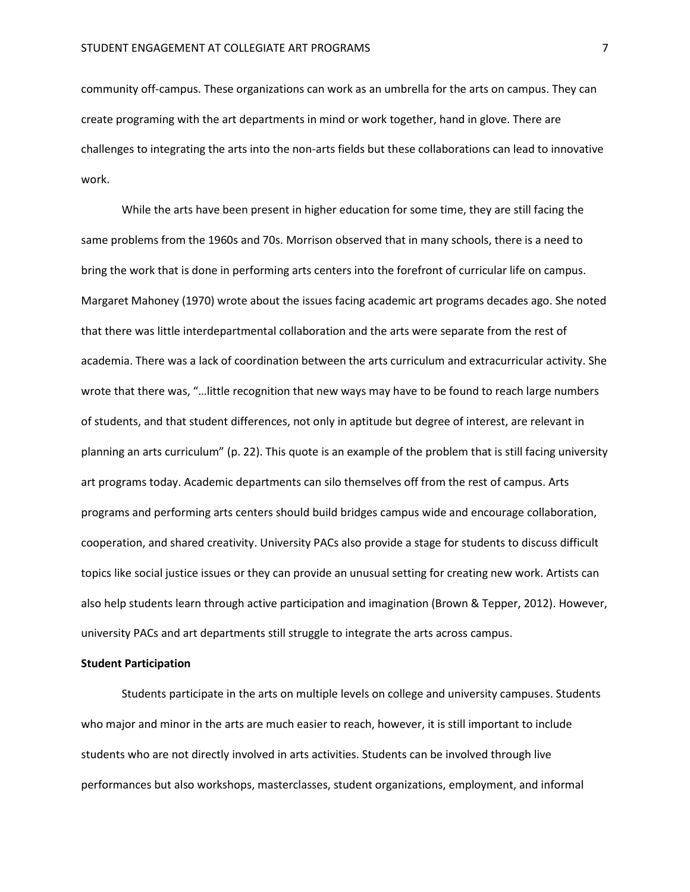community off-campus. These organizations can work as an umbrella for the arts on campus. They can create programing with the art departments in mind or work together, hand in glove. There are challenges to integrating the arts into the non-arts fields but these collaborations can lead to innovative work.

While the arts have been present in higher education for some time, they are still facing the same problems from the 1960s and 70s. Morrison observed that in many schools, there is a need to bring the work that is done in performing arts centers into the forefront of curricular life on campus. Margaret Mahoney (1970) wrote about the issues facing academic art programs decades ago. She noted that there was little interdepartmental collaboration and the arts were separate from the rest of academia. There was a lack of coordination between the arts curriculum and extracurricular activity. She wrote that there was, "…little recognition that new ways may have to be found to reach large numbers of students, and that student differences, not only in aptitude but degree of interest, are relevant in planning an arts curriculum" (p. 22). This quote is an example of the problem that is still facing university art programs today. Academic departments can silo themselves off from the rest of campus. Arts programs and performing arts centers should build bridges campus wide and encourage collaboration, cooperation, and shared creativity. University PACs also provide a stage for students to discuss difficult topics like social justice issues or they can provide an unusual setting for creating new work. Artists can also help students learn through active participation and imagination (Brown & Tepper, 2012). However, university PACs and art departments still struggle to integrate the arts across campus.

**Student Participation**

Students participate in the arts on multiple levels on college and university campuses. Students who major and minor in the arts are much easier to reach, however, it is still important to include students who are not directly involved in arts activities. Students can be involved through live performances but also workshops, masterclasses, student organizations, employment, and informal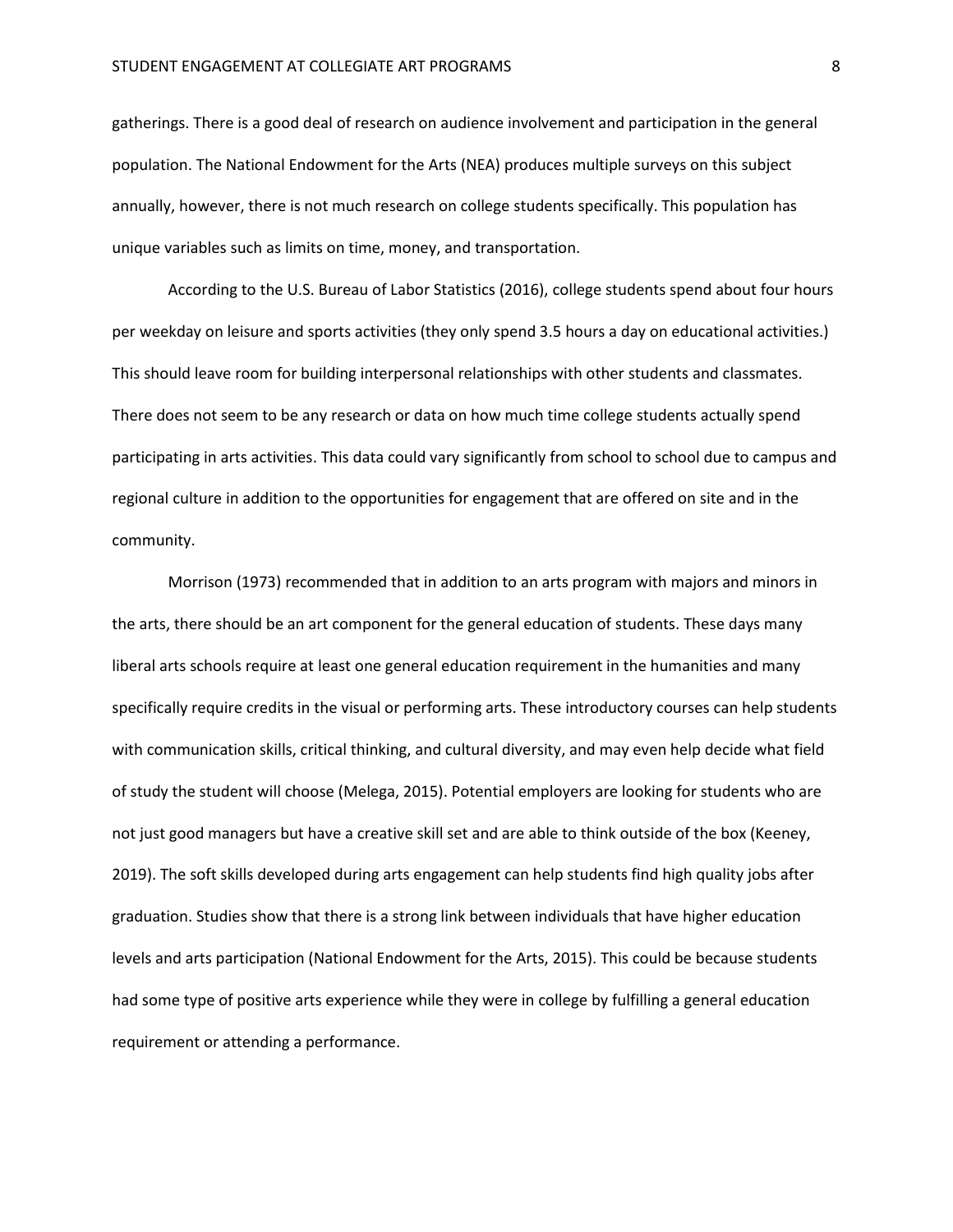gatherings. There is a good deal of research on audience involvement and participation in the general population. The National Endowment for the Arts (NEA) produces multiple surveys on this subject annually, however, there is not much research on college students specifically. This population has unique variables such as limits on time, money, and transportation.

According to the U.S. Bureau of Labor Statistics (2016), college students spend about four hours per weekday on leisure and sports activities (they only spend 3.5 hours a day on educational activities.) This should leave room for building interpersonal relationships with other students and classmates. There does not seem to be any research or data on how much time college students actually spend participating in arts activities. This data could vary significantly from school to school due to campus and regional culture in addition to the opportunities for engagement that are offered on site and in the community.

Morrison (1973) recommended that in addition to an arts program with majors and minors in the arts, there should be an art component for the general education of students. These days many liberal arts schools require at least one general education requirement in the humanities and many specifically require credits in the visual or performing arts. These introductory courses can help students with communication skills, critical thinking, and cultural diversity, and may even help decide what field of study the student will choose (Melega, 2015). Potential employers are looking for students who are not just good managers but have a creative skill set and are able to think outside of the box (Keeney, 2019). The soft skills developed during arts engagement can help students find high quality jobs after graduation. Studies show that there is a strong link between individuals that have higher education levels and arts participation (National Endowment for the Arts, 2015). This could be because students had some type of positive arts experience while they were in college by fulfilling a general education requirement or attending a performance.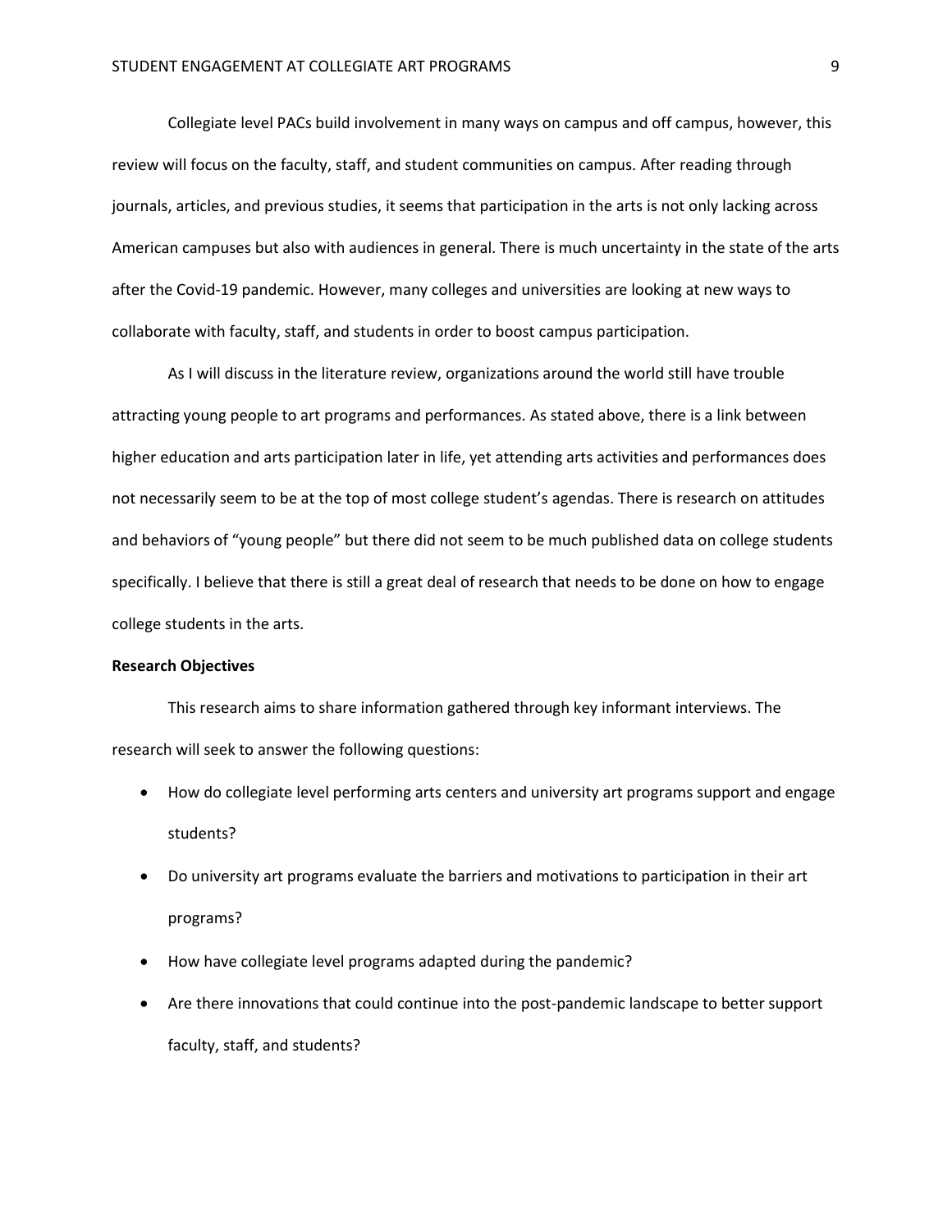Collegiate level PACs build involvement in many ways on campus and off campus, however, this review will focus on the faculty, staff, and student communities on campus. After reading through journals, articles, and previous studies, it seems that participation in the arts is not only lacking across American campuses but also with audiences in general. There is much uncertainty in the state of the arts after the Covid-19 pandemic. However, many colleges and universities are looking at new ways to collaborate with faculty, staff, and students in order to boost campus participation.

As I will discuss in the literature review, organizations around the world still have trouble attracting young people to art programs and performances. As stated above, there is a link between higher education and arts participation later in life, yet attending arts activities and performances does not necessarily seem to be at the top of most college student's agendas. There is research on attitudes and behaviors of "young people" but there did not seem to be much published data on college students specifically. I believe that there is still a great deal of research that needs to be done on how to engage college students in the arts.

**Research Objectives**

This research aims to share information gathered through key informant interviews. The research will seek to answer the following questions:

- How do collegiate level performing arts centers and university art programs support and engage students?
- Do university art programs evaluate the barriers and motivations to participation in their art programs?
- How have collegiate level programs adapted during the pandemic?
- Are there innovations that could continue into the post-pandemic landscape to better support faculty, staff, and students?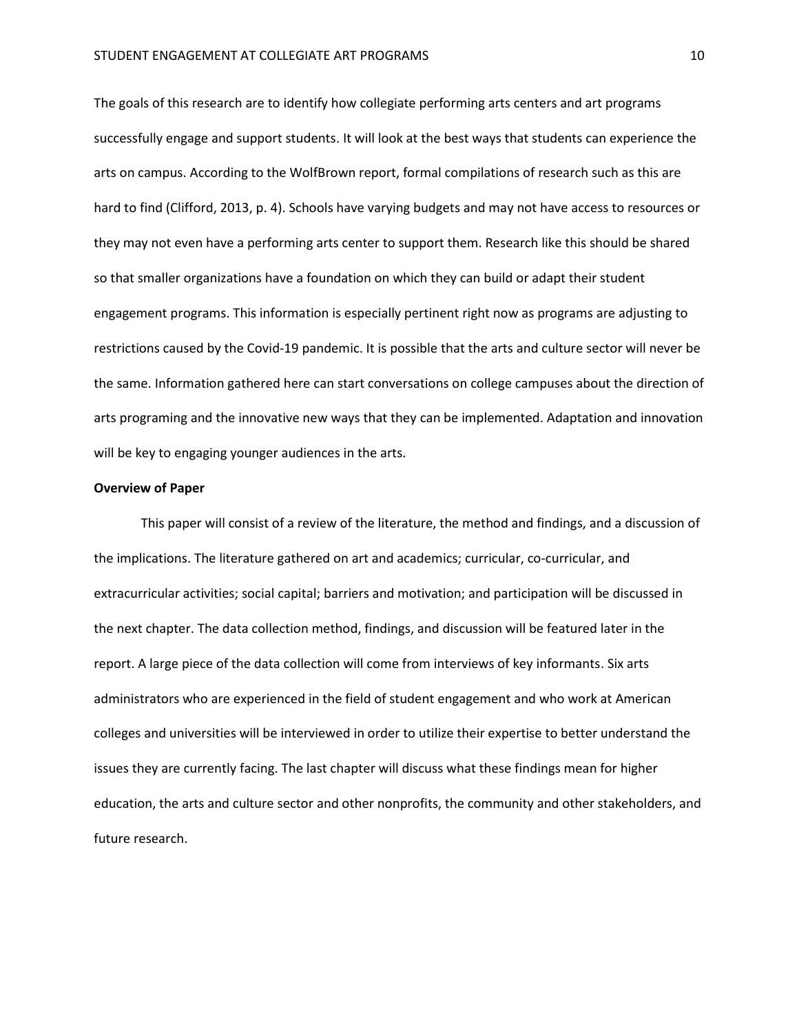The goals of this research are to identify how collegiate performing arts centers and art programs successfully engage and support students. It will look at the best ways that students can experience the arts on campus. According to the WolfBrown report, formal compilations of research such as this are hard to find (Clifford, 2013, p. 4). Schools have varying budgets and may not have access to resources or they may not even have a performing arts center to support them. Research like this should be shared so that smaller organizations have a foundation on which they can build or adapt their student engagement programs. This information is especially pertinent right now as programs are adjusting to restrictions caused by the Covid-19 pandemic. It is possible that the arts and culture sector will never be the same. Information gathered here can start conversations on college campuses about the direction of arts programing and the innovative new ways that they can be implemented. Adaptation and innovation will be key to engaging younger audiences in the arts.

**Overview of Paper**

This paper will consist of a review of the literature, the method and findings, and a discussion of the implications. The literature gathered on art and academics; curricular, co-curricular, and extracurricular activities; social capital; barriers and motivation; and participation will be discussed in the next chapter. The data collection method, findings, and discussion will be featured later in the report. A large piece of the data collection will come from interviews of key informants. Six arts administrators who are experienced in the field of student engagement and who work at American colleges and universities will be interviewed in order to utilize their expertise to better understand the issues they are currently facing. The last chapter will discuss what these findings mean for higher education, the arts and culture sector and other nonprofits, the community and other stakeholders, and future research.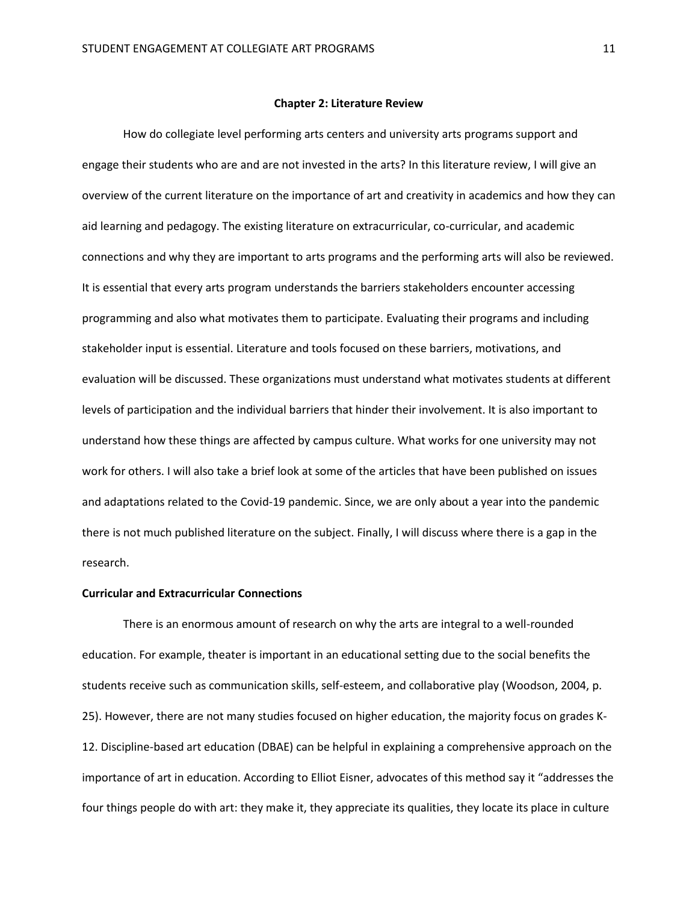## Chapter 2: Literature Review

How do collegiate level performing arts centers and university arts programs support and engage their students who are and are not invested in the arts? In this literature review, I will give an overview of the current literature on the importance of art and creativity in academics and how they can aid learning and pedagogy. The existing literature on extracurricular, co-curricular, and academic connections and why they are important to arts programs and the performing arts will also be reviewed. It is essential that every arts program understands the barriers stakeholders encounter accessing programming and also what motivates them to participate. Evaluating their programs and including stakeholder input is essential. Literature and tools focused on these barriers, motivations, and evaluation will be discussed. These organizations must understand what motivates students at different levels of participation and the individual barriers that hinder their involvement. It is also important to understand how these things are affected by campus culture. What works for one university may not work for others. I will also take a brief look at some of the articles that have been published on issues and adaptations related to the Covid-19 pandemic. Since, we are only about a year into the pandemic there is not much published literature on the subject. Finally, I will discuss where there is a gap in the research.

### Curricular and Extracurricular Connections

There is an enormous amount of research on why the arts are integral to a well-rounded education. For example, theater is important in an educational setting due to the social benefits the students receive such as communication skills, self-esteem, and collaborative play (Woodson, 2004, p. 25). However, there are not many studies focused on higher education, the majority focus on grades K-12. Discipline-based art education (DBAE) can be helpful in explaining a comprehensive approach on the importance of art in education. According to Elliot Eisner, advocates of this method say it "addresses the four things people do with art: they make it, they appreciate its qualities, they locate its place in culture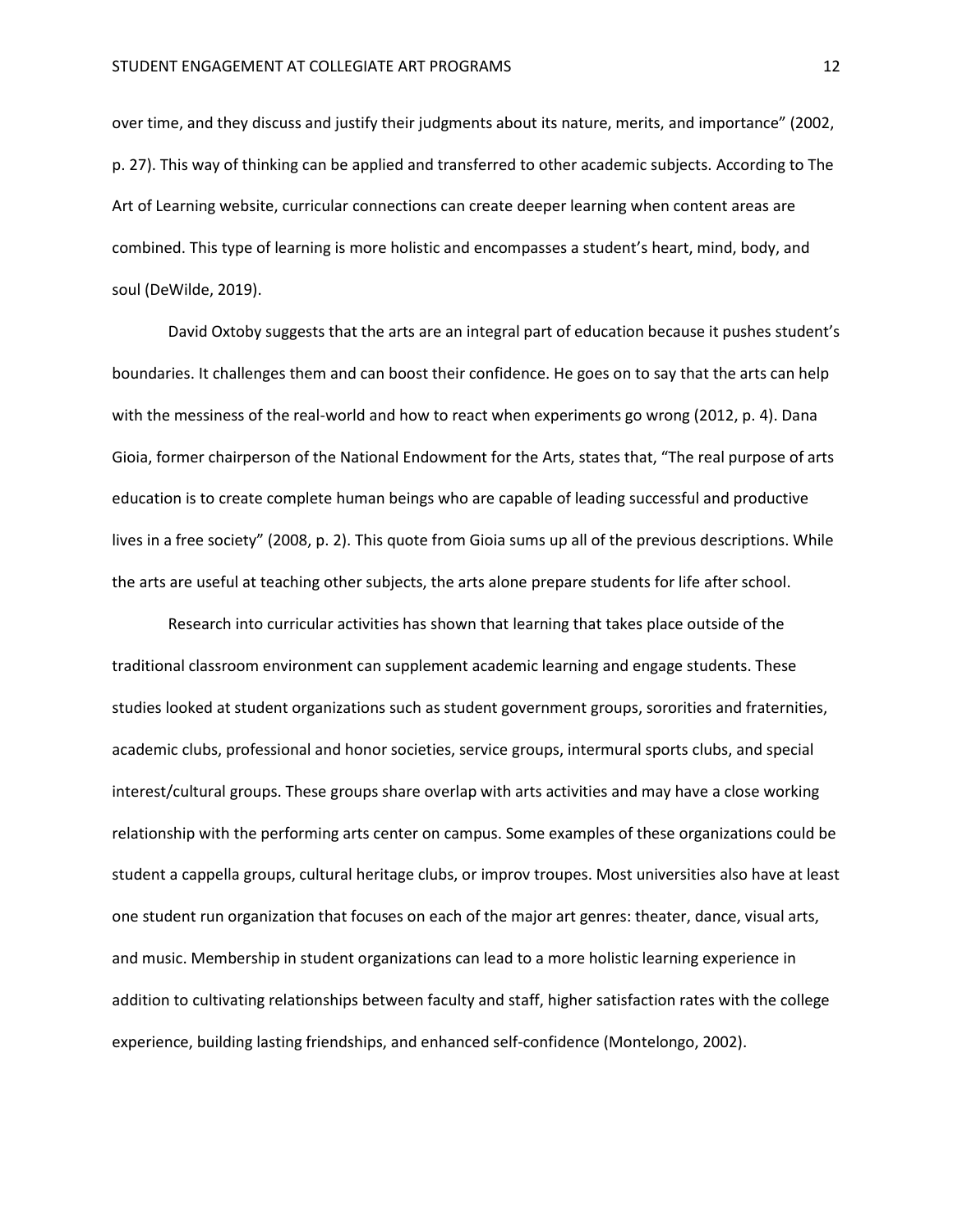over time, and they discuss and justify their judgments about its nature, merits, and importance" (2002, p. 27). This way of thinking can be applied and transferred to other academic subjects. According to The Art of Learning website, curricular connections can create deeper learning when content areas are combined. This type of learning is more holistic and encompasses a student's heart, mind, body, and soul (DeWilde, 2019).

David Oxtoby suggests that the arts are an integral part of education because it pushes student's boundaries. It challenges them and can boost their confidence. He goes on to say that the arts can help with the messiness of the real-world and how to react when experiments go wrong (2012, p. 4). Dana Gioia, former chairperson of the National Endowment for the Arts, states that, "The real purpose of arts education is to create complete human beings who are capable of leading successful and productive lives in a free society" (2008, p. 2). This quote from Gioia sums up all of the previous descriptions. While the arts are useful at teaching other subjects, the arts alone prepare students for life after school.

Research into curricular activities has shown that learning that takes place outside of the traditional classroom environment can supplement academic learning and engage students. These studies looked at student organizations such as student government groups, sororities and fraternities, academic clubs, professional and honor societies, service groups, intermural sports clubs, and special interest/cultural groups. These groups share overlap with arts activities and may have a close working relationship with the performing arts center on campus. Some examples of these organizations could be student a cappella groups, cultural heritage clubs, or improv troupes. Most universities also have at least one student run organization that focuses on each of the major art genres: theater, dance, visual arts, and music. Membership in student organizations can lead to a more holistic learning experience in addition to cultivating relationships between faculty and staff, higher satisfaction rates with the college experience, building lasting friendships, and enhanced self-confidence (Montelongo, 2002).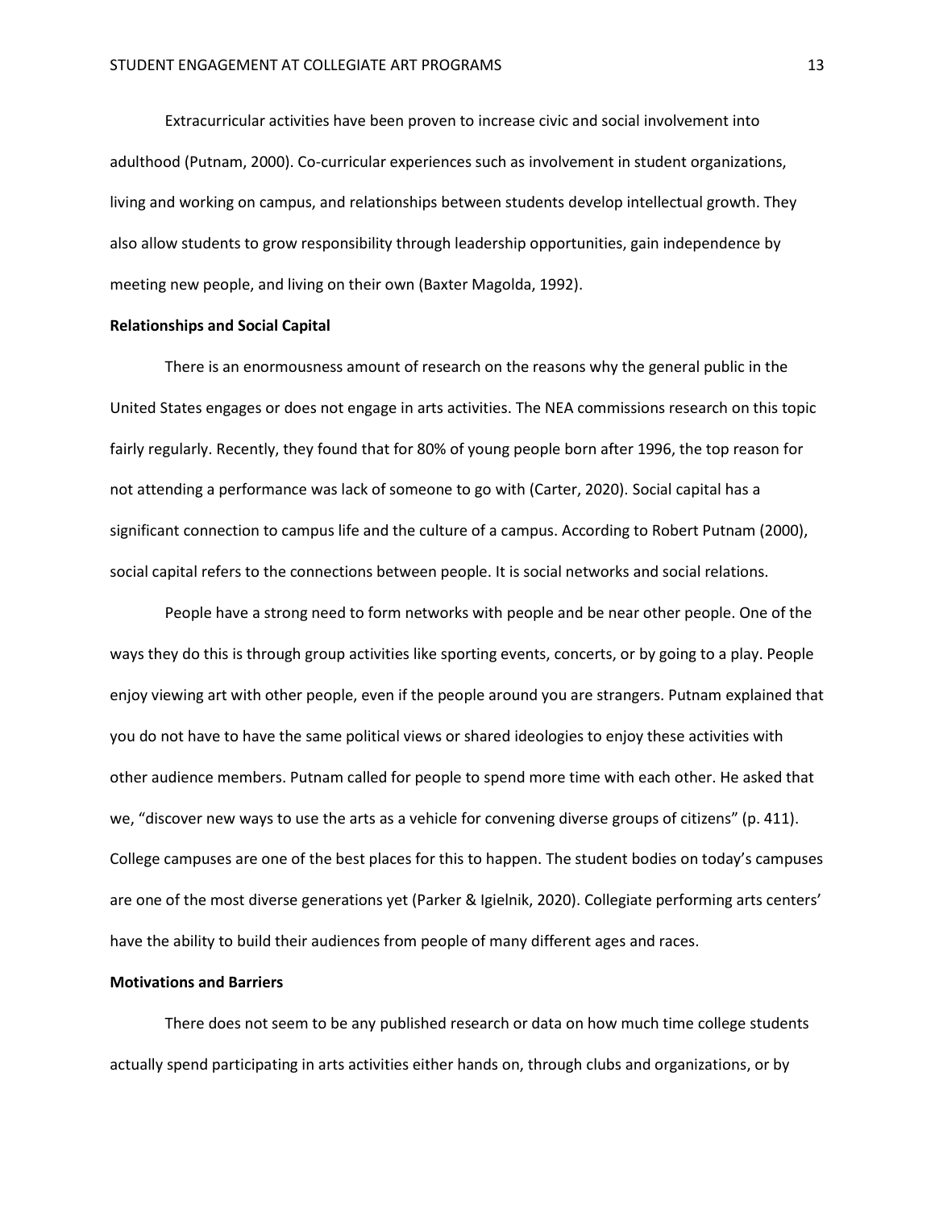Extracurricular activities have been proven to increase civic and social involvement into adulthood (Putnam, 2000). Co-curricular experiences such as involvement in student organizations, living and working on campus, and relationships between students develop intellectual growth. They also allow students to grow responsibility through leadership opportunities, gain independence by meeting new people, and living on their own (Baxter Magolda, 1992).

**Relationships and Social Capital**

There is an enormousness amount of research on the reasons why the general public in the United States engages or does not engage in arts activities. The NEA commissions research on this topic fairly regularly. Recently, they found that for 80% of young people born after 1996, the top reason for not attending a performance was lack of someone to go with (Carter, 2020). Social capital has a significant connection to campus life and the culture of a campus. According to Robert Putnam (2000), social capital refers to the connections between people. It is social networks and social relations.

People have a strong need to form networks with people and be near other people. One of the ways they do this is through group activities like sporting events, concerts, or by going to a play. People enjoy viewing art with other people, even if the people around you are strangers. Putnam explained that you do not have to have the same political views or shared ideologies to enjoy these activities with other audience members. Putnam called for people to spend more time with each other. He asked that we, "discover new ways to use the arts as a vehicle for convening diverse groups of citizens" (p. 411). College campuses are one of the best places for this to happen. The student bodies on today's campuses are one of the most diverse generations yet (Parker & Igielnik, 2020). Collegiate performing arts centers' have the ability to build their audiences from people of many different ages and races.

**Motivations and Barriers**

There does not seem to be any published research or data on how much time college students actually spend participating in arts activities either hands on, through clubs and organizations, or by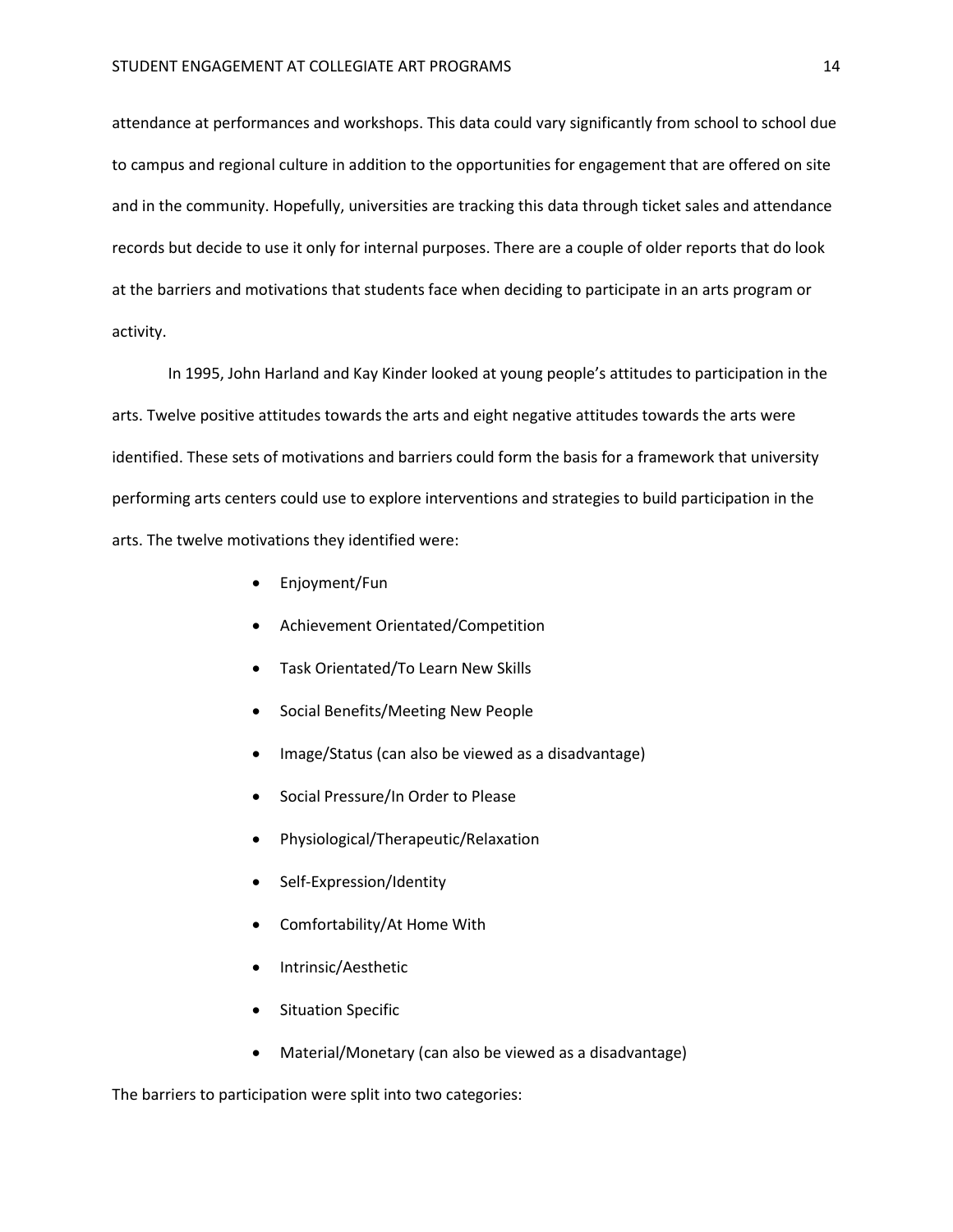attendance at performances and workshops. This data could vary significantly from school to school due to campus and regional culture in addition to the opportunities for engagement that are offered on site and in the community. Hopefully, universities are tracking this data through ticket sales and attendance records but decide to use it only for internal purposes. There are a couple of older reports that do look at the barriers and motivations that students face when deciding to participate in an arts program or activity.

In 1995, John Harland and Kay Kinder looked at young people's attitudes to participation in the arts. Twelve positive attitudes towards the arts and eight negative attitudes towards the arts were identified. These sets of motivations and barriers could form the basis for a framework that university performing arts centers could use to explore interventions and strategies to build participation in the arts. The twelve motivations they identified were:

- Enjoyment/Fun
- Achievement Orientated/Competition
- Task Orientated/To Learn New Skills
- Social Benefits/Meeting New People
- Image/Status (can also be viewed as a disadvantage)
- Social Pressure/In Order to Please
- Physiological/Therapeutic/Relaxation
- Self-Expression/Identity
- Comfortability/At Home With
- Intrinsic/Aesthetic
- Situation Specific
- Material/Monetary (can also be viewed as a disadvantage)

The barriers to participation were split into two categories: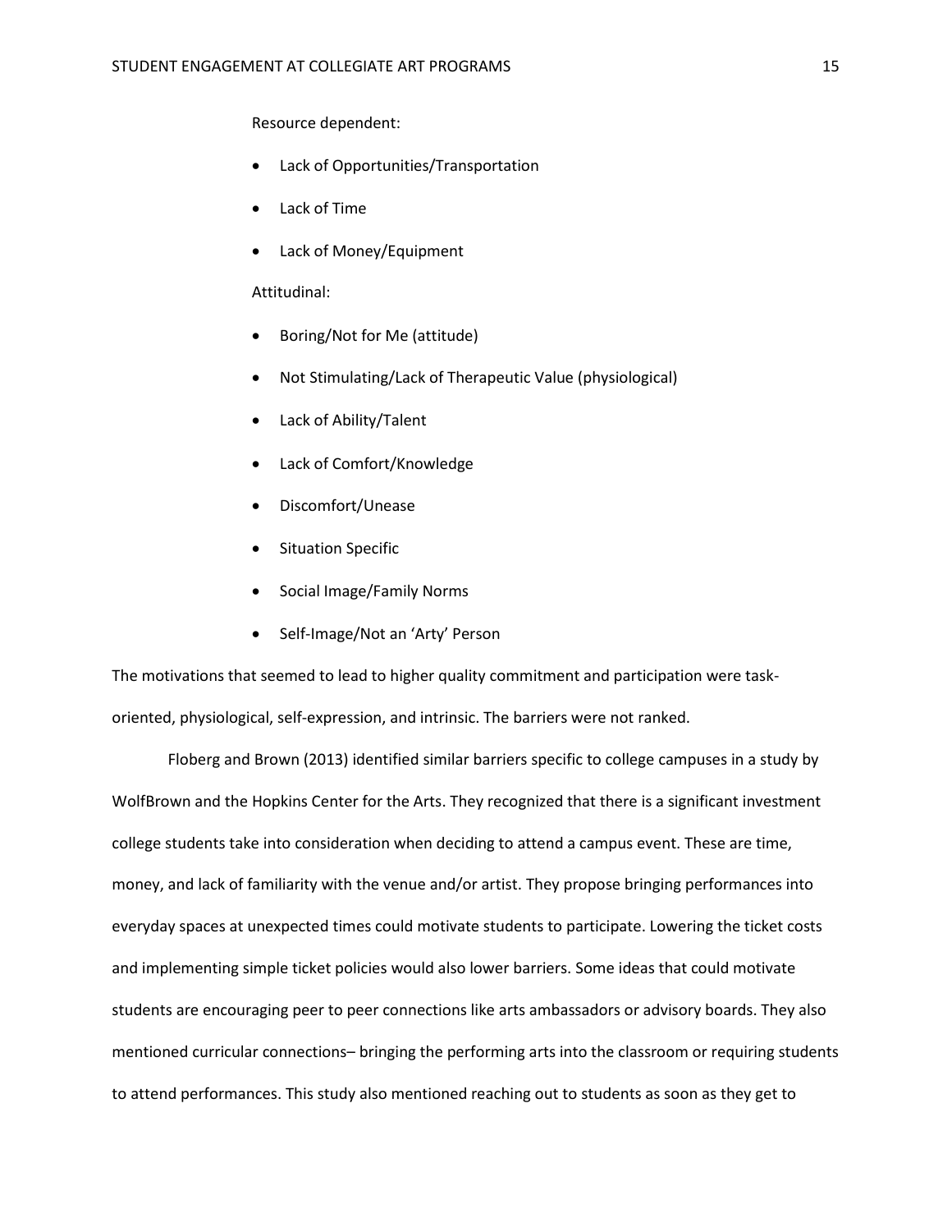Resource dependent:

- Lack of Opportunities/Transportation
- Lack of Time
- Lack of Money/Equipment

Attitudinal:

- Boring/Not for Me (attitude)
- Not Stimulating/Lack of Therapeutic Value (physiological)
- Lack of Ability/Talent
- Lack of Comfort/Knowledge
- Discomfort/Unease
- Situation Specific
- Social Image/Family Norms
- Self-Image/Not an 'Arty' Person

The motivations that seemed to lead to higher quality commitment and participation were task-oriented, physiological, self-expression, and intrinsic. The barriers were not ranked.

Floberg and Brown (2013) identified similar barriers specific to college campuses in a study by WolfBrown and the Hopkins Center for the Arts. They recognized that there is a significant investment college students take into consideration when deciding to attend a campus event. These are time, money, and lack of familiarity with the venue and/or artist. They propose bringing performances into everyday spaces at unexpected times could motivate students to participate. Lowering the ticket costs and implementing simple ticket policies would also lower barriers. Some ideas that could motivate students are encouraging peer to peer connections like arts ambassadors or advisory boards. They also mentioned curricular connections– bringing the performing arts into the classroom or requiring students to attend performances. This study also mentioned reaching out to students as soon as they get to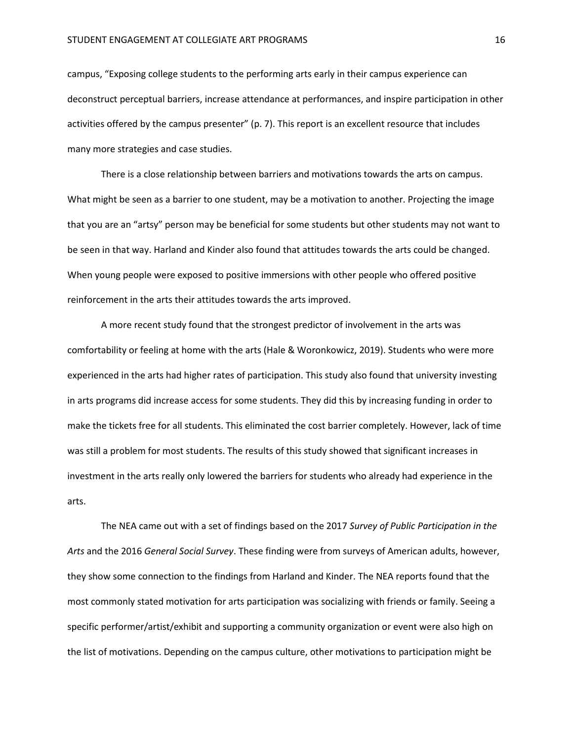campus, "Exposing college students to the performing arts early in their campus experience can deconstruct perceptual barriers, increase attendance at performances, and inspire participation in other activities offered by the campus presenter" (p. 7). This report is an excellent resource that includes many more strategies and case studies.

There is a close relationship between barriers and motivations towards the arts on campus. What might be seen as a barrier to one student, may be a motivation to another. Projecting the image that you are an "artsy" person may be beneficial for some students but other students may not want to be seen in that way. Harland and Kinder also found that attitudes towards the arts could be changed. When young people were exposed to positive immersions with other people who offered positive reinforcement in the arts their attitudes towards the arts improved.

A more recent study found that the strongest predictor of involvement in the arts was comfortability or feeling at home with the arts (Hale & Woronkowicz, 2019). Students who were more experienced in the arts had higher rates of participation. This study also found that university investing in arts programs did increase access for some students. They did this by increasing funding in order to make the tickets free for all students. This eliminated the cost barrier completely. However, lack of time was still a problem for most students. The results of this study showed that significant increases in investment in the arts really only lowered the barriers for students who already had experience in the arts.

The NEA came out with a set of findings based on the 2017 *Survey of Public Participation in the Arts* and the 2016 *General Social Survey*. These finding were from surveys of American adults, however, they show some connection to the findings from Harland and Kinder. The NEA reports found that the most commonly stated motivation for arts participation was socializing with friends or family. Seeing a specific performer/artist/exhibit and supporting a community organization or event were also high on the list of motivations. Depending on the campus culture, other motivations to participation might be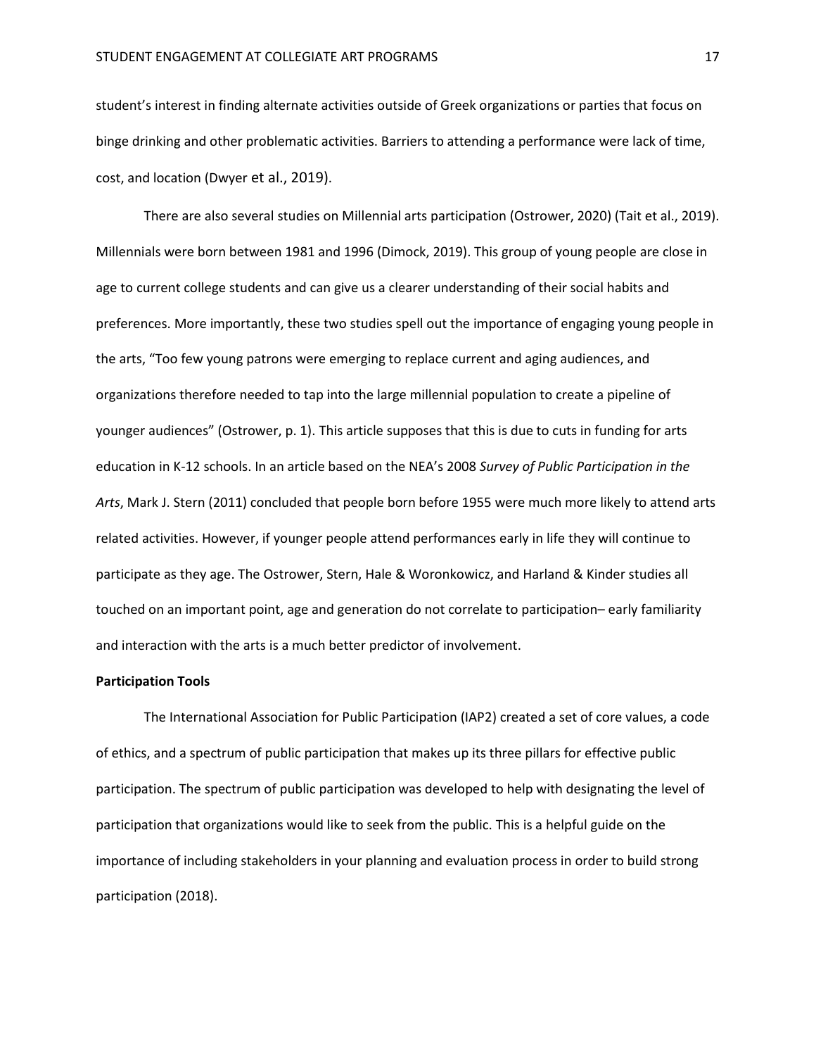student's interest in finding alternate activities outside of Greek organizations or parties that focus on binge drinking and other problematic activities. Barriers to attending a performance were lack of time, cost, and location (Dwyer et al., 2019).

There are also several studies on Millennial arts participation (Ostrower, 2020) (Tait et al., 2019). Millennials were born between 1981 and 1996 (Dimock, 2019). This group of young people are close in age to current college students and can give us a clearer understanding of their social habits and preferences. More importantly, these two studies spell out the importance of engaging young people in the arts, "Too few young patrons were emerging to replace current and aging audiences, and organizations therefore needed to tap into the large millennial population to create a pipeline of younger audiences" (Ostrower, p. 1). This article supposes that this is due to cuts in funding for arts education in K-12 schools. In an article based on the NEA's 2008 *Survey of Public Participation in the Arts*, Mark J. Stern (2011) concluded that people born before 1955 were much more likely to attend arts related activities. However, if younger people attend performances early in life they will continue to participate as they age. The Ostrower, Stern, Hale & Woronkowicz, and Harland & Kinder studies all touched on an important point, age and generation do not correlate to participation– early familiarity and interaction with the arts is a much better predictor of involvement.

**Participation Tools**

The International Association for Public Participation (IAP2) created a set of core values, a code of ethics, and a spectrum of public participation that makes up its three pillars for effective public participation. The spectrum of public participation was developed to help with designating the level of participation that organizations would like to seek from the public. This is a helpful guide on the importance of including stakeholders in your planning and evaluation process in order to build strong participation (2018).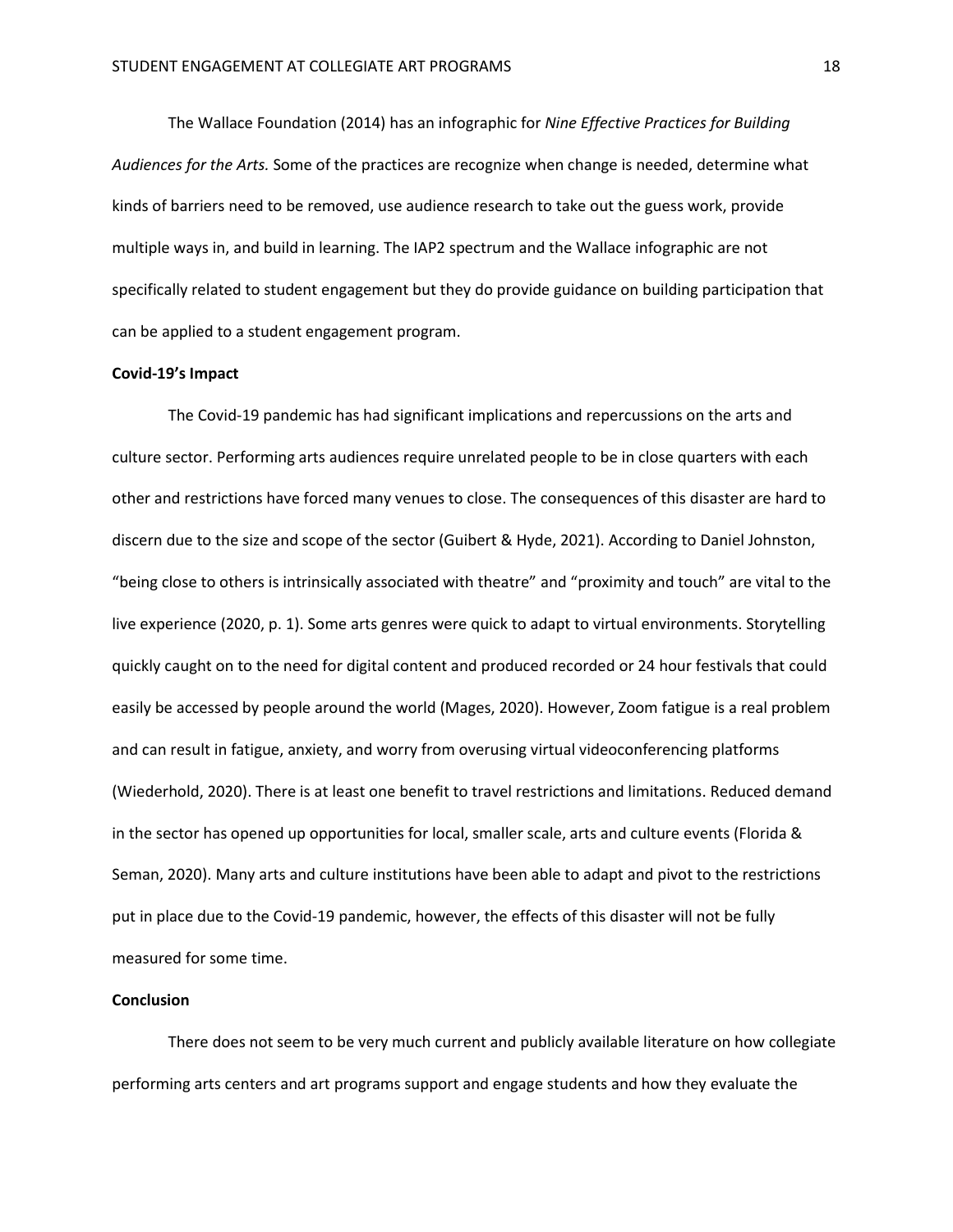The Wallace Foundation (2014) has an infographic for *Nine Effective Practices for Building Audiences for the Arts.* Some of the practices are recognize when change is needed, determine what kinds of barriers need to be removed, use audience research to take out the guess work, provide multiple ways in, and build in learning. The IAP2 spectrum and the Wallace infographic are not specifically related to student engagement but they do provide guidance on building participation that can be applied to a student engagement program.

**Covid-19's Impact**

The Covid-19 pandemic has had significant implications and repercussions on the arts and culture sector. Performing arts audiences require unrelated people to be in close quarters with each other and restrictions have forced many venues to close. The consequences of this disaster are hard to discern due to the size and scope of the sector (Guibert & Hyde, 2021). According to Daniel Johnston, "being close to others is intrinsically associated with theatre" and "proximity and touch" are vital to the live experience (2020, p. 1). Some arts genres were quick to adapt to virtual environments. Storytelling quickly caught on to the need for digital content and produced recorded or 24 hour festivals that could easily be accessed by people around the world (Mages, 2020). However, Zoom fatigue is a real problem and can result in fatigue, anxiety, and worry from overusing virtual videoconferencing platforms (Wiederhold, 2020). There is at least one benefit to travel restrictions and limitations. Reduced demand in the sector has opened up opportunities for local, smaller scale, arts and culture events (Florida & Seman, 2020). Many arts and culture institutions have been able to adapt and pivot to the restrictions put in place due to the Covid-19 pandemic, however, the effects of this disaster will not be fully measured for some time.

**Conclusion**

There does not seem to be very much current and publicly available literature on how collegiate performing arts centers and art programs support and engage students and how they evaluate the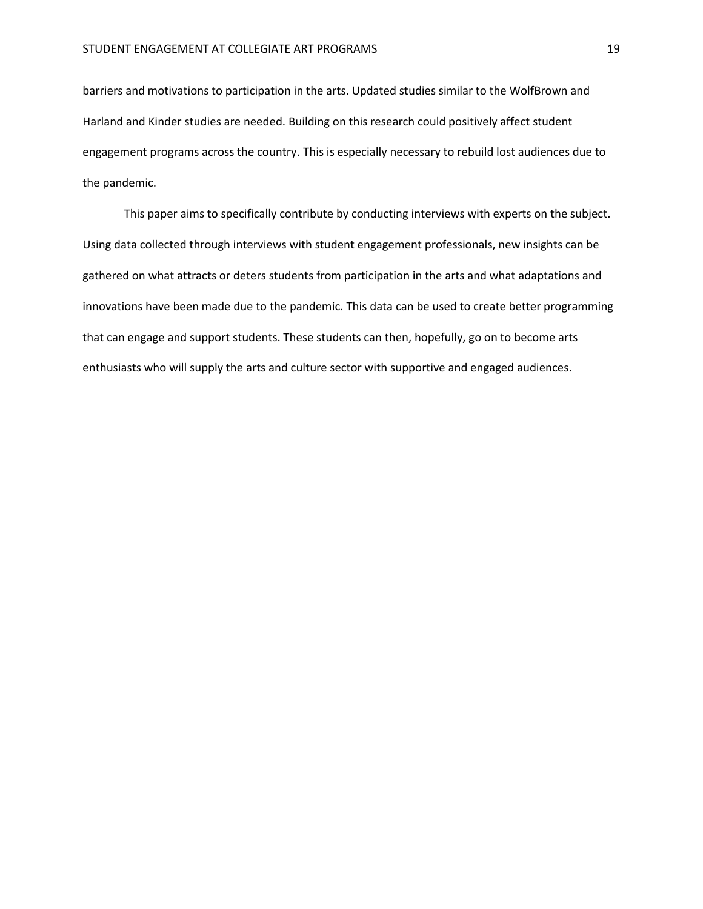barriers and motivations to participation in the arts. Updated studies similar to the WolfBrown and Harland and Kinder studies are needed. Building on this research could positively affect student engagement programs across the country. This is especially necessary to rebuild lost audiences due to the pandemic.

This paper aims to specifically contribute by conducting interviews with experts on the subject. Using data collected through interviews with student engagement professionals, new insights can be gathered on what attracts or deters students from participation in the arts and what adaptations and innovations have been made due to the pandemic. This data can be used to create better programming that can engage and support students. These students can then, hopefully, go on to become arts enthusiasts who will supply the arts and culture sector with supportive and engaged audiences.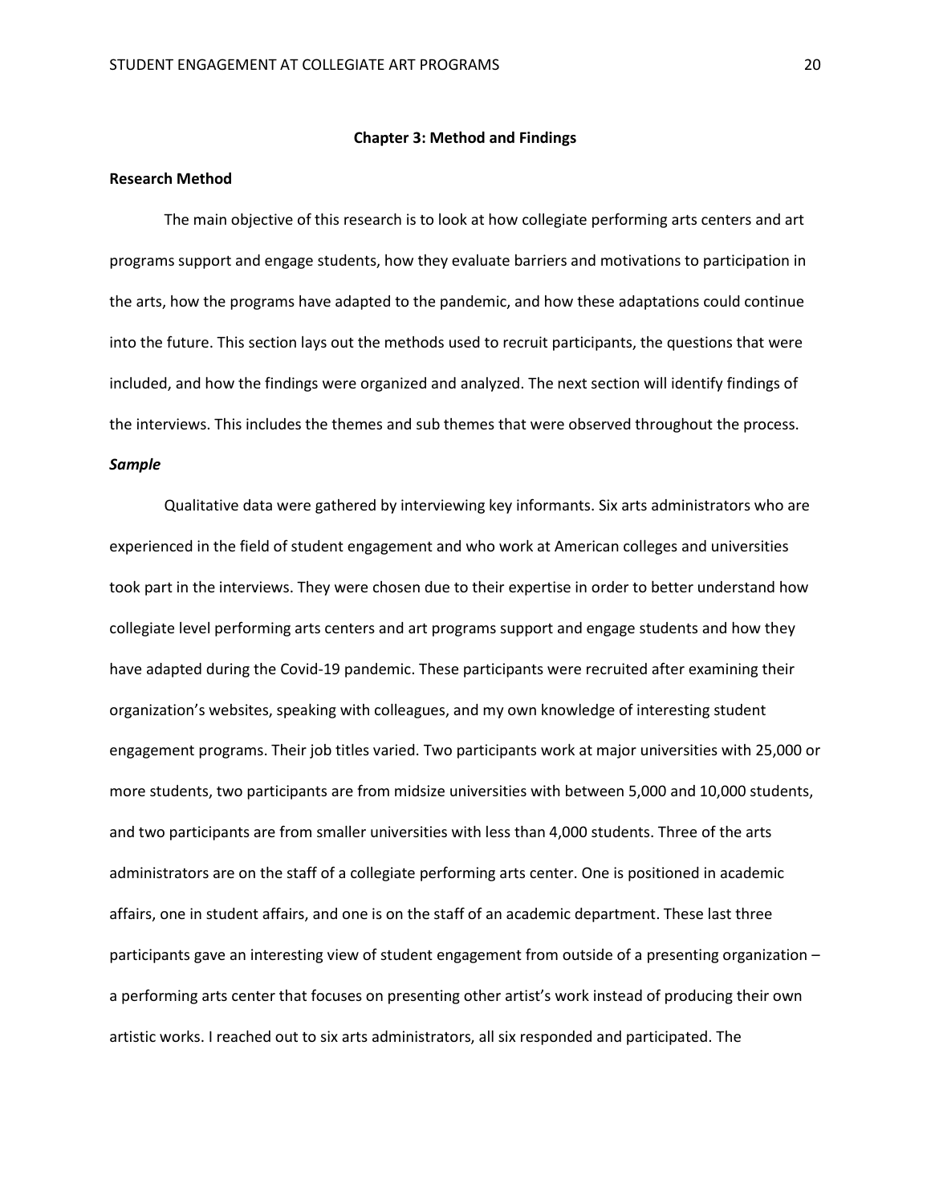## Chapter 3: Method and Findings

### Research Method

The main objective of this research is to look at how collegiate performing arts centers and art programs support and engage students, how they evaluate barriers and motivations to participation in the arts, how the programs have adapted to the pandemic, and how these adaptations could continue into the future. This section lays out the methods used to recruit participants, the questions that were included, and how the findings were organized and analyzed. The next section will identify findings of the interviews. This includes the themes and sub themes that were observed throughout the process.

#### *Sample*

Qualitative data were gathered by interviewing key informants. Six arts administrators who are experienced in the field of student engagement and who work at American colleges and universities took part in the interviews. They were chosen due to their expertise in order to better understand how collegiate level performing arts centers and art programs support and engage students and how they have adapted during the Covid-19 pandemic. These participants were recruited after examining their organization's websites, speaking with colleagues, and my own knowledge of interesting student engagement programs. Their job titles varied. Two participants work at major universities with 25,000 or more students, two participants are from midsize universities with between 5,000 and 10,000 students, and two participants are from smaller universities with less than 4,000 students. Three of the arts administrators are on the staff of a collegiate performing arts center. One is positioned in academic affairs, one in student affairs, and one is on the staff of an academic department. These last three participants gave an interesting view of student engagement from outside of a presenting organization – a performing arts center that focuses on presenting other artist's work instead of producing their own artistic works. I reached out to six arts administrators, all six responded and participated. The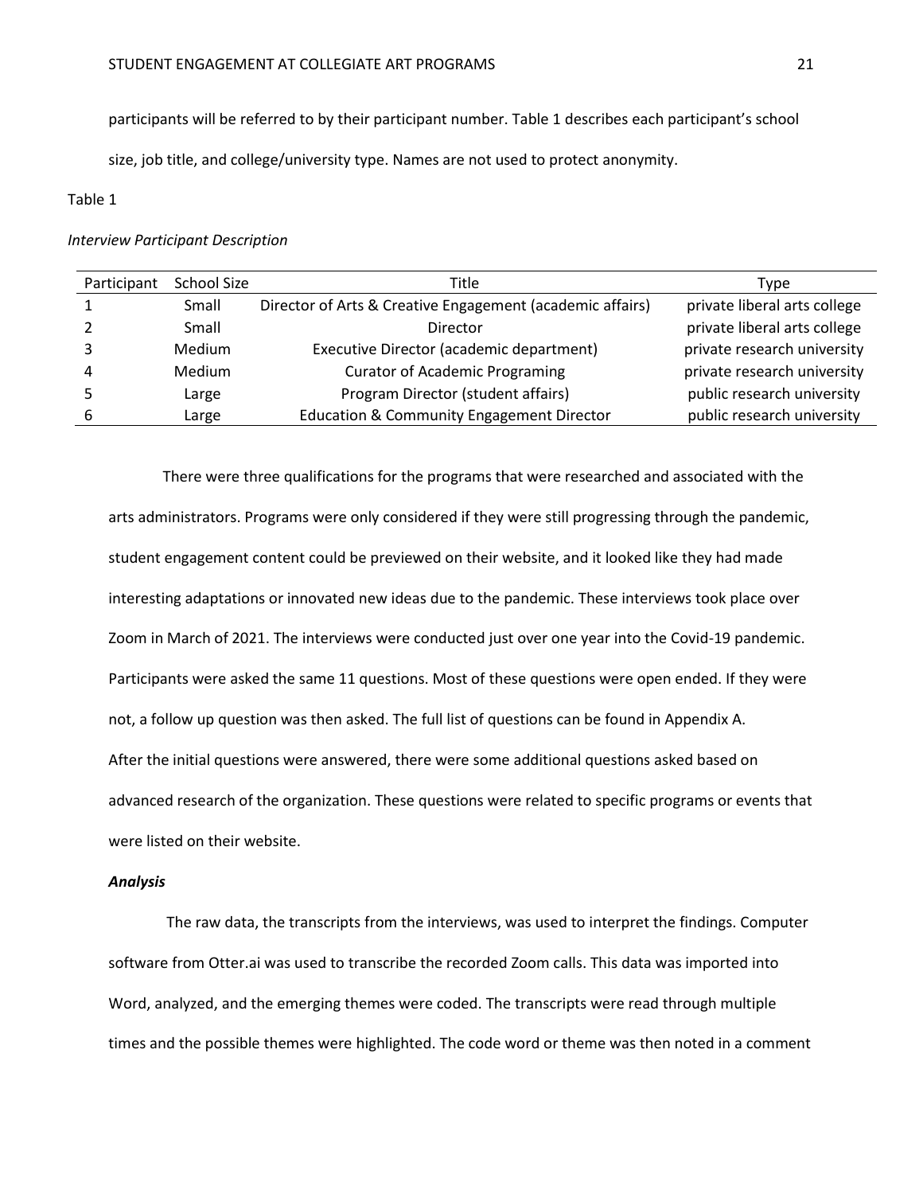participants will be referred to by their participant number. Table 1 describes each participant's school size, job title, and college/university type. Names are not used to protect anonymity.

Table 1

*Interview Participant Description*

| Participant | School Size | Title | Type |
|---|---|---|---|
| 1 | Small | Director of Arts & Creative Engagement (academic affairs) | private liberal arts college |
| 2 | Small | Director | private liberal arts college |
| 3 | Medium | Executive Director (academic department) | private research university |
| 4 | Medium | Curator of Academic Programing | private research university |
| 5 | Large | Program Director (student affairs) | public research university |
| 6 | Large | Education & Community Engagement Director | public research university |

There were three qualifications for the programs that were researched and associated with the arts administrators. Programs were only considered if they were still progressing through the pandemic, student engagement content could be previewed on their website, and it looked like they had made interesting adaptations or innovated new ideas due to the pandemic. These interviews took place over Zoom in March of 2021. The interviews were conducted just over one year into the Covid-19 pandemic. Participants were asked the same 11 questions. Most of these questions were open ended. If they were not, a follow up question was then asked. The full list of questions can be found in Appendix A. After the initial questions were answered, there were some additional questions asked based on advanced research of the organization. These questions were related to specific programs or events that were listed on their website.

### *Analysis*

The raw data, the transcripts from the interviews, was used to interpret the findings. Computer software from Otter.ai was used to transcribe the recorded Zoom calls. This data was imported into Word, analyzed, and the emerging themes were coded. The transcripts were read through multiple times and the possible themes were highlighted. The code word or theme was then noted in a comment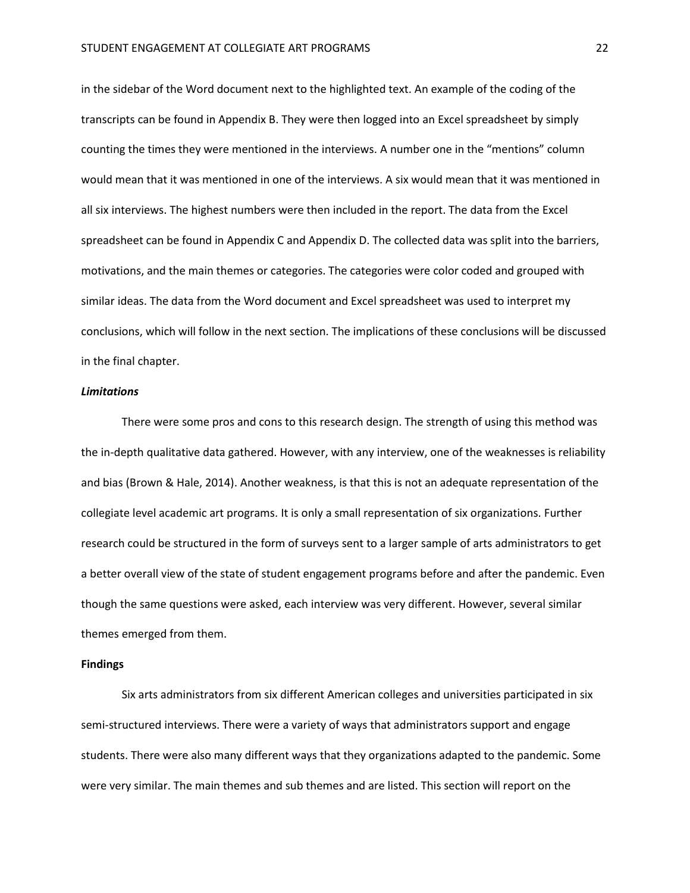in the sidebar of the Word document next to the highlighted text. An example of the coding of the transcripts can be found in Appendix B. They were then logged into an Excel spreadsheet by simply counting the times they were mentioned in the interviews. A number one in the "mentions" column would mean that it was mentioned in one of the interviews. A six would mean that it was mentioned in all six interviews. The highest numbers were then included in the report. The data from the Excel spreadsheet can be found in Appendix C and Appendix D. The collected data was split into the barriers, motivations, and the main themes or categories. The categories were color coded and grouped with similar ideas. The data from the Word document and Excel spreadsheet was used to interpret my conclusions, which will follow in the next section. The implications of these conclusions will be discussed in the final chapter.

### *Limitations*

There were some pros and cons to this research design. The strength of using this method was the in-depth qualitative data gathered. However, with any interview, one of the weaknesses is reliability and bias (Brown & Hale, 2014). Another weakness, is that this is not an adequate representation of the collegiate level academic art programs. It is only a small representation of six organizations. Further research could be structured in the form of surveys sent to a larger sample of arts administrators to get a better overall view of the state of student engagement programs before and after the pandemic. Even though the same questions were asked, each interview was very different. However, several similar themes emerged from them.

## Findings

Six arts administrators from six different American colleges and universities participated in six semi-structured interviews. There were a variety of ways that administrators support and engage students. There were also many different ways that they organizations adapted to the pandemic. Some were very similar. The main themes and sub themes and are listed. This section will report on the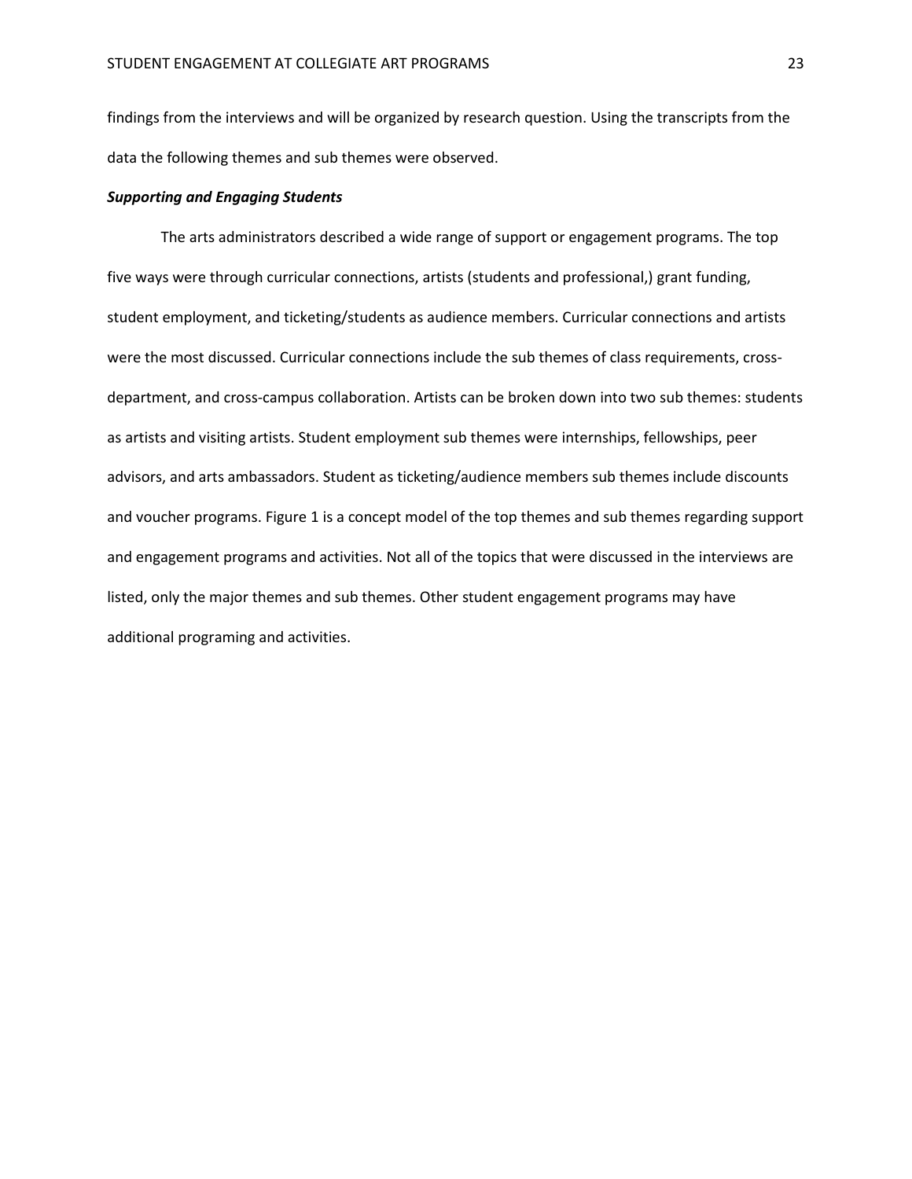findings from the interviews and will be organized by research question. Using the transcripts from the data the following themes and sub themes were observed.

***Supporting and Engaging Students***

The arts administrators described a wide range of support or engagement programs. The top five ways were through curricular connections, artists (students and professional,) grant funding, student employment, and ticketing/students as audience members. Curricular connections and artists were the most discussed. Curricular connections include the sub themes of class requirements, cross-department, and cross-campus collaboration. Artists can be broken down into two sub themes: students as artists and visiting artists. Student employment sub themes were internships, fellowships, peer advisors, and arts ambassadors. Student as ticketing/audience members sub themes include discounts and voucher programs. Figure 1 is a concept model of the top themes and sub themes regarding support and engagement programs and activities. Not all of the topics that were discussed in the interviews are listed, only the major themes and sub themes. Other student engagement programs may have additional programing and activities.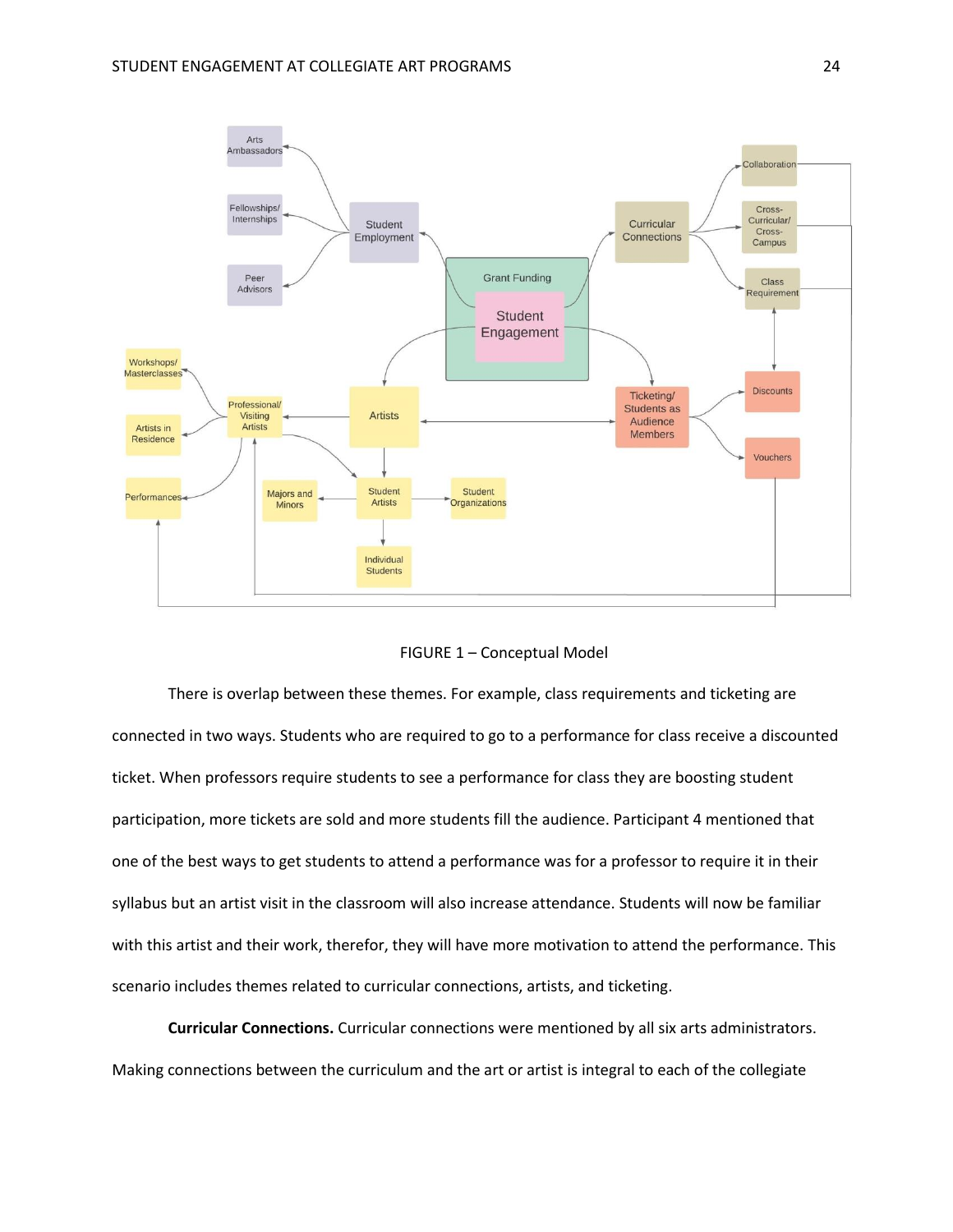FIGURE 1 – Conceptual Model

There is overlap between these themes. For example, class requirements and ticketing are connected in two ways. Students who are required to go to a performance for class receive a discounted ticket. When professors require students to see a performance for class they are boosting student participation, more tickets are sold and more students fill the audience. Participant 4 mentioned that one of the best ways to get students to attend a performance was for a professor to require it in their syllabus but an artist visit in the classroom will also increase attendance. Students will now be familiar with this artist and their work, therefor, they will have more motivation to attend the performance. This scenario includes themes related to curricular connections, artists, and ticketing.

**Curricular Connections.** Curricular connections were mentioned by all six arts administrators. Making connections between the curriculum and the art or artist is integral to each of the collegiate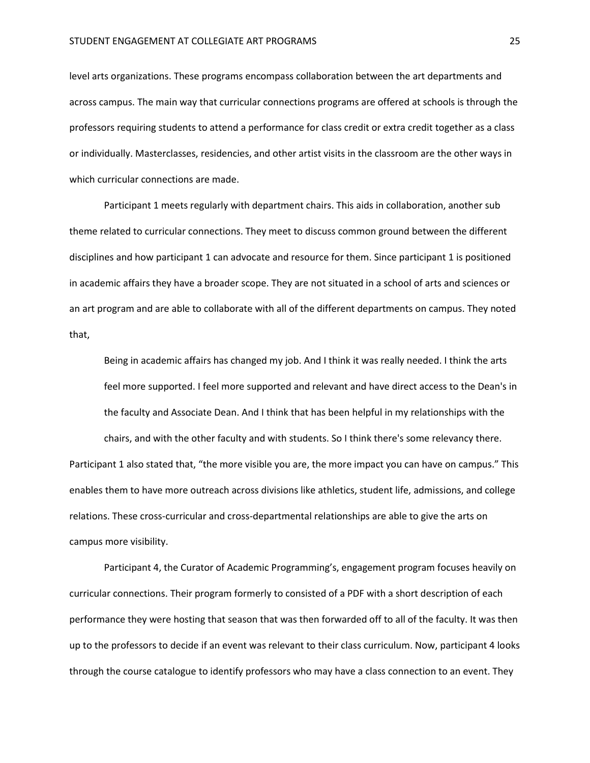level arts organizations. These programs encompass collaboration between the art departments and across campus. The main way that curricular connections programs are offered at schools is through the professors requiring students to attend a performance for class credit or extra credit together as a class or individually. Masterclasses, residencies, and other artist visits in the classroom are the other ways in which curricular connections are made.

Participant 1 meets regularly with department chairs. This aids in collaboration, another sub theme related to curricular connections. They meet to discuss common ground between the different disciplines and how participant 1 can advocate and resource for them. Since participant 1 is positioned in academic affairs they have a broader scope. They are not situated in a school of arts and sciences or an art program and are able to collaborate with all of the different departments on campus. They noted that,

> Being in academic affairs has changed my job. And I think it was really needed. I think the arts feel more supported. I feel more supported and relevant and have direct access to the Dean's in the faculty and Associate Dean. And I think that has been helpful in my relationships with the chairs, and with the other faculty and with students. So I think there's some relevancy there.

Participant 1 also stated that, "the more visible you are, the more impact you can have on campus." This enables them to have more outreach across divisions like athletics, student life, admissions, and college relations. These cross-curricular and cross-departmental relationships are able to give the arts on campus more visibility.

Participant 4, the Curator of Academic Programming's, engagement program focuses heavily on curricular connections. Their program formerly to consisted of a PDF with a short description of each performance they were hosting that season that was then forwarded off to all of the faculty. It was then up to the professors to decide if an event was relevant to their class curriculum. Now, participant 4 looks through the course catalogue to identify professors who may have a class connection to an event. They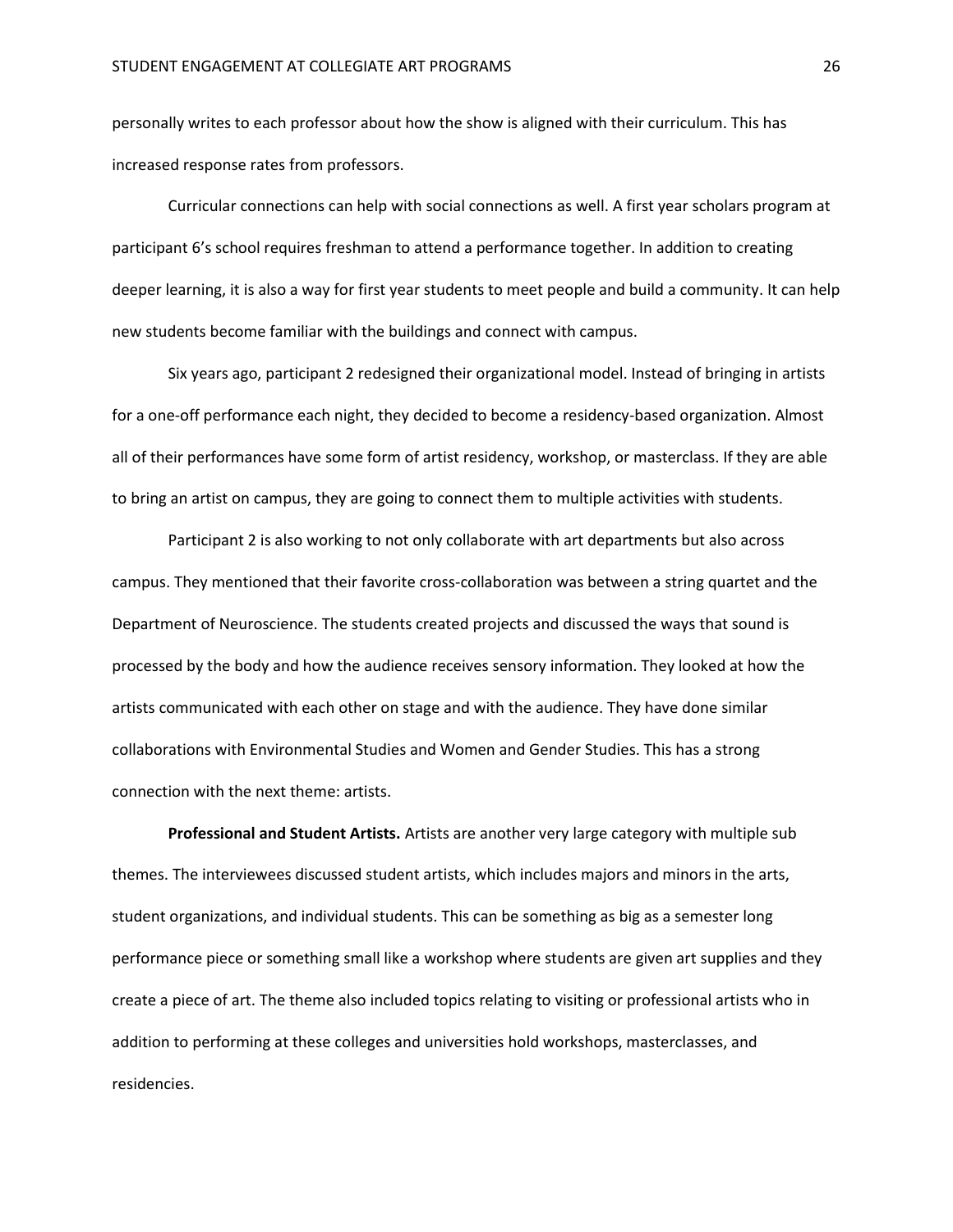personally writes to each professor about how the show is aligned with their curriculum. This has increased response rates from professors.

Curricular connections can help with social connections as well. A first year scholars program at participant 6's school requires freshman to attend a performance together. In addition to creating deeper learning, it is also a way for first year students to meet people and build a community. It can help new students become familiar with the buildings and connect with campus.

Six years ago, participant 2 redesigned their organizational model. Instead of bringing in artists for a one-off performance each night, they decided to become a residency-based organization. Almost all of their performances have some form of artist residency, workshop, or masterclass. If they are able to bring an artist on campus, they are going to connect them to multiple activities with students.

Participant 2 is also working to not only collaborate with art departments but also across campus. They mentioned that their favorite cross-collaboration was between a string quartet and the Department of Neuroscience. The students created projects and discussed the ways that sound is processed by the body and how the audience receives sensory information. They looked at how the artists communicated with each other on stage and with the audience. They have done similar collaborations with Environmental Studies and Women and Gender Studies. This has a strong connection with the next theme: artists.

**Professional and Student Artists.** Artists are another very large category with multiple sub themes. The interviewees discussed student artists, which includes majors and minors in the arts, student organizations, and individual students. This can be something as big as a semester long performance piece or something small like a workshop where students are given art supplies and they create a piece of art. The theme also included topics relating to visiting or professional artists who in addition to performing at these colleges and universities hold workshops, masterclasses, and residencies.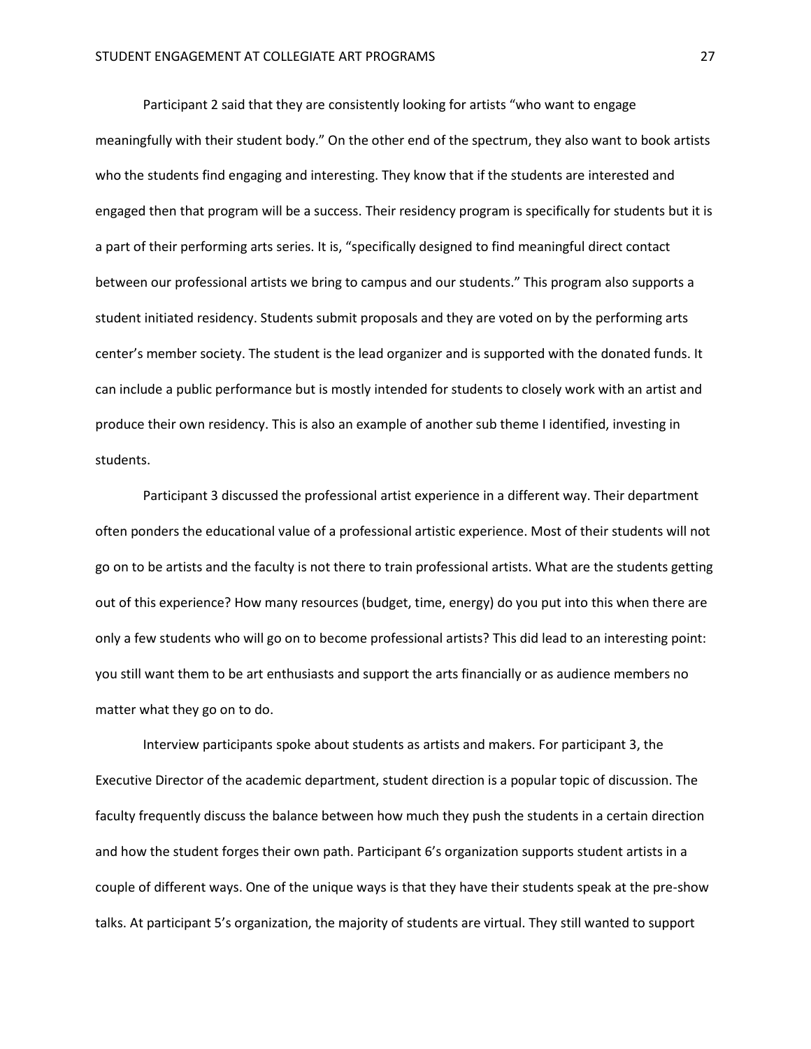Participant 2 said that they are consistently looking for artists "who want to engage meaningfully with their student body." On the other end of the spectrum, they also want to book artists who the students find engaging and interesting. They know that if the students are interested and engaged then that program will be a success. Their residency program is specifically for students but it is a part of their performing arts series. It is, "specifically designed to find meaningful direct contact between our professional artists we bring to campus and our students." This program also supports a student initiated residency. Students submit proposals and they are voted on by the performing arts center's member society. The student is the lead organizer and is supported with the donated funds. It can include a public performance but is mostly intended for students to closely work with an artist and produce their own residency. This is also an example of another sub theme I identified, investing in students.

Participant 3 discussed the professional artist experience in a different way. Their department often ponders the educational value of a professional artistic experience. Most of their students will not go on to be artists and the faculty is not there to train professional artists. What are the students getting out of this experience? How many resources (budget, time, energy) do you put into this when there are only a few students who will go on to become professional artists? This did lead to an interesting point: you still want them to be art enthusiasts and support the arts financially or as audience members no matter what they go on to do.

Interview participants spoke about students as artists and makers. For participant 3, the Executive Director of the academic department, student direction is a popular topic of discussion. The faculty frequently discuss the balance between how much they push the students in a certain direction and how the student forges their own path. Participant 6's organization supports student artists in a couple of different ways. One of the unique ways is that they have their students speak at the pre-show talks. At participant 5's organization, the majority of students are virtual. They still wanted to support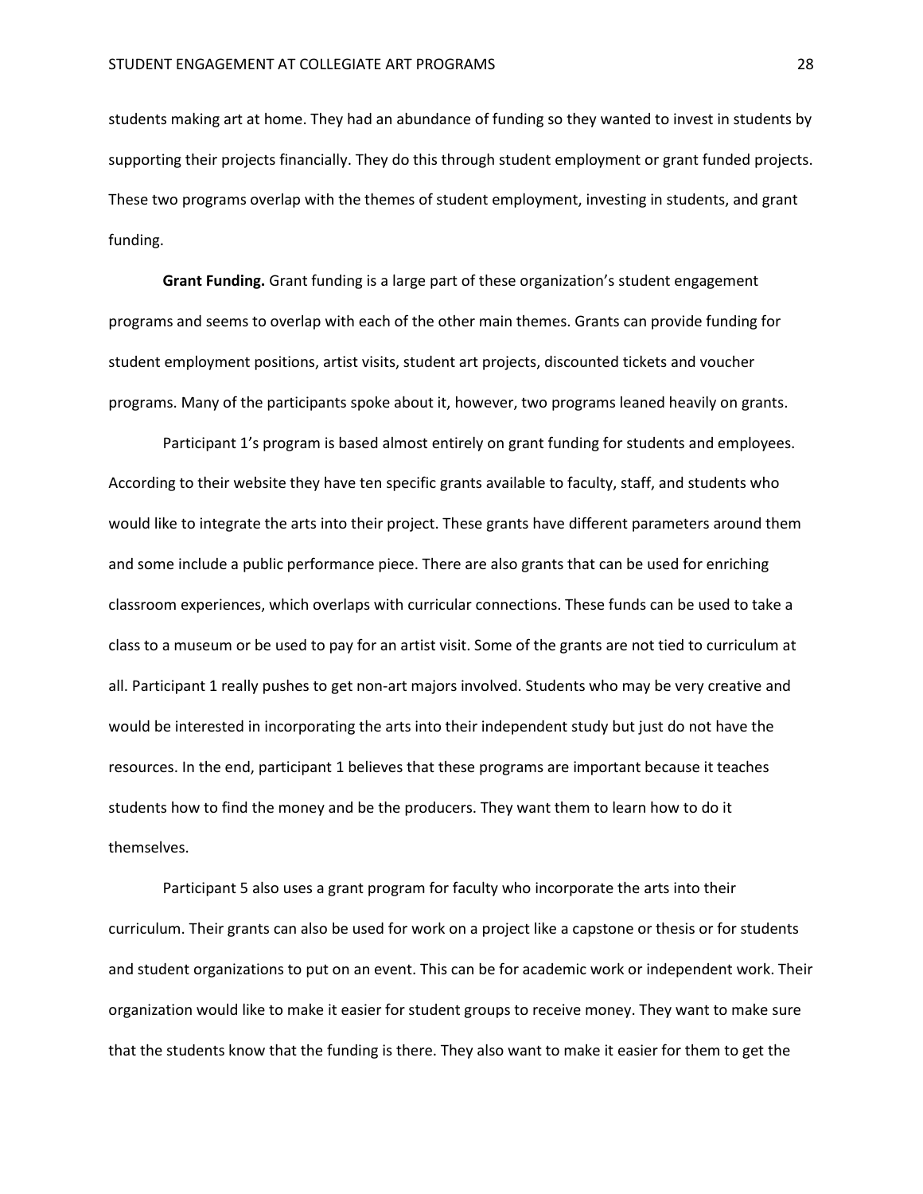students making art at home. They had an abundance of funding so they wanted to invest in students by supporting their projects financially. They do this through student employment or grant funded projects. These two programs overlap with the themes of student employment, investing in students, and grant funding.

**Grant Funding.** Grant funding is a large part of these organization's student engagement programs and seems to overlap with each of the other main themes. Grants can provide funding for student employment positions, artist visits, student art projects, discounted tickets and voucher programs. Many of the participants spoke about it, however, two programs leaned heavily on grants.

Participant 1's program is based almost entirely on grant funding for students and employees. According to their website they have ten specific grants available to faculty, staff, and students who would like to integrate the arts into their project. These grants have different parameters around them and some include a public performance piece. There are also grants that can be used for enriching classroom experiences, which overlaps with curricular connections. These funds can be used to take a class to a museum or be used to pay for an artist visit. Some of the grants are not tied to curriculum at all. Participant 1 really pushes to get non-art majors involved. Students who may be very creative and would be interested in incorporating the arts into their independent study but just do not have the resources. In the end, participant 1 believes that these programs are important because it teaches students how to find the money and be the producers. They want them to learn how to do it themselves.

Participant 5 also uses a grant program for faculty who incorporate the arts into their curriculum. Their grants can also be used for work on a project like a capstone or thesis or for students and student organizations to put on an event. This can be for academic work or independent work. Their organization would like to make it easier for student groups to receive money. They want to make sure that the students know that the funding is there. They also want to make it easier for them to get the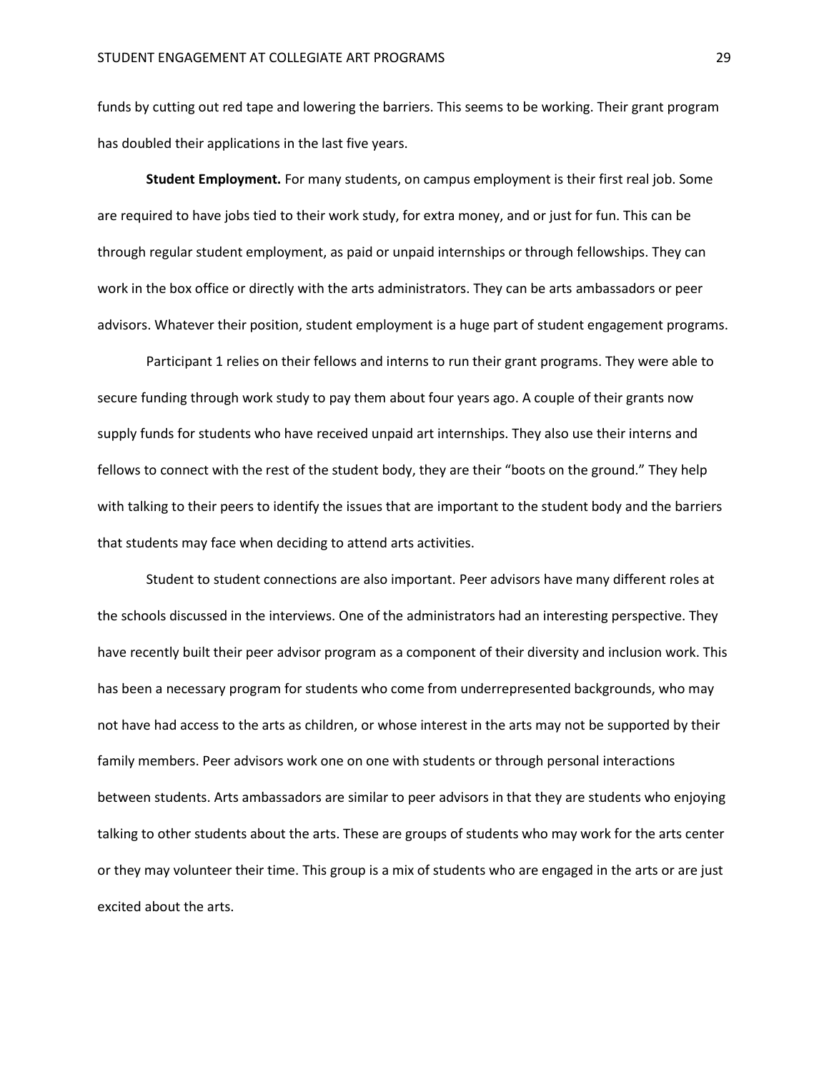funds by cutting out red tape and lowering the barriers. This seems to be working. Their grant program has doubled their applications in the last five years.

**Student Employment.** For many students, on campus employment is their first real job. Some are required to have jobs tied to their work study, for extra money, and or just for fun. This can be through regular student employment, as paid or unpaid internships or through fellowships. They can work in the box office or directly with the arts administrators. They can be arts ambassadors or peer advisors. Whatever their position, student employment is a huge part of student engagement programs.

Participant 1 relies on their fellows and interns to run their grant programs. They were able to secure funding through work study to pay them about four years ago. A couple of their grants now supply funds for students who have received unpaid art internships. They also use their interns and fellows to connect with the rest of the student body, they are their "boots on the ground." They help with talking to their peers to identify the issues that are important to the student body and the barriers that students may face when deciding to attend arts activities.

Student to student connections are also important. Peer advisors have many different roles at the schools discussed in the interviews. One of the administrators had an interesting perspective. They have recently built their peer advisor program as a component of their diversity and inclusion work. This has been a necessary program for students who come from underrepresented backgrounds, who may not have had access to the arts as children, or whose interest in the arts may not be supported by their family members. Peer advisors work one on one with students or through personal interactions between students. Arts ambassadors are similar to peer advisors in that they are students who enjoying talking to other students about the arts. These are groups of students who may work for the arts center or they may volunteer their time. This group is a mix of students who are engaged in the arts or are just excited about the arts.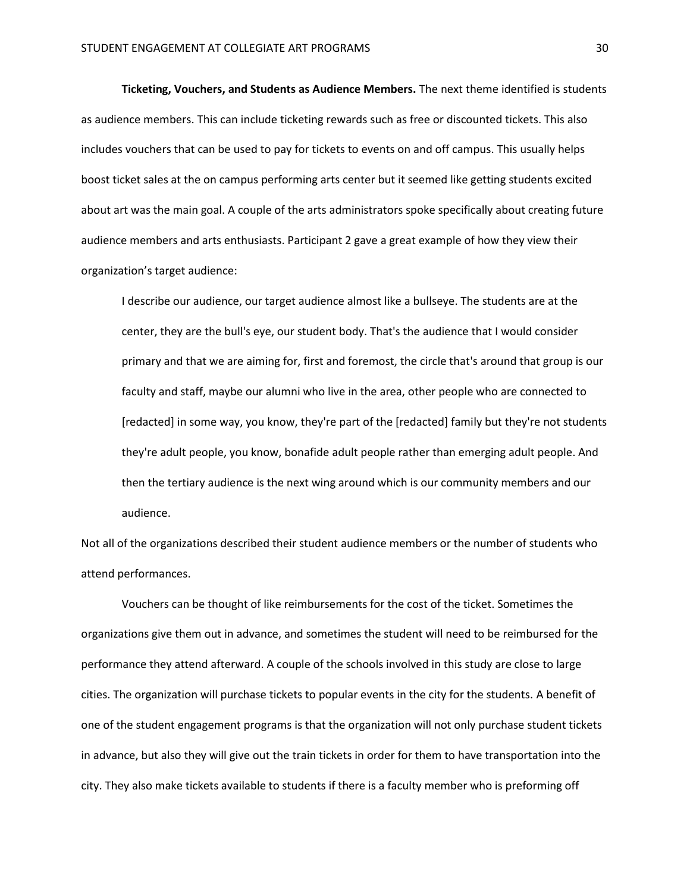**Ticketing, Vouchers, and Students as Audience Members.** The next theme identified is students as audience members. This can include ticketing rewards such as free or discounted tickets. This also includes vouchers that can be used to pay for tickets to events on and off campus. This usually helps boost ticket sales at the on campus performing arts center but it seemed like getting students excited about art was the main goal. A couple of the arts administrators spoke specifically about creating future audience members and arts enthusiasts. Participant 2 gave a great example of how they view their organization's target audience:

> I describe our audience, our target audience almost like a bullseye. The students are at the center, they are the bull's eye, our student body. That's the audience that I would consider primary and that we are aiming for, first and foremost, the circle that's around that group is our faculty and staff, maybe our alumni who live in the area, other people who are connected to [redacted] in some way, you know, they're part of the [redacted] family but they're not students they're adult people, you know, bonafide adult people rather than emerging adult people. And then the tertiary audience is the next wing around which is our community members and our audience.

Not all of the organizations described their student audience members or the number of students who attend performances.

Vouchers can be thought of like reimbursements for the cost of the ticket. Sometimes the organizations give them out in advance, and sometimes the student will need to be reimbursed for the performance they attend afterward. A couple of the schools involved in this study are close to large cities. The organization will purchase tickets to popular events in the city for the students. A benefit of one of the student engagement programs is that the organization will not only purchase student tickets in advance, but also they will give out the train tickets in order for them to have transportation into the city. They also make tickets available to students if there is a faculty member who is preforming off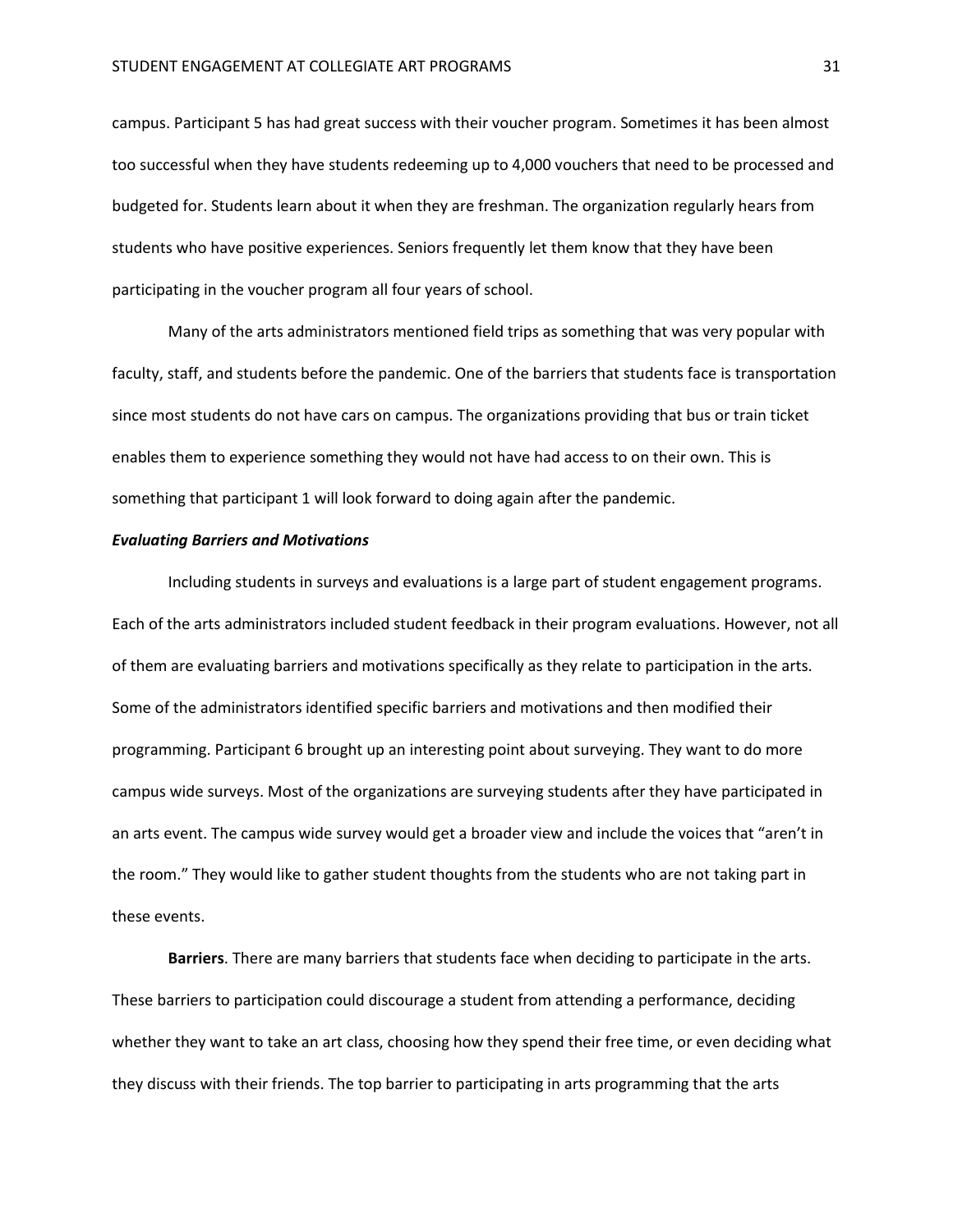campus. Participant 5 has had great success with their voucher program. Sometimes it has been almost too successful when they have students redeeming up to 4,000 vouchers that need to be processed and budgeted for. Students learn about it when they are freshman. The organization regularly hears from students who have positive experiences. Seniors frequently let them know that they have been participating in the voucher program all four years of school.

Many of the arts administrators mentioned field trips as something that was very popular with faculty, staff, and students before the pandemic. One of the barriers that students face is transportation since most students do not have cars on campus. The organizations providing that bus or train ticket enables them to experience something they would not have had access to on their own. This is something that participant 1 will look forward to doing again after the pandemic.

### *Evaluating Barriers and Motivations*

Including students in surveys and evaluations is a large part of student engagement programs. Each of the arts administrators included student feedback in their program evaluations. However, not all of them are evaluating barriers and motivations specifically as they relate to participation in the arts. Some of the administrators identified specific barriers and motivations and then modified their programming. Participant 6 brought up an interesting point about surveying. They want to do more campus wide surveys. Most of the organizations are surveying students after they have participated in an arts event. The campus wide survey would get a broader view and include the voices that "aren't in the room." They would like to gather student thoughts from the students who are not taking part in these events.

**Barriers**. There are many barriers that students face when deciding to participate in the arts. These barriers to participation could discourage a student from attending a performance, deciding whether they want to take an art class, choosing how they spend their free time, or even deciding what they discuss with their friends. The top barrier to participating in arts programming that the arts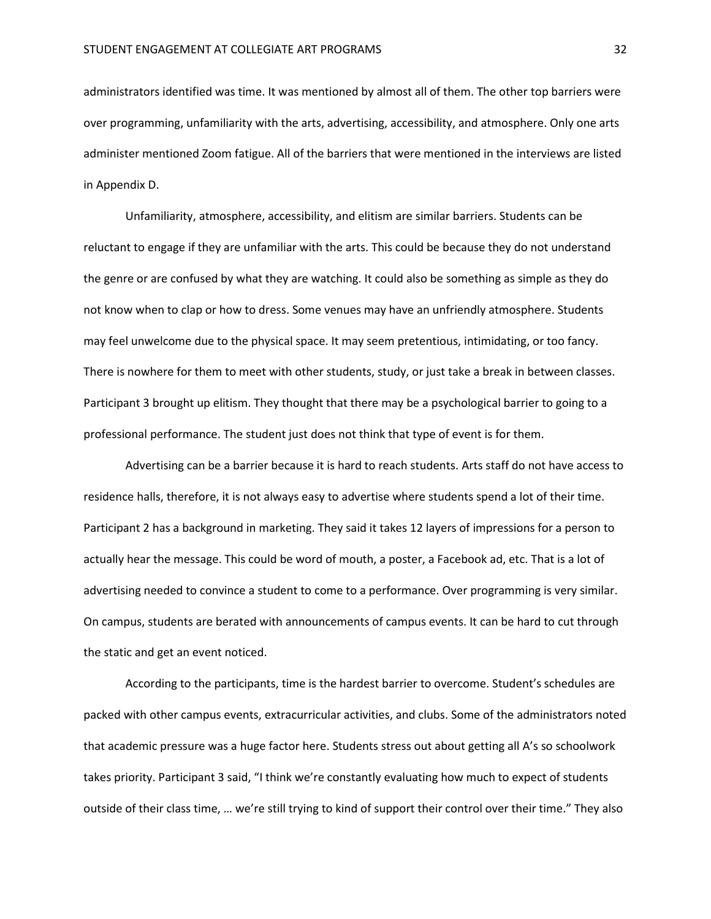administrators identified was time. It was mentioned by almost all of them. The other top barriers were over programming, unfamiliarity with the arts, advertising, accessibility, and atmosphere. Only one arts administer mentioned Zoom fatigue. All of the barriers that were mentioned in the interviews are listed in Appendix D.

Unfamiliarity, atmosphere, accessibility, and elitism are similar barriers. Students can be reluctant to engage if they are unfamiliar with the arts. This could be because they do not understand the genre or are confused by what they are watching. It could also be something as simple as they do not know when to clap or how to dress. Some venues may have an unfriendly atmosphere. Students may feel unwelcome due to the physical space. It may seem pretentious, intimidating, or too fancy. There is nowhere for them to meet with other students, study, or just take a break in between classes. Participant 3 brought up elitism. They thought that there may be a psychological barrier to going to a professional performance. The student just does not think that type of event is for them.

Advertising can be a barrier because it is hard to reach students. Arts staff do not have access to residence halls, therefore, it is not always easy to advertise where students spend a lot of their time. Participant 2 has a background in marketing. They said it takes 12 layers of impressions for a person to actually hear the message. This could be word of mouth, a poster, a Facebook ad, etc. That is a lot of advertising needed to convince a student to come to a performance. Over programming is very similar. On campus, students are berated with announcements of campus events. It can be hard to cut through the static and get an event noticed.

According to the participants, time is the hardest barrier to overcome. Student's schedules are packed with other campus events, extracurricular activities, and clubs. Some of the administrators noted that academic pressure was a huge factor here. Students stress out about getting all A's so schoolwork takes priority. Participant 3 said, "I think we're constantly evaluating how much to expect of students outside of their class time, … we're still trying to kind of support their control over their time." They also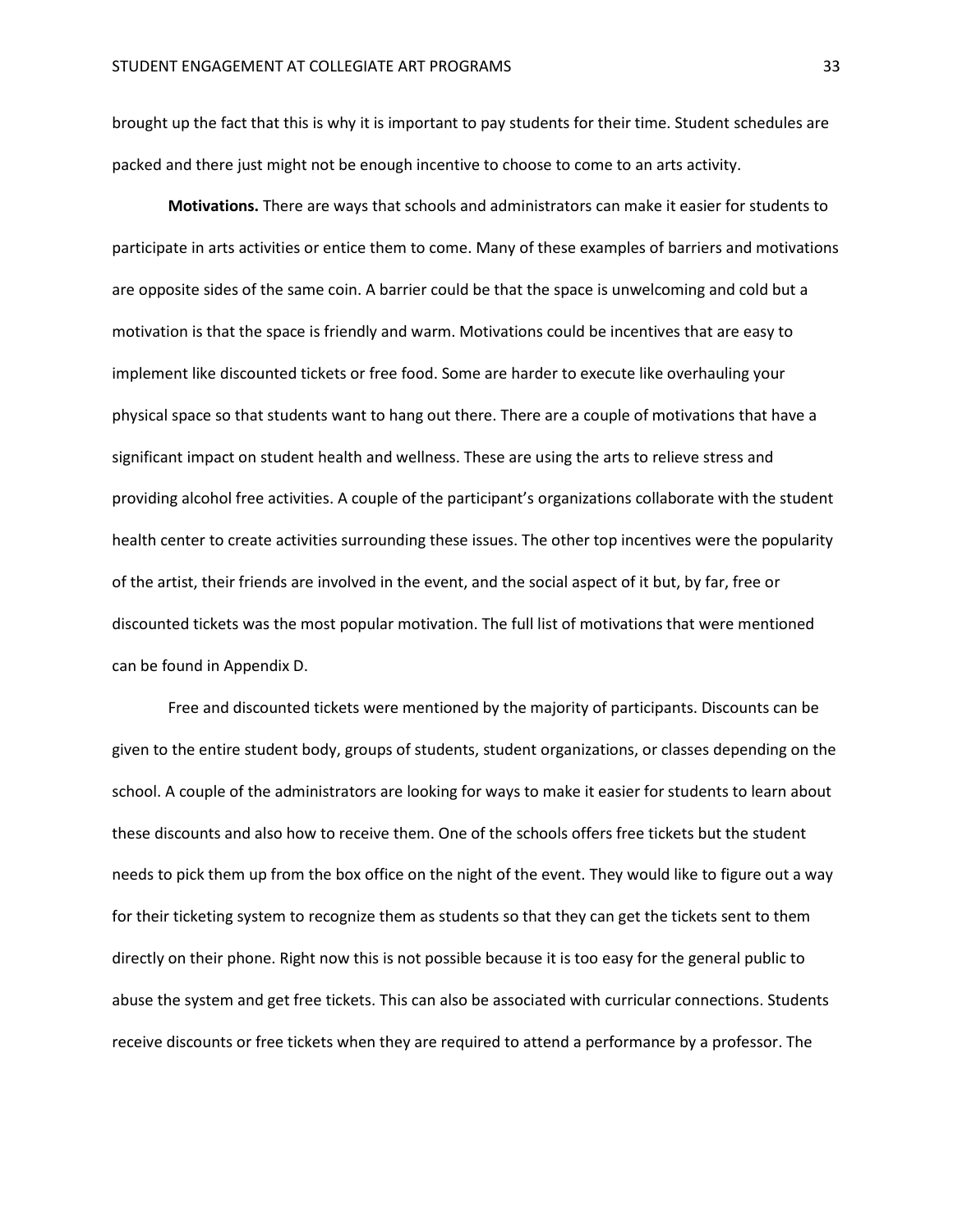brought up the fact that this is why it is important to pay students for their time. Student schedules are packed and there just might not be enough incentive to choose to come to an arts activity.

**Motivations.** There are ways that schools and administrators can make it easier for students to participate in arts activities or entice them to come. Many of these examples of barriers and motivations are opposite sides of the same coin. A barrier could be that the space is unwelcoming and cold but a motivation is that the space is friendly and warm. Motivations could be incentives that are easy to implement like discounted tickets or free food. Some are harder to execute like overhauling your physical space so that students want to hang out there. There are a couple of motivations that have a significant impact on student health and wellness. These are using the arts to relieve stress and providing alcohol free activities. A couple of the participant's organizations collaborate with the student health center to create activities surrounding these issues. The other top incentives were the popularity of the artist, their friends are involved in the event, and the social aspect of it but, by far, free or discounted tickets was the most popular motivation. The full list of motivations that were mentioned can be found in Appendix D.

Free and discounted tickets were mentioned by the majority of participants. Discounts can be given to the entire student body, groups of students, student organizations, or classes depending on the school. A couple of the administrators are looking for ways to make it easier for students to learn about these discounts and also how to receive them. One of the schools offers free tickets but the student needs to pick them up from the box office on the night of the event. They would like to figure out a way for their ticketing system to recognize them as students so that they can get the tickets sent to them directly on their phone. Right now this is not possible because it is too easy for the general public to abuse the system and get free tickets. This can also be associated with curricular connections. Students receive discounts or free tickets when they are required to attend a performance by a professor. The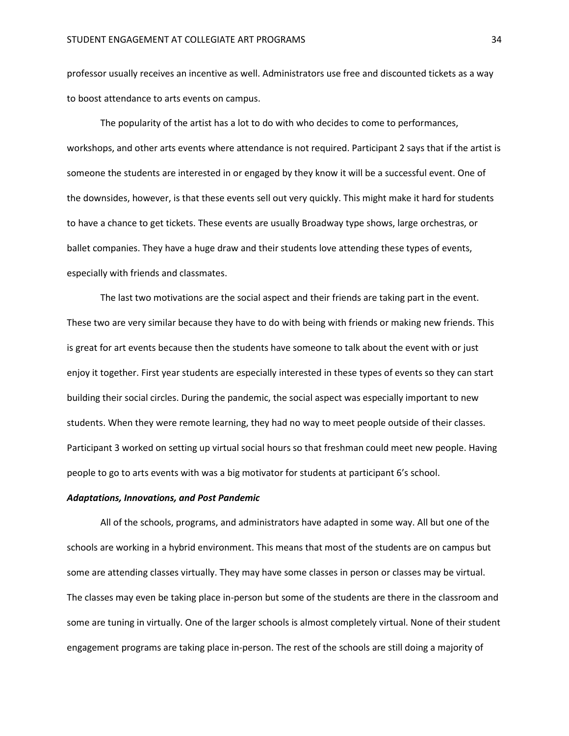professor usually receives an incentive as well. Administrators use free and discounted tickets as a way to boost attendance to arts events on campus.

The popularity of the artist has a lot to do with who decides to come to performances, workshops, and other arts events where attendance is not required. Participant 2 says that if the artist is someone the students are interested in or engaged by they know it will be a successful event. One of the downsides, however, is that these events sell out very quickly. This might make it hard for students to have a chance to get tickets. These events are usually Broadway type shows, large orchestras, or ballet companies. They have a huge draw and their students love attending these types of events, especially with friends and classmates.

The last two motivations are the social aspect and their friends are taking part in the event. These two are very similar because they have to do with being with friends or making new friends. This is great for art events because then the students have someone to talk about the event with or just enjoy it together. First year students are especially interested in these types of events so they can start building their social circles. During the pandemic, the social aspect was especially important to new students. When they were remote learning, they had no way to meet people outside of their classes. Participant 3 worked on setting up virtual social hours so that freshman could meet new people. Having people to go to arts events with was a big motivator for students at participant 6's school.

### ***Adaptations, Innovations, and Post Pandemic***

All of the schools, programs, and administrators have adapted in some way. All but one of the schools are working in a hybrid environment. This means that most of the students are on campus but some are attending classes virtually. They may have some classes in person or classes may be virtual. The classes may even be taking place in-person but some of the students are there in the classroom and some are tuning in virtually. One of the larger schools is almost completely virtual. None of their student engagement programs are taking place in-person. The rest of the schools are still doing a majority of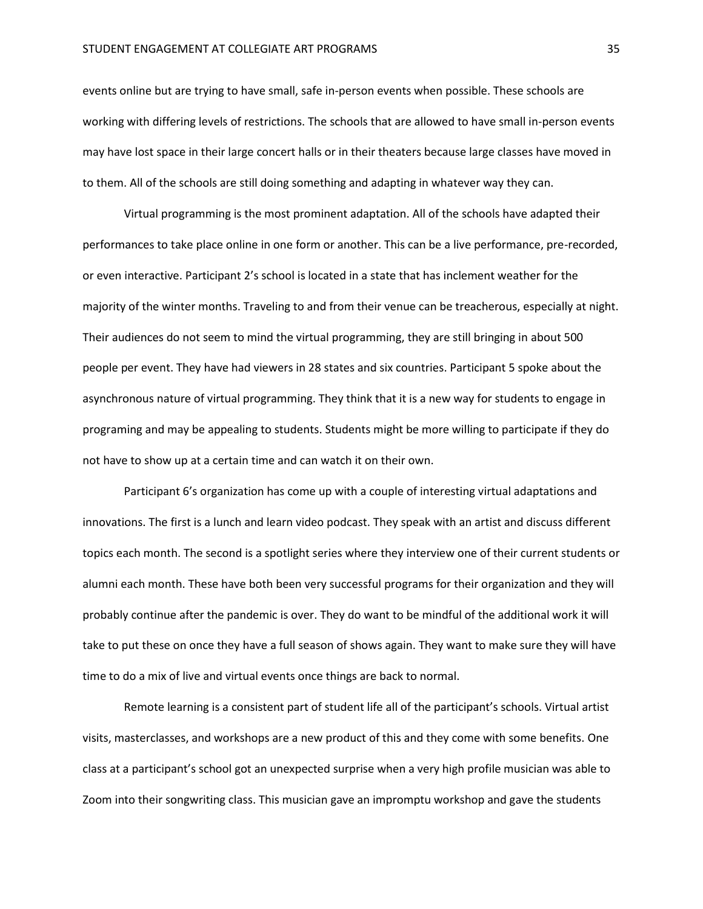events online but are trying to have small, safe in-person events when possible. These schools are working with differing levels of restrictions. The schools that are allowed to have small in-person events may have lost space in their large concert halls or in their theaters because large classes have moved in to them. All of the schools are still doing something and adapting in whatever way they can.

Virtual programming is the most prominent adaptation. All of the schools have adapted their performances to take place online in one form or another. This can be a live performance, pre-recorded, or even interactive. Participant 2's school is located in a state that has inclement weather for the majority of the winter months. Traveling to and from their venue can be treacherous, especially at night. Their audiences do not seem to mind the virtual programming, they are still bringing in about 500 people per event. They have had viewers in 28 states and six countries. Participant 5 spoke about the asynchronous nature of virtual programming. They think that it is a new way for students to engage in programing and may be appealing to students. Students might be more willing to participate if they do not have to show up at a certain time and can watch it on their own.

Participant 6's organization has come up with a couple of interesting virtual adaptations and innovations. The first is a lunch and learn video podcast. They speak with an artist and discuss different topics each month. The second is a spotlight series where they interview one of their current students or alumni each month. These have both been very successful programs for their organization and they will probably continue after the pandemic is over. They do want to be mindful of the additional work it will take to put these on once they have a full season of shows again. They want to make sure they will have time to do a mix of live and virtual events once things are back to normal.

Remote learning is a consistent part of student life all of the participant's schools. Virtual artist visits, masterclasses, and workshops are a new product of this and they come with some benefits. One class at a participant's school got an unexpected surprise when a very high profile musician was able to Zoom into their songwriting class. This musician gave an impromptu workshop and gave the students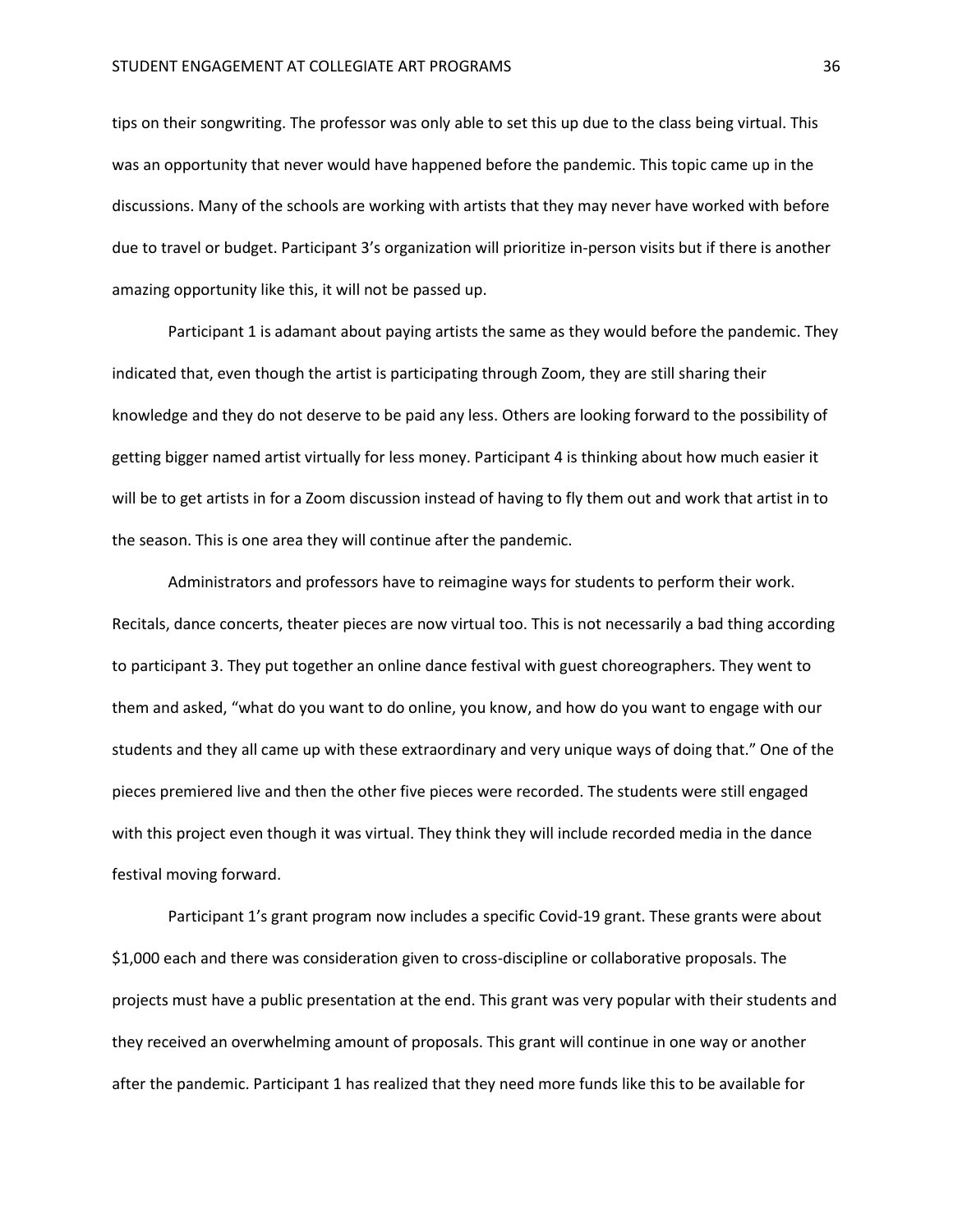tips on their songwriting. The professor was only able to set this up due to the class being virtual. This was an opportunity that never would have happened before the pandemic. This topic came up in the discussions. Many of the schools are working with artists that they may never have worked with before due to travel or budget. Participant 3's organization will prioritize in-person visits but if there is another amazing opportunity like this, it will not be passed up.

Participant 1 is adamant about paying artists the same as they would before the pandemic. They indicated that, even though the artist is participating through Zoom, they are still sharing their knowledge and they do not deserve to be paid any less. Others are looking forward to the possibility of getting bigger named artist virtually for less money. Participant 4 is thinking about how much easier it will be to get artists in for a Zoom discussion instead of having to fly them out and work that artist in to the season. This is one area they will continue after the pandemic.

Administrators and professors have to reimagine ways for students to perform their work. Recitals, dance concerts, theater pieces are now virtual too. This is not necessarily a bad thing according to participant 3. They put together an online dance festival with guest choreographers. They went to them and asked, "what do you want to do online, you know, and how do you want to engage with our students and they all came up with these extraordinary and very unique ways of doing that." One of the pieces premiered live and then the other five pieces were recorded. The students were still engaged with this project even though it was virtual. They think they will include recorded media in the dance festival moving forward.

Participant 1's grant program now includes a specific Covid-19 grant. These grants were about $1,000 each and there was consideration given to cross-discipline or collaborative proposals. The projects must have a public presentation at the end. This grant was very popular with their students and they received an overwhelming amount of proposals. This grant will continue in one way or another after the pandemic. Participant 1 has realized that they need more funds like this to be available for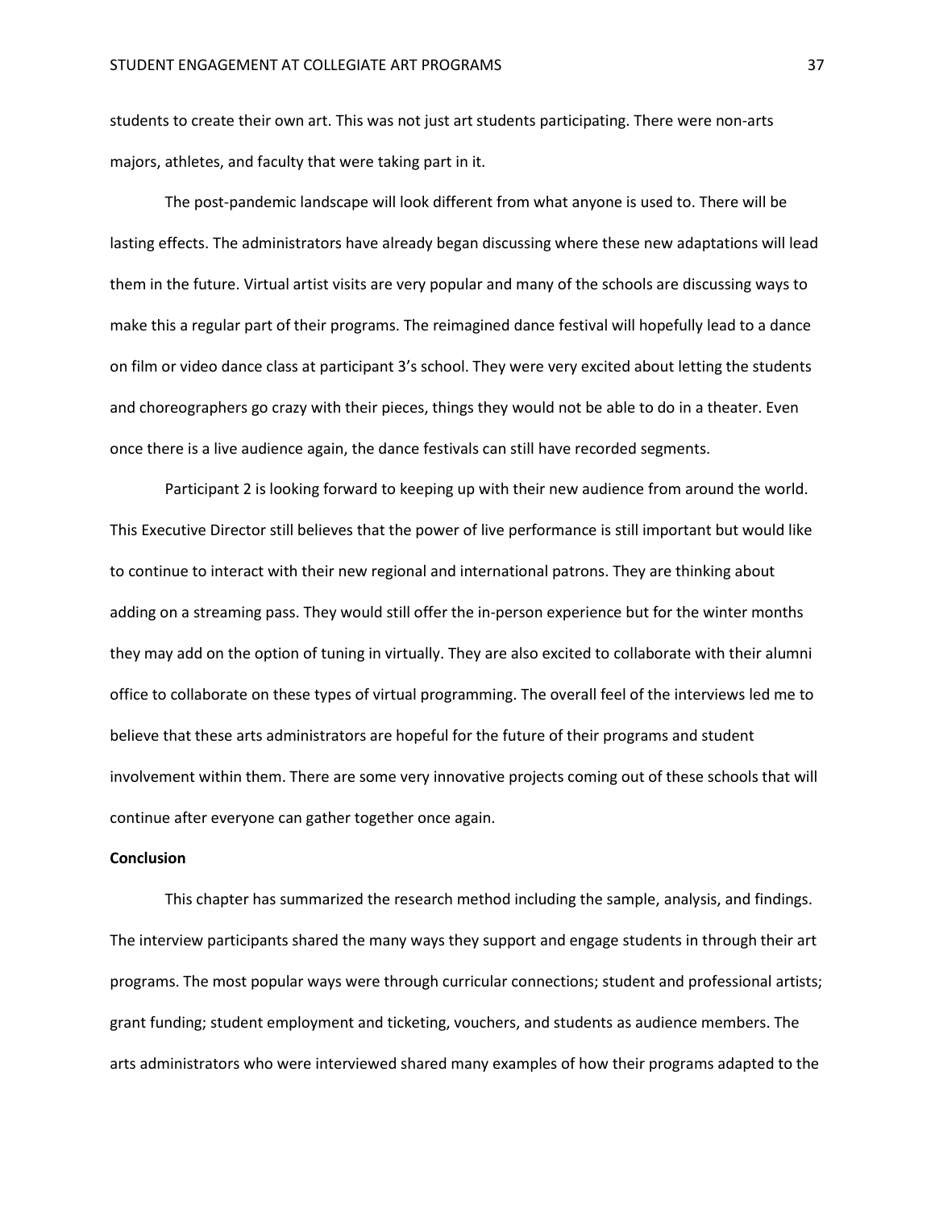students to create their own art. This was not just art students participating. There were non-arts majors, athletes, and faculty that were taking part in it.

The post-pandemic landscape will look different from what anyone is used to. There will be lasting effects. The administrators have already began discussing where these new adaptations will lead them in the future. Virtual artist visits are very popular and many of the schools are discussing ways to make this a regular part of their programs. The reimagined dance festival will hopefully lead to a dance on film or video dance class at participant 3's school. They were very excited about letting the students and choreographers go crazy with their pieces, things they would not be able to do in a theater. Even once there is a live audience again, the dance festivals can still have recorded segments.

Participant 2 is looking forward to keeping up with their new audience from around the world. This Executive Director still believes that the power of live performance is still important but would like to continue to interact with their new regional and international patrons. They are thinking about adding on a streaming pass. They would still offer the in-person experience but for the winter months they may add on the option of tuning in virtually. They are also excited to collaborate with their alumni office to collaborate on these types of virtual programming. The overall feel of the interviews led me to believe that these arts administrators are hopeful for the future of their programs and student involvement within them. There are some very innovative projects coming out of these schools that will continue after everyone can gather together once again.

**Conclusion**

This chapter has summarized the research method including the sample, analysis, and findings. The interview participants shared the many ways they support and engage students in through their art programs. The most popular ways were through curricular connections; student and professional artists; grant funding; student employment and ticketing, vouchers, and students as audience members. The arts administrators who were interviewed shared many examples of how their programs adapted to the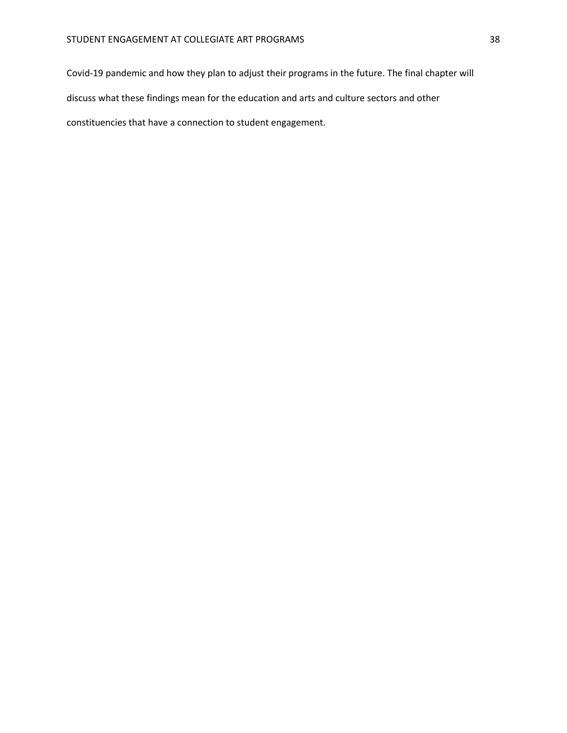Covid-19 pandemic and how they plan to adjust their programs in the future. The final chapter will discuss what these findings mean for the education and arts and culture sectors and other constituencies that have a connection to student engagement.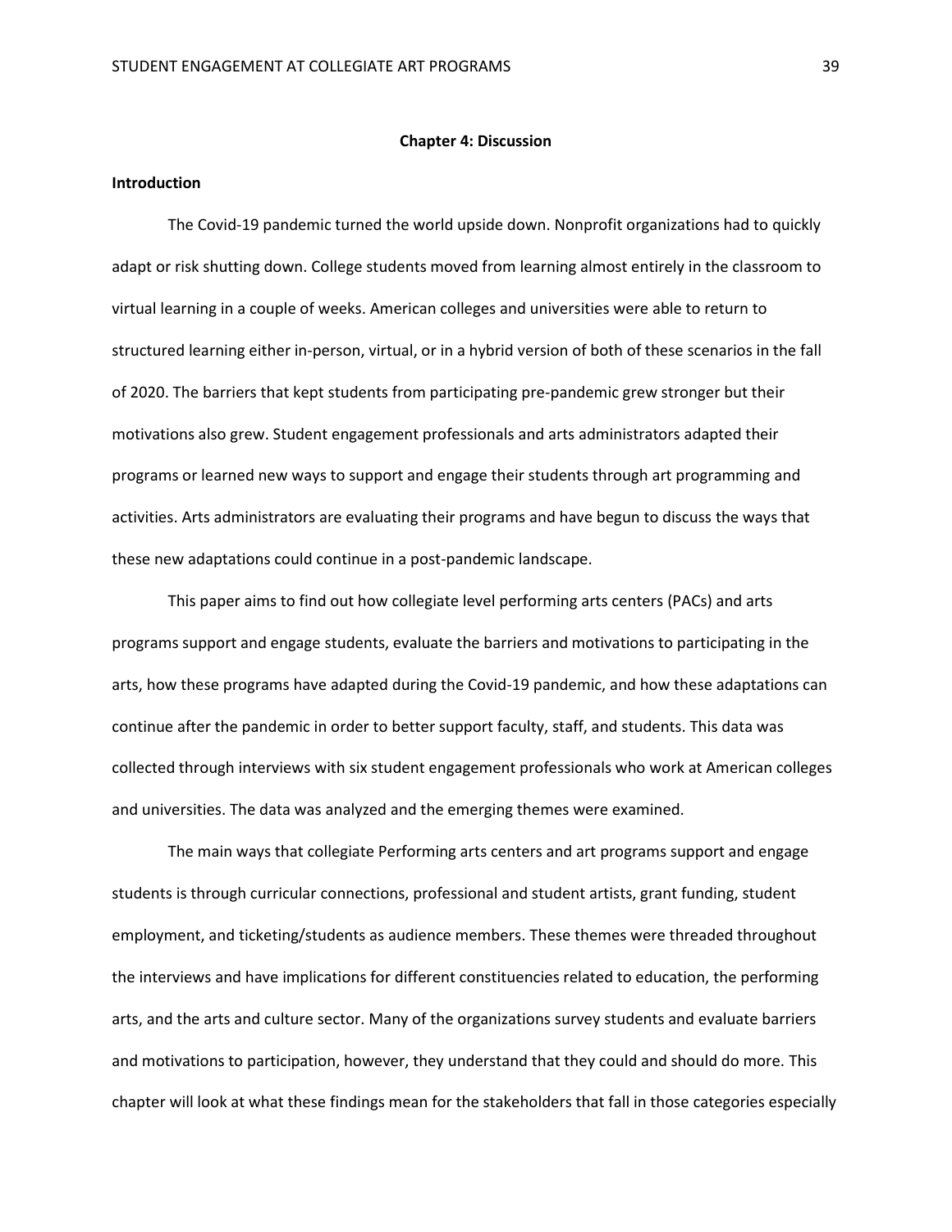## Chapter 4: Discussion

### Introduction

The Covid-19 pandemic turned the world upside down. Nonprofit organizations had to quickly adapt or risk shutting down. College students moved from learning almost entirely in the classroom to virtual learning in a couple of weeks. American colleges and universities were able to return to structured learning either in-person, virtual, or in a hybrid version of both of these scenarios in the fall of 2020. The barriers that kept students from participating pre-pandemic grew stronger but their motivations also grew. Student engagement professionals and arts administrators adapted their programs or learned new ways to support and engage their students through art programming and activities. Arts administrators are evaluating their programs and have begun to discuss the ways that these new adaptations could continue in a post-pandemic landscape.

This paper aims to find out how collegiate level performing arts centers (PACs) and arts programs support and engage students, evaluate the barriers and motivations to participating in the arts, how these programs have adapted during the Covid-19 pandemic, and how these adaptations can continue after the pandemic in order to better support faculty, staff, and students. This data was collected through interviews with six student engagement professionals who work at American colleges and universities. The data was analyzed and the emerging themes were examined.

The main ways that collegiate Performing arts centers and art programs support and engage students is through curricular connections, professional and student artists, grant funding, student employment, and ticketing/students as audience members. These themes were threaded throughout the interviews and have implications for different constituencies related to education, the performing arts, and the arts and culture sector. Many of the organizations survey students and evaluate barriers and motivations to participation, however, they understand that they could and should do more. This chapter will look at what these findings mean for the stakeholders that fall in those categories especially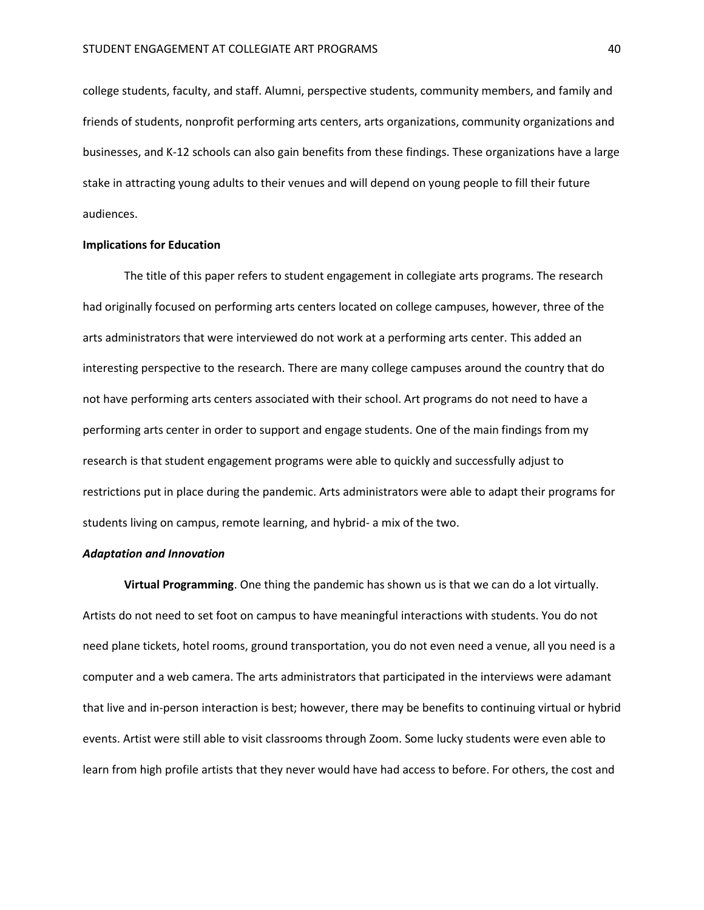college students, faculty, and staff. Alumni, perspective students, community members, and family and friends of students, nonprofit performing arts centers, arts organizations, community organizations and businesses, and K-12 schools can also gain benefits from these findings. These organizations have a large stake in attracting young adults to their venues and will depend on young people to fill their future audiences.

## Implications for Education

The title of this paper refers to student engagement in collegiate arts programs. The research had originally focused on performing arts centers located on college campuses, however, three of the arts administrators that were interviewed do not work at a performing arts center. This added an interesting perspective to the research. There are many college campuses around the country that do not have performing arts centers associated with their school. Art programs do not need to have a performing arts center in order to support and engage students. One of the main findings from my research is that student engagement programs were able to quickly and successfully adjust to restrictions put in place during the pandemic. Arts administrators were able to adapt their programs for students living on campus, remote learning, and hybrid- a mix of the two.

### *Adaptation and Innovation*

**Virtual Programming**. One thing the pandemic has shown us is that we can do a lot virtually. Artists do not need to set foot on campus to have meaningful interactions with students. You do not need plane tickets, hotel rooms, ground transportation, you do not even need a venue, all you need is a computer and a web camera. The arts administrators that participated in the interviews were adamant that live and in-person interaction is best; however, there may be benefits to continuing virtual or hybrid events. Artist were still able to visit classrooms through Zoom. Some lucky students were even able to learn from high profile artists that they never would have had access to before. For others, the cost and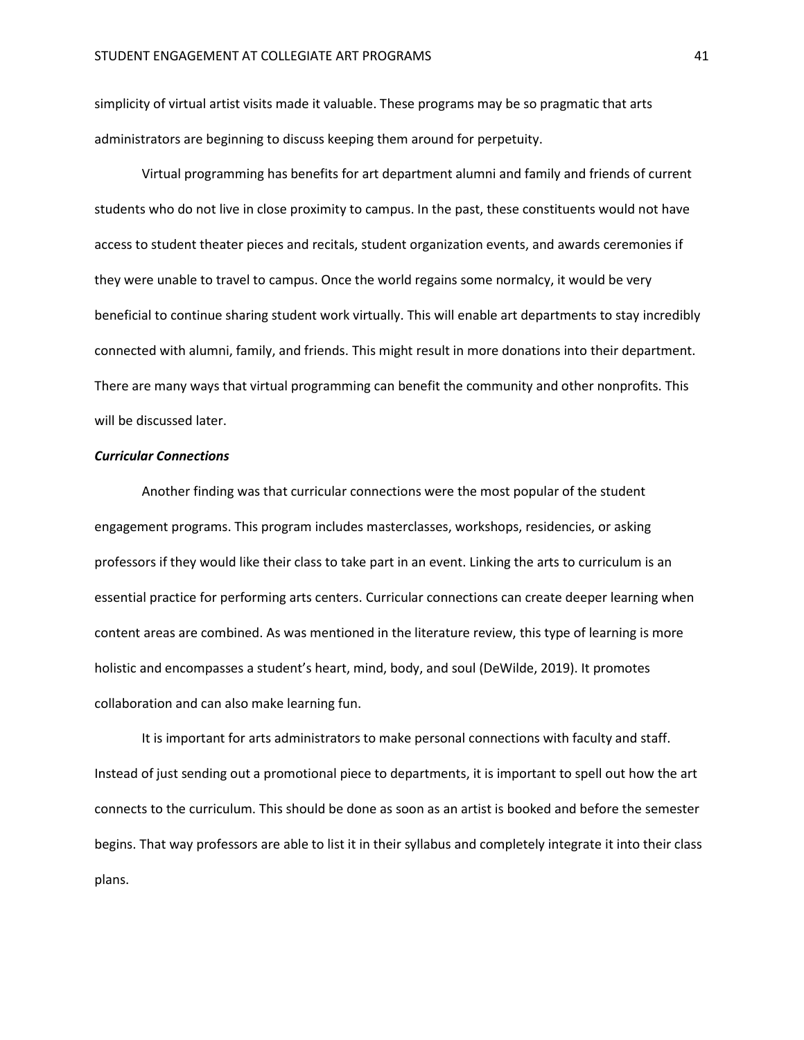simplicity of virtual artist visits made it valuable. These programs may be so pragmatic that arts administrators are beginning to discuss keeping them around for perpetuity.

Virtual programming has benefits for art department alumni and family and friends of current students who do not live in close proximity to campus. In the past, these constituents would not have access to student theater pieces and recitals, student organization events, and awards ceremonies if they were unable to travel to campus. Once the world regains some normalcy, it would be very beneficial to continue sharing student work virtually. This will enable art departments to stay incredibly connected with alumni, family, and friends. This might result in more donations into their department. There are many ways that virtual programming can benefit the community and other nonprofits. This will be discussed later.

***Curricular Connections***

Another finding was that curricular connections were the most popular of the student engagement programs. This program includes masterclasses, workshops, residencies, or asking professors if they would like their class to take part in an event. Linking the arts to curriculum is an essential practice for performing arts centers. Curricular connections can create deeper learning when content areas are combined. As was mentioned in the literature review, this type of learning is more holistic and encompasses a student's heart, mind, body, and soul (DeWilde, 2019). It promotes collaboration and can also make learning fun.

It is important for arts administrators to make personal connections with faculty and staff. Instead of just sending out a promotional piece to departments, it is important to spell out how the art connects to the curriculum. This should be done as soon as an artist is booked and before the semester begins. That way professors are able to list it in their syllabus and completely integrate it into their class plans.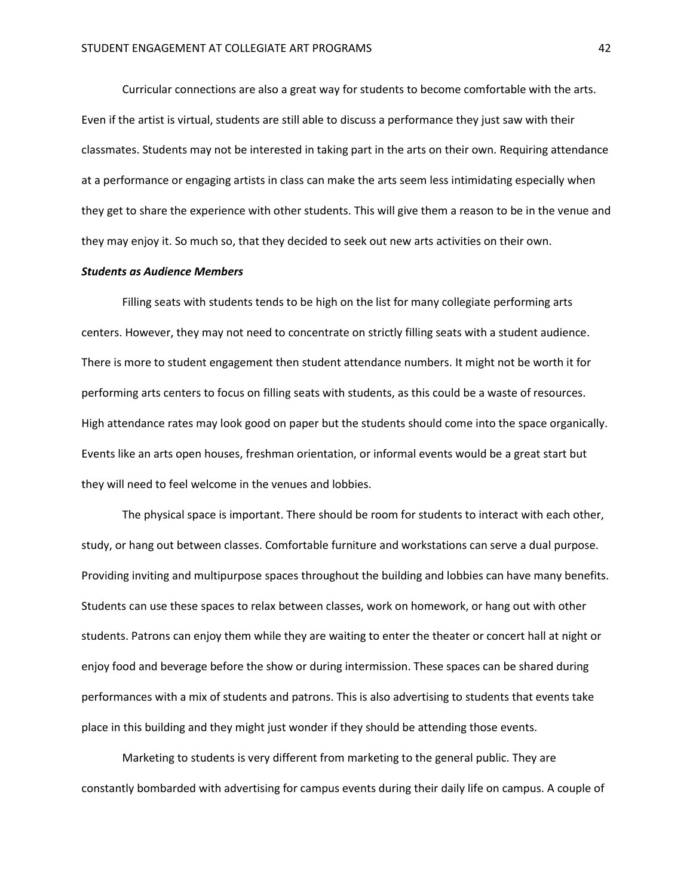Curricular connections are also a great way for students to become comfortable with the arts. Even if the artist is virtual, students are still able to discuss a performance they just saw with their classmates. Students may not be interested in taking part in the arts on their own. Requiring attendance at a performance or engaging artists in class can make the arts seem less intimidating especially when they get to share the experience with other students. This will give them a reason to be in the venue and they may enjoy it. So much so, that they decided to seek out new arts activities on their own.

***Students as Audience Members***

Filling seats with students tends to be high on the list for many collegiate performing arts centers. However, they may not need to concentrate on strictly filling seats with a student audience. There is more to student engagement then student attendance numbers. It might not be worth it for performing arts centers to focus on filling seats with students, as this could be a waste of resources. High attendance rates may look good on paper but the students should come into the space organically. Events like an arts open houses, freshman orientation, or informal events would be a great start but they will need to feel welcome in the venues and lobbies.

The physical space is important. There should be room for students to interact with each other, study, or hang out between classes. Comfortable furniture and workstations can serve a dual purpose. Providing inviting and multipurpose spaces throughout the building and lobbies can have many benefits. Students can use these spaces to relax between classes, work on homework, or hang out with other students. Patrons can enjoy them while they are waiting to enter the theater or concert hall at night or enjoy food and beverage before the show or during intermission. These spaces can be shared during performances with a mix of students and patrons. This is also advertising to students that events take place in this building and they might just wonder if they should be attending those events.

Marketing to students is very different from marketing to the general public. They are constantly bombarded with advertising for campus events during their daily life on campus. A couple of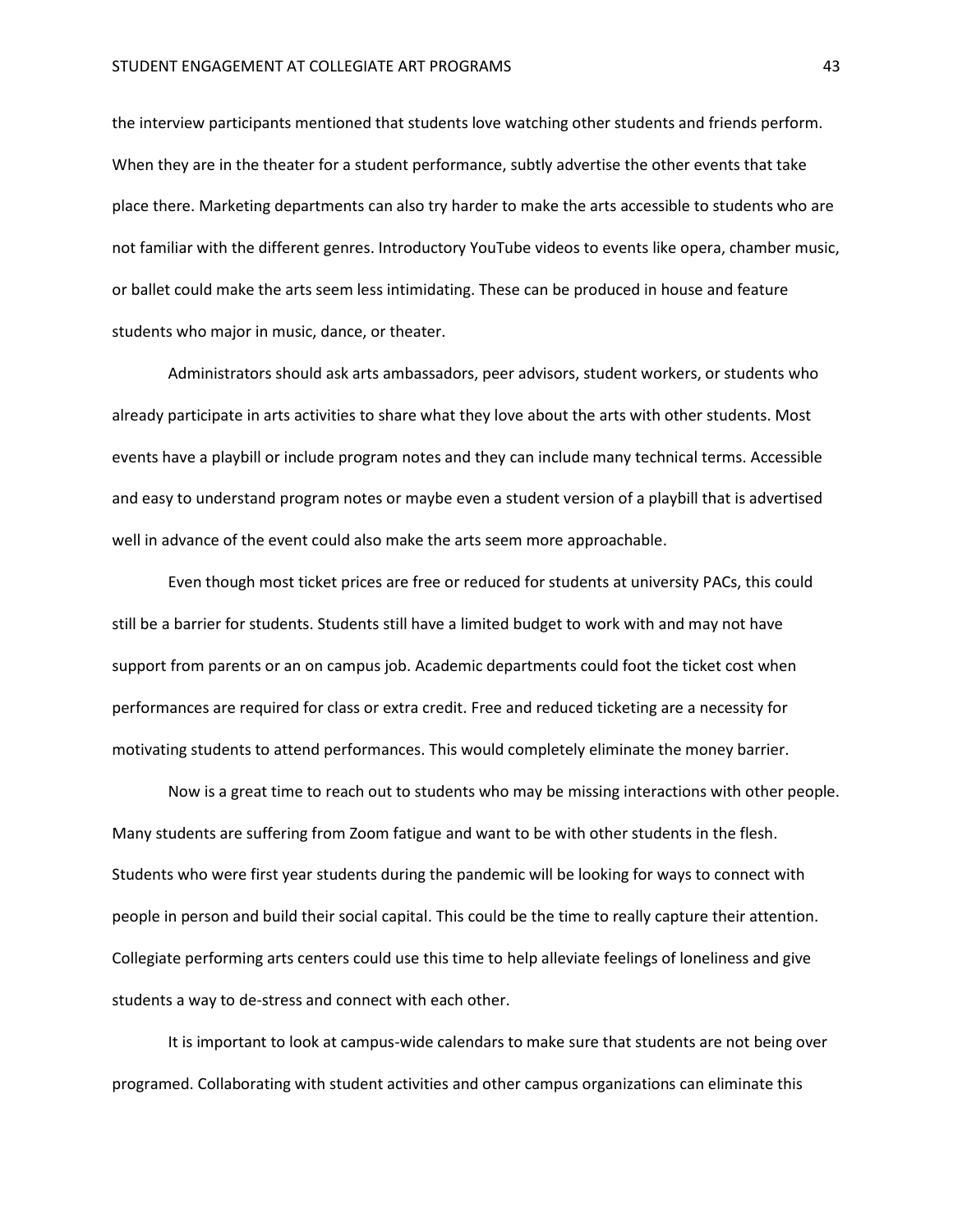the interview participants mentioned that students love watching other students and friends perform. When they are in the theater for a student performance, subtly advertise the other events that take place there. Marketing departments can also try harder to make the arts accessible to students who are not familiar with the different genres. Introductory YouTube videos to events like opera, chamber music, or ballet could make the arts seem less intimidating. These can be produced in house and feature students who major in music, dance, or theater.

Administrators should ask arts ambassadors, peer advisors, student workers, or students who already participate in arts activities to share what they love about the arts with other students. Most events have a playbill or include program notes and they can include many technical terms. Accessible and easy to understand program notes or maybe even a student version of a playbill that is advertised well in advance of the event could also make the arts seem more approachable.

Even though most ticket prices are free or reduced for students at university PACs, this could still be a barrier for students. Students still have a limited budget to work with and may not have support from parents or an on campus job. Academic departments could foot the ticket cost when performances are required for class or extra credit. Free and reduced ticketing are a necessity for motivating students to attend performances. This would completely eliminate the money barrier.

Now is a great time to reach out to students who may be missing interactions with other people. Many students are suffering from Zoom fatigue and want to be with other students in the flesh. Students who were first year students during the pandemic will be looking for ways to connect with people in person and build their social capital. This could be the time to really capture their attention. Collegiate performing arts centers could use this time to help alleviate feelings of loneliness and give students a way to de-stress and connect with each other.

It is important to look at campus-wide calendars to make sure that students are not being over programed. Collaborating with student activities and other campus organizations can eliminate this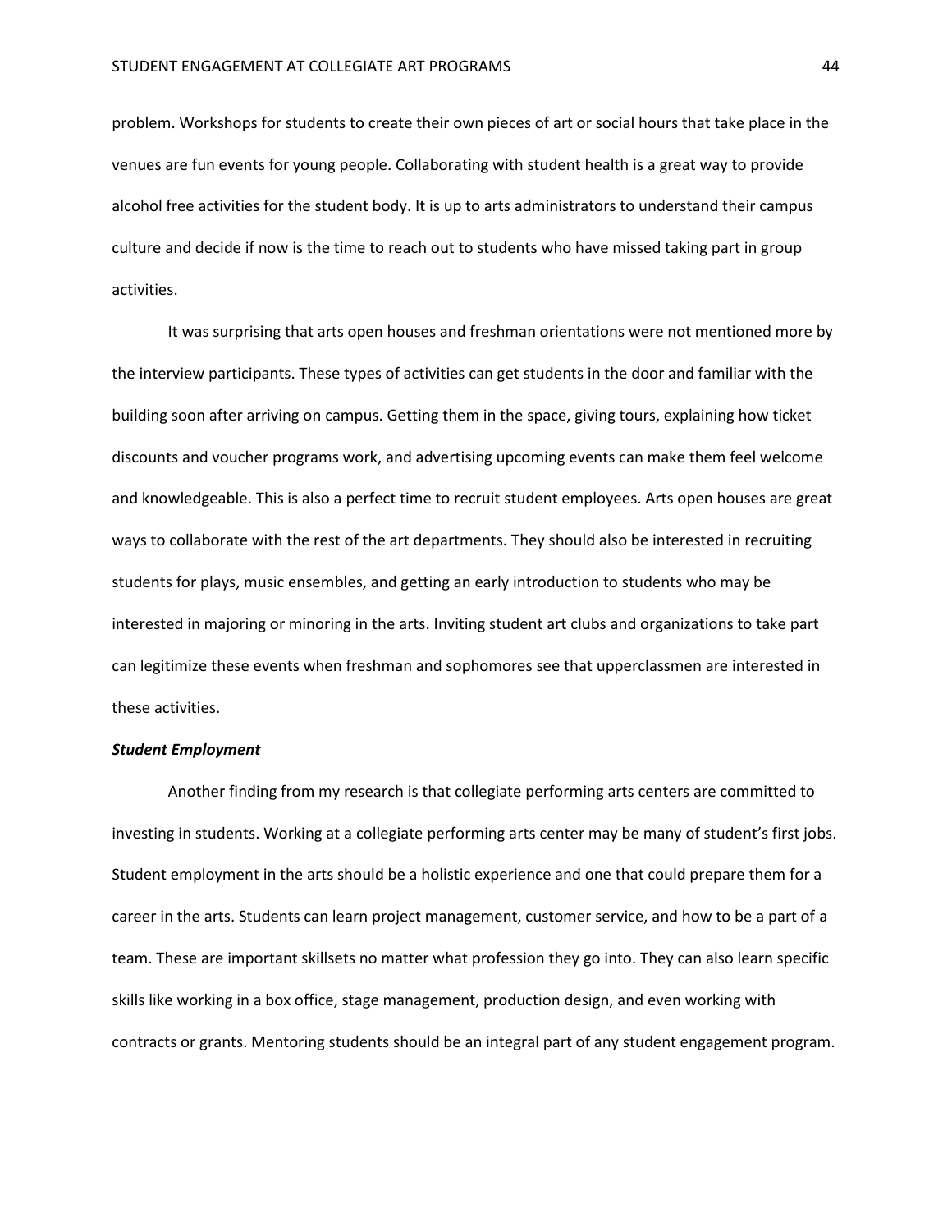problem. Workshops for students to create their own pieces of art or social hours that take place in the venues are fun events for young people. Collaborating with student health is a great way to provide alcohol free activities for the student body. It is up to arts administrators to understand their campus culture and decide if now is the time to reach out to students who have missed taking part in group activities.

It was surprising that arts open houses and freshman orientations were not mentioned more by the interview participants. These types of activities can get students in the door and familiar with the building soon after arriving on campus. Getting them in the space, giving tours, explaining how ticket discounts and voucher programs work, and advertising upcoming events can make them feel welcome and knowledgeable. This is also a perfect time to recruit student employees. Arts open houses are great ways to collaborate with the rest of the art departments. They should also be interested in recruiting students for plays, music ensembles, and getting an early introduction to students who may be interested in majoring or minoring in the arts. Inviting student art clubs and organizations to take part can legitimize these events when freshman and sophomores see that upperclassmen are interested in these activities.

***Student Employment***

Another finding from my research is that collegiate performing arts centers are committed to investing in students. Working at a collegiate performing arts center may be many of student's first jobs. Student employment in the arts should be a holistic experience and one that could prepare them for a career in the arts. Students can learn project management, customer service, and how to be a part of a team. These are important skillsets no matter what profession they go into. They can also learn specific skills like working in a box office, stage management, production design, and even working with contracts or grants. Mentoring students should be an integral part of any student engagement program.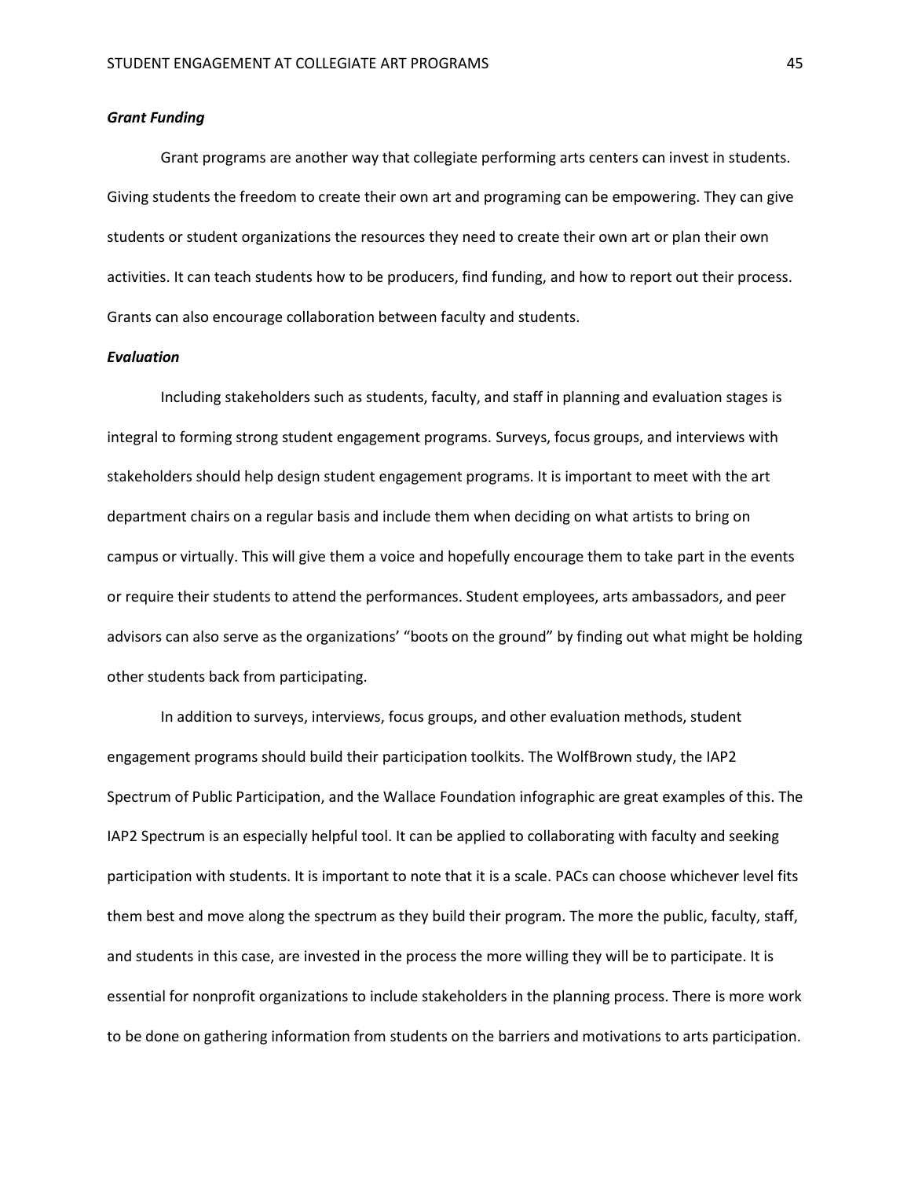***Grant Funding***

Grant programs are another way that collegiate performing arts centers can invest in students. Giving students the freedom to create their own art and programing can be empowering. They can give students or student organizations the resources they need to create their own art or plan their own activities. It can teach students how to be producers, find funding, and how to report out their process. Grants can also encourage collaboration between faculty and students.

***Evaluation***

Including stakeholders such as students, faculty, and staff in planning and evaluation stages is integral to forming strong student engagement programs. Surveys, focus groups, and interviews with stakeholders should help design student engagement programs. It is important to meet with the art department chairs on a regular basis and include them when deciding on what artists to bring on campus or virtually. This will give them a voice and hopefully encourage them to take part in the events or require their students to attend the performances. Student employees, arts ambassadors, and peer advisors can also serve as the organizations' "boots on the ground" by finding out what might be holding other students back from participating.

In addition to surveys, interviews, focus groups, and other evaluation methods, student engagement programs should build their participation toolkits. The WolfBrown study, the IAP2 Spectrum of Public Participation, and the Wallace Foundation infographic are great examples of this. The IAP2 Spectrum is an especially helpful tool. It can be applied to collaborating with faculty and seeking participation with students. It is important to note that it is a scale. PACs can choose whichever level fits them best and move along the spectrum as they build their program. The more the public, faculty, staff, and students in this case, are invested in the process the more willing they will be to participate. It is essential for nonprofit organizations to include stakeholders in the planning process. There is more work to be done on gathering information from students on the barriers and motivations to arts participation.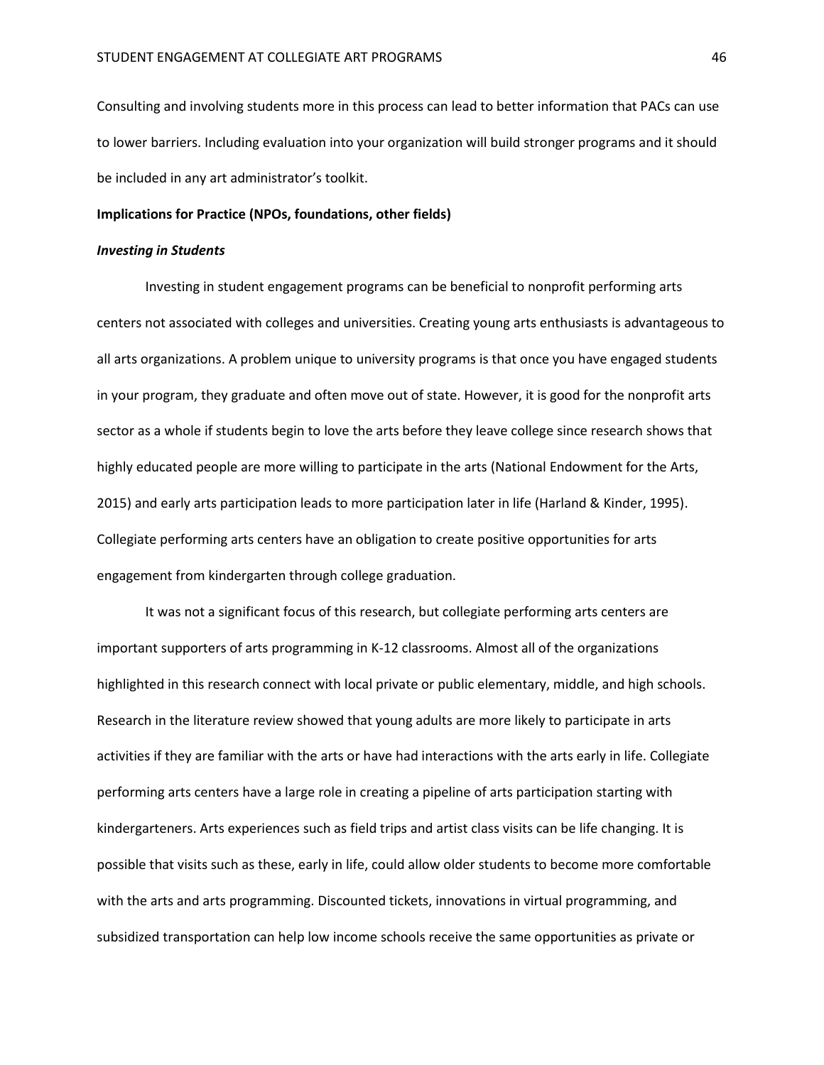Consulting and involving students more in this process can lead to better information that PACs can use to lower barriers. Including evaluation into your organization will build stronger programs and it should be included in any art administrator's toolkit.

**Implications for Practice (NPOs, foundations, other fields)**

***Investing in Students***

Investing in student engagement programs can be beneficial to nonprofit performing arts centers not associated with colleges and universities. Creating young arts enthusiasts is advantageous to all arts organizations. A problem unique to university programs is that once you have engaged students in your program, they graduate and often move out of state. However, it is good for the nonprofit arts sector as a whole if students begin to love the arts before they leave college since research shows that highly educated people are more willing to participate in the arts (National Endowment for the Arts, 2015) and early arts participation leads to more participation later in life (Harland & Kinder, 1995). Collegiate performing arts centers have an obligation to create positive opportunities for arts engagement from kindergarten through college graduation.

It was not a significant focus of this research, but collegiate performing arts centers are important supporters of arts programming in K-12 classrooms. Almost all of the organizations highlighted in this research connect with local private or public elementary, middle, and high schools. Research in the literature review showed that young adults are more likely to participate in arts activities if they are familiar with the arts or have had interactions with the arts early in life. Collegiate performing arts centers have a large role in creating a pipeline of arts participation starting with kindergarteners. Arts experiences such as field trips and artist class visits can be life changing. It is possible that visits such as these, early in life, could allow older students to become more comfortable with the arts and arts programming. Discounted tickets, innovations in virtual programming, and subsidized transportation can help low income schools receive the same opportunities as private or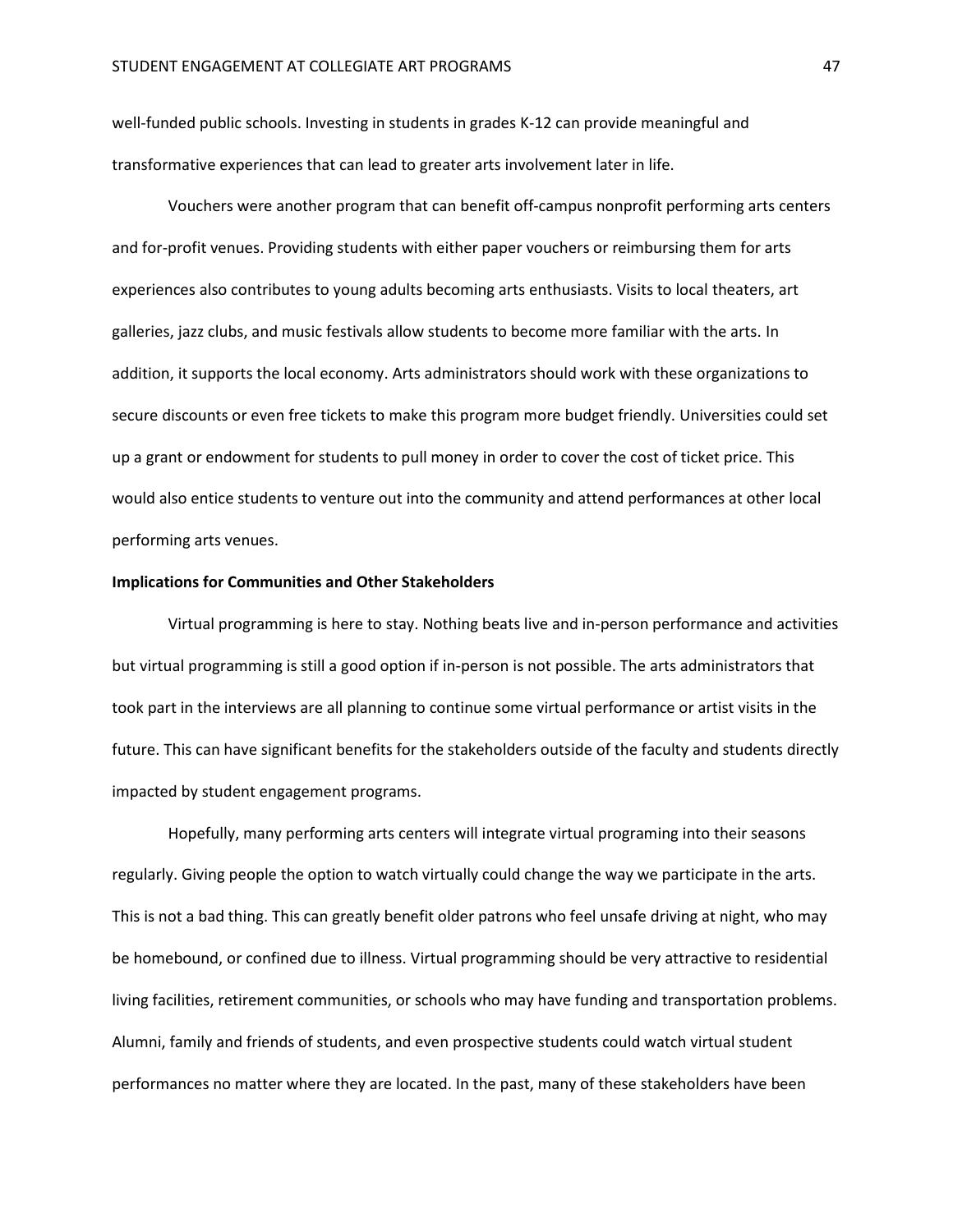well-funded public schools. Investing in students in grades K-12 can provide meaningful and transformative experiences that can lead to greater arts involvement later in life.

Vouchers were another program that can benefit off-campus nonprofit performing arts centers and for-profit venues. Providing students with either paper vouchers or reimbursing them for arts experiences also contributes to young adults becoming arts enthusiasts. Visits to local theaters, art galleries, jazz clubs, and music festivals allow students to become more familiar with the arts. In addition, it supports the local economy. Arts administrators should work with these organizations to secure discounts or even free tickets to make this program more budget friendly. Universities could set up a grant or endowment for students to pull money in order to cover the cost of ticket price. This would also entice students to venture out into the community and attend performances at other local performing arts venues.

**Implications for Communities and Other Stakeholders**

Virtual programming is here to stay. Nothing beats live and in-person performance and activities but virtual programming is still a good option if in-person is not possible. The arts administrators that took part in the interviews are all planning to continue some virtual performance or artist visits in the future. This can have significant benefits for the stakeholders outside of the faculty and students directly impacted by student engagement programs.

Hopefully, many performing arts centers will integrate virtual programing into their seasons regularly. Giving people the option to watch virtually could change the way we participate in the arts. This is not a bad thing. This can greatly benefit older patrons who feel unsafe driving at night, who may be homebound, or confined due to illness. Virtual programming should be very attractive to residential living facilities, retirement communities, or schools who may have funding and transportation problems. Alumni, family and friends of students, and even prospective students could watch virtual student performances no matter where they are located. In the past, many of these stakeholders have been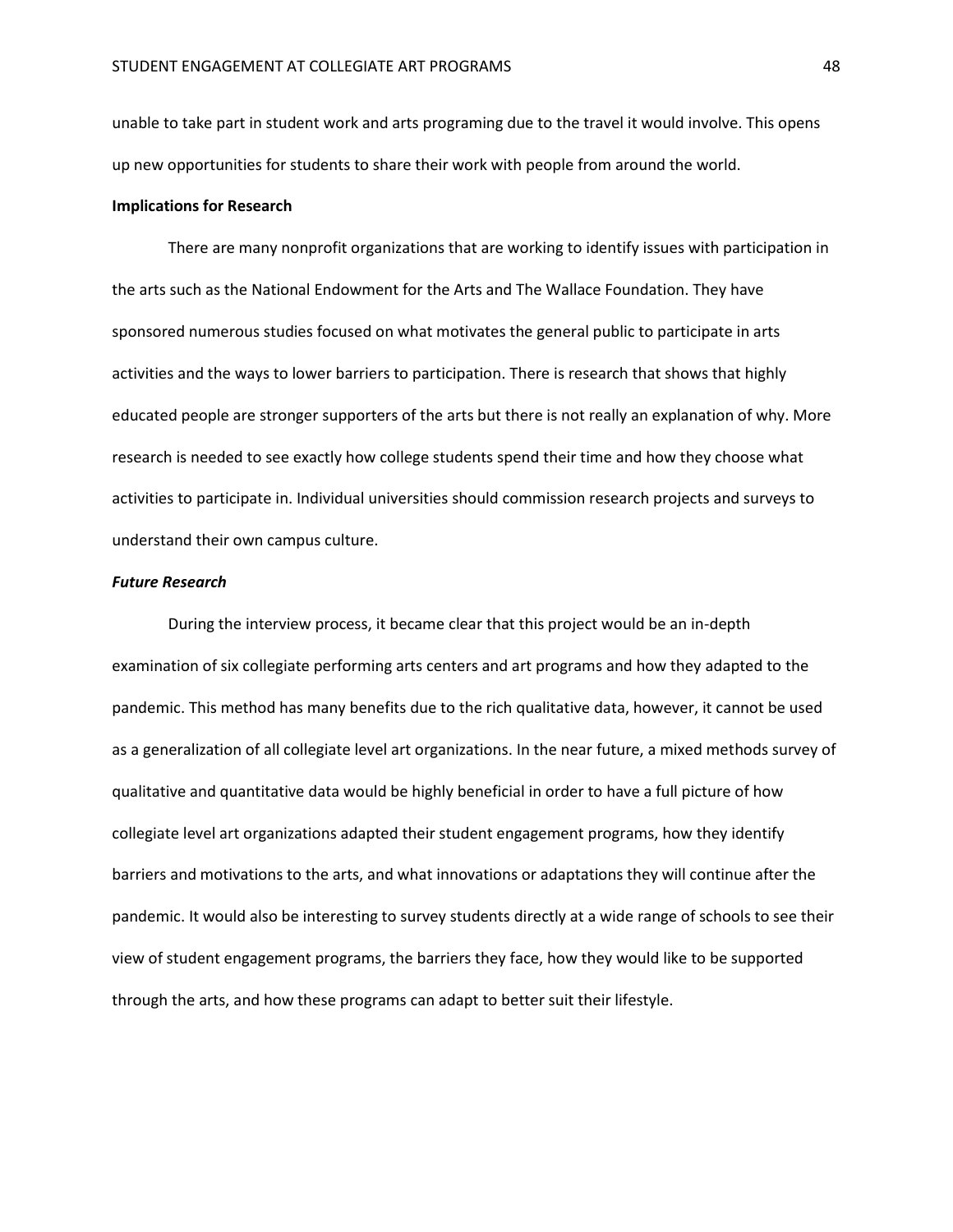unable to take part in student work and arts programing due to the travel it would involve. This opens up new opportunities for students to share their work with people from around the world.

## Implications for Research

There are many nonprofit organizations that are working to identify issues with participation in the arts such as the National Endowment for the Arts and The Wallace Foundation. They have sponsored numerous studies focused on what motivates the general public to participate in arts activities and the ways to lower barriers to participation. There is research that shows that highly educated people are stronger supporters of the arts but there is not really an explanation of why. More research is needed to see exactly how college students spend their time and how they choose what activities to participate in. Individual universities should commission research projects and surveys to understand their own campus culture.

### *Future Research*

During the interview process, it became clear that this project would be an in-depth examination of six collegiate performing arts centers and art programs and how they adapted to the pandemic. This method has many benefits due to the rich qualitative data, however, it cannot be used as a generalization of all collegiate level art organizations. In the near future, a mixed methods survey of qualitative and quantitative data would be highly beneficial in order to have a full picture of how collegiate level art organizations adapted their student engagement programs, how they identify barriers and motivations to the arts, and what innovations or adaptations they will continue after the pandemic. It would also be interesting to survey students directly at a wide range of schools to see their view of student engagement programs, the barriers they face, how they would like to be supported through the arts, and how these programs can adapt to better suit their lifestyle.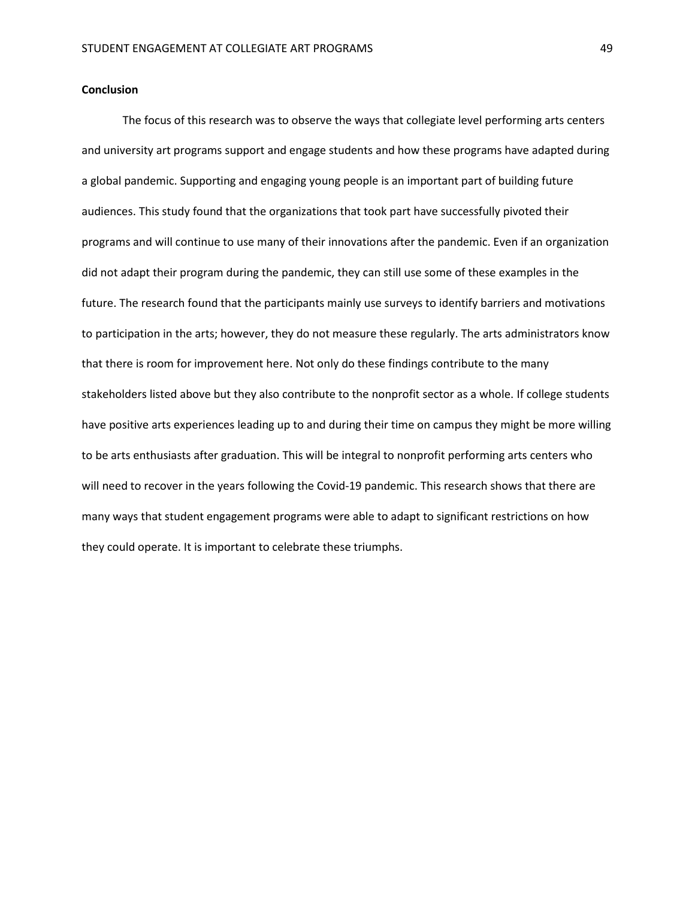## Conclusion

The focus of this research was to observe the ways that collegiate level performing arts centers and university art programs support and engage students and how these programs have adapted during a global pandemic. Supporting and engaging young people is an important part of building future audiences. This study found that the organizations that took part have successfully pivoted their programs and will continue to use many of their innovations after the pandemic. Even if an organization did not adapt their program during the pandemic, they can still use some of these examples in the future. The research found that the participants mainly use surveys to identify barriers and motivations to participation in the arts; however, they do not measure these regularly. The arts administrators know that there is room for improvement here. Not only do these findings contribute to the many stakeholders listed above but they also contribute to the nonprofit sector as a whole. If college students have positive arts experiences leading up to and during their time on campus they might be more willing to be arts enthusiasts after graduation. This will be integral to nonprofit performing arts centers who will need to recover in the years following the Covid-19 pandemic. This research shows that there are many ways that student engagement programs were able to adapt to significant restrictions on how they could operate. It is important to celebrate these triumphs.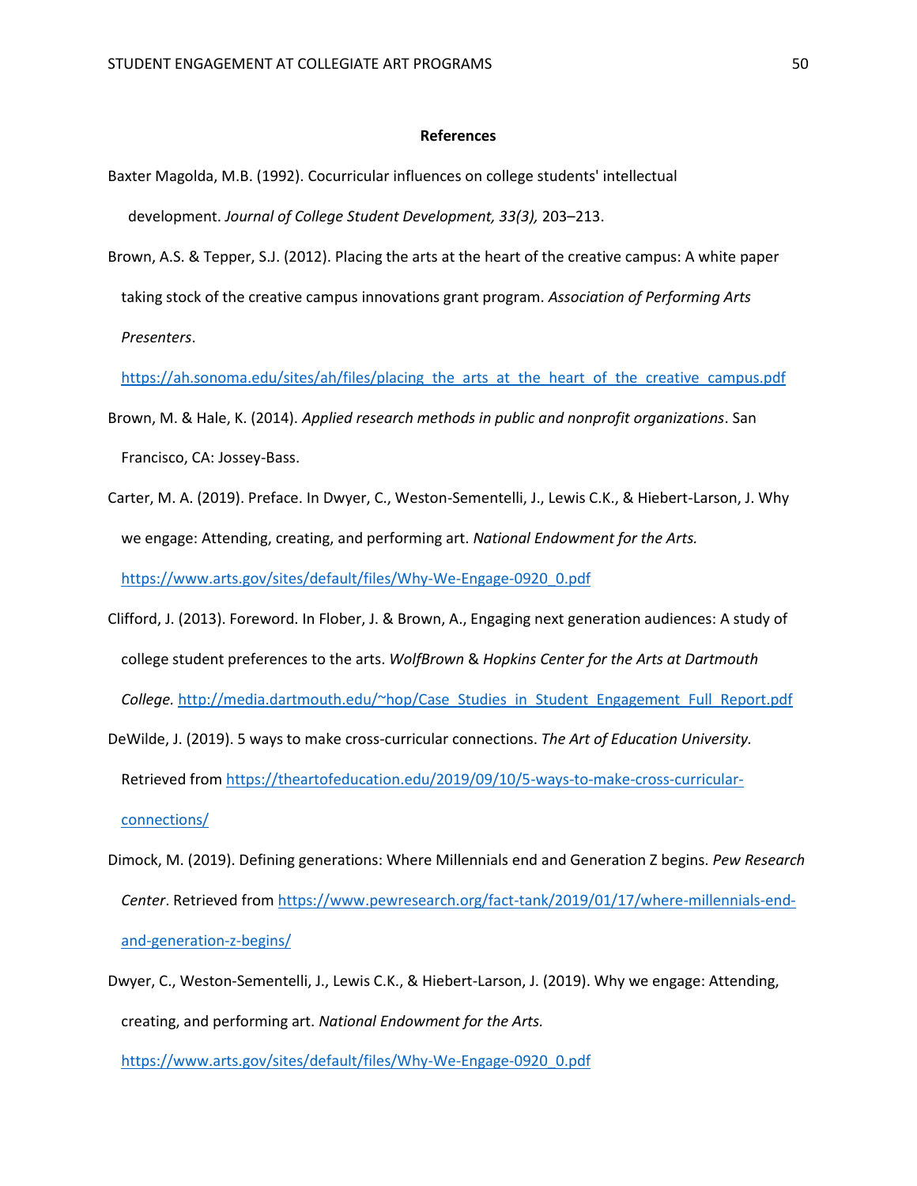## References

Baxter Magolda, M.B. (1992). Cocurricular influences on college students' intellectual development. *Journal of College Student Development, 33(3),* 203–213.

Brown, A.S. & Tepper, S.J. (2012). Placing the arts at the heart of the creative campus: A white paper taking stock of the creative campus innovations grant program. *Association of Performing Arts Presenters*. https://ah.sonoma.edu/sites/ah/files/placing_the_arts_at_the_heart_of_the_creative_campus.pdf

Brown, M. & Hale, K. (2014). *Applied research methods in public and nonprofit organizations*. San Francisco, CA: Jossey-Bass.

Carter, M. A. (2019). Preface. In Dwyer, C., Weston-Sementelli, J., Lewis C.K., & Hiebert-Larson, J. Why we engage: Attending, creating, and performing art. *National Endowment for the Arts.* https://www.arts.gov/sites/default/files/Why-We-Engage-0920_0.pdf

Clifford, J. (2013). Foreword. In Flober, J. & Brown, A., Engaging next generation audiences: A study of college student preferences to the arts. *WolfBrown* & *Hopkins Center for the Arts at Dartmouth College.* http://media.dartmouth.edu/~hop/Case_Studies_in_Student_Engagement_Full_Report.pdf

DeWilde, J. (2019). 5 ways to make cross-curricular connections. *The Art of Education University.* Retrieved from https://theartofeducation.edu/2019/09/10/5-ways-to-make-cross-curricular-connections/

Dimock, M. (2019). Defining generations: Where Millennials end and Generation Z begins. *Pew Research Center*. Retrieved from https://www.pewresearch.org/fact-tank/2019/01/17/where-millennials-end-and-generation-z-begins/

Dwyer, C., Weston-Sementelli, J., Lewis C.K., & Hiebert-Larson, J. (2019). Why we engage: Attending, creating, and performing art. *National Endowment for the Arts.* https://www.arts.gov/sites/default/files/Why-We-Engage-0920_0.pdf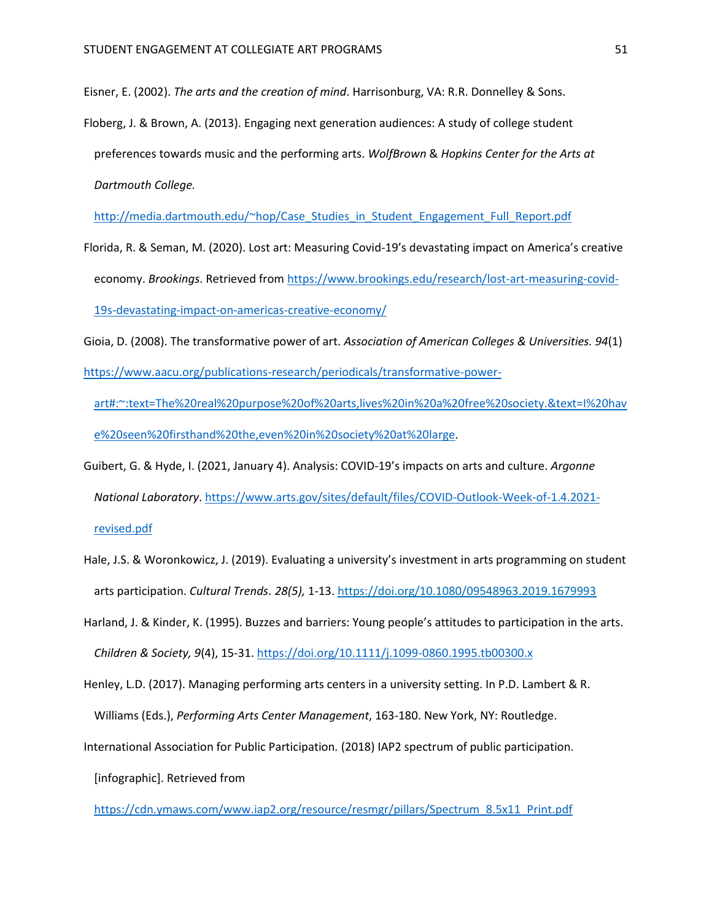Eisner, E. (2002). *The arts and the creation of mind*. Harrisonburg, VA: R.R. Donnelley & Sons.

Floberg, J. & Brown, A. (2013). Engaging next generation audiences: A study of college student preferences towards music and the performing arts. *WolfBrown* & *Hopkins Center for the Arts at Dartmouth College.* http://media.dartmouth.edu/~hop/Case_Studies_in_Student_Engagement_Full_Report.pdf

Florida, R. & Seman, M. (2020). Lost art: Measuring Covid-19's devastating impact on America's creative economy. *Brookings*. Retrieved from https://www.brookings.edu/research/lost-art-measuring-covid-19s-devastating-impact-on-americas-creative-economy/

Gioia, D. (2008). The transformative power of art. *Association of American Colleges & Universities. 94*(1) https://www.aacu.org/publications-research/periodicals/transformative-power-art#:~:text=The%20real%20purpose%20of%20arts,lives%20in%20a%20free%20society.&text=I%20have%20seen%20firsthand%20the,even%20in%20society%20at%20large.

Guibert, G. & Hyde, I. (2021, January 4). Analysis: COVID-19's impacts on arts and culture. *Argonne National Laboratory*. https://www.arts.gov/sites/default/files/COVID-Outlook-Week-of-1.4.2021-revised.pdf

Hale, J.S. & Woronkowicz, J. (2019). Evaluating a university's investment in arts programming on student arts participation. *Cultural Trends*. *28(5),* 1-13. https://doi.org/10.1080/09548963.2019.1679993

Harland, J. & Kinder, K. (1995). Buzzes and barriers: Young people's attitudes to participation in the arts. *Children & Society, 9*(4), 15-31. https://doi.org/10.1111/j.1099-0860.1995.tb00300.x

Henley, L.D. (2017). Managing performing arts centers in a university setting. In P.D. Lambert & R. Williams (Eds.), *Performing Arts Center Management*, 163-180. New York, NY: Routledge.

International Association for Public Participation. (2018) IAP2 spectrum of public participation. [infographic]. Retrieved from https://cdn.ymaws.com/www.iap2.org/resource/resmgr/pillars/Spectrum_8.5x11_Print.pdf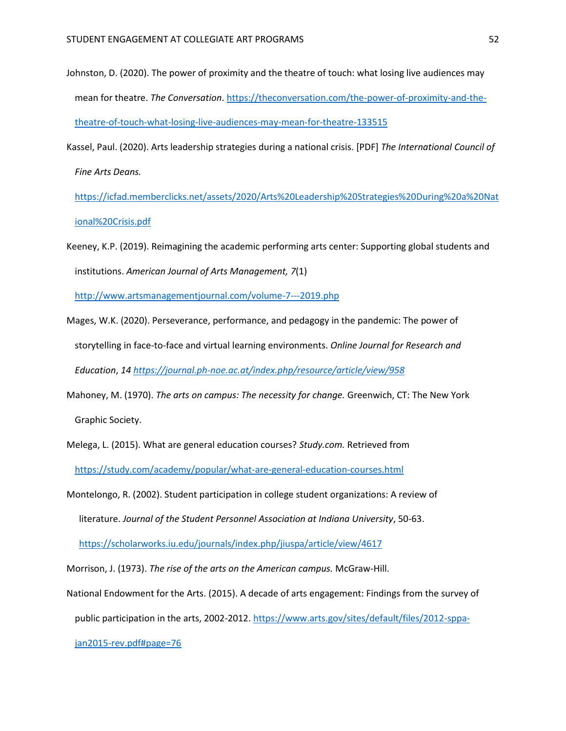Johnston, D. (2020). The power of proximity and the theatre of touch: what losing live audiences may mean for theatre. *The Conversation*. https://theconversation.com/the-power-of-proximity-and-the-theatre-of-touch-what-losing-live-audiences-may-mean-for-theatre-133515

Kassel, Paul. (2020). Arts leadership strategies during a national crisis. [PDF] *The International Council of Fine Arts Deans.* https://icfad.memberclicks.net/assets/2020/Arts%20Leadership%20Strategies%20During%20a%20National%20Crisis.pdf

Keeney, K.P. (2019). Reimagining the academic performing arts center: Supporting global students and institutions. *American Journal of Arts Management, 7*(1) http://www.artsmanagementjournal.com/volume-7---2019.php

Mages, W.K. (2020). Perseverance, performance, and pedagogy in the pandemic: The power of storytelling in face-to-face and virtual learning environments. *Online Journal for Research and Education*, *14* *https://journal.ph-noe.ac.at/index.php/resource/article/view/958*

Mahoney, M. (1970). *The arts on campus: The necessity for change.* Greenwich, CT: The New York Graphic Society.

Melega, L. (2015). What are general education courses? *Study.com.* Retrieved from https://study.com/academy/popular/what-are-general-education-courses.html

Montelongo, R. (2002). Student participation in college student organizations: A review of literature. *Journal of the Student Personnel Association at Indiana University*, 50-63. https://scholarworks.iu.edu/journals/index.php/jiuspa/article/view/4617

Morrison, J. (1973). *The rise of the arts on the American campus.* McGraw-Hill.

National Endowment for the Arts. (2015). A decade of arts engagement: Findings from the survey of public participation in the arts, 2002-2012. https://www.arts.gov/sites/default/files/2012-sppa-jan2015-rev.pdf#page=76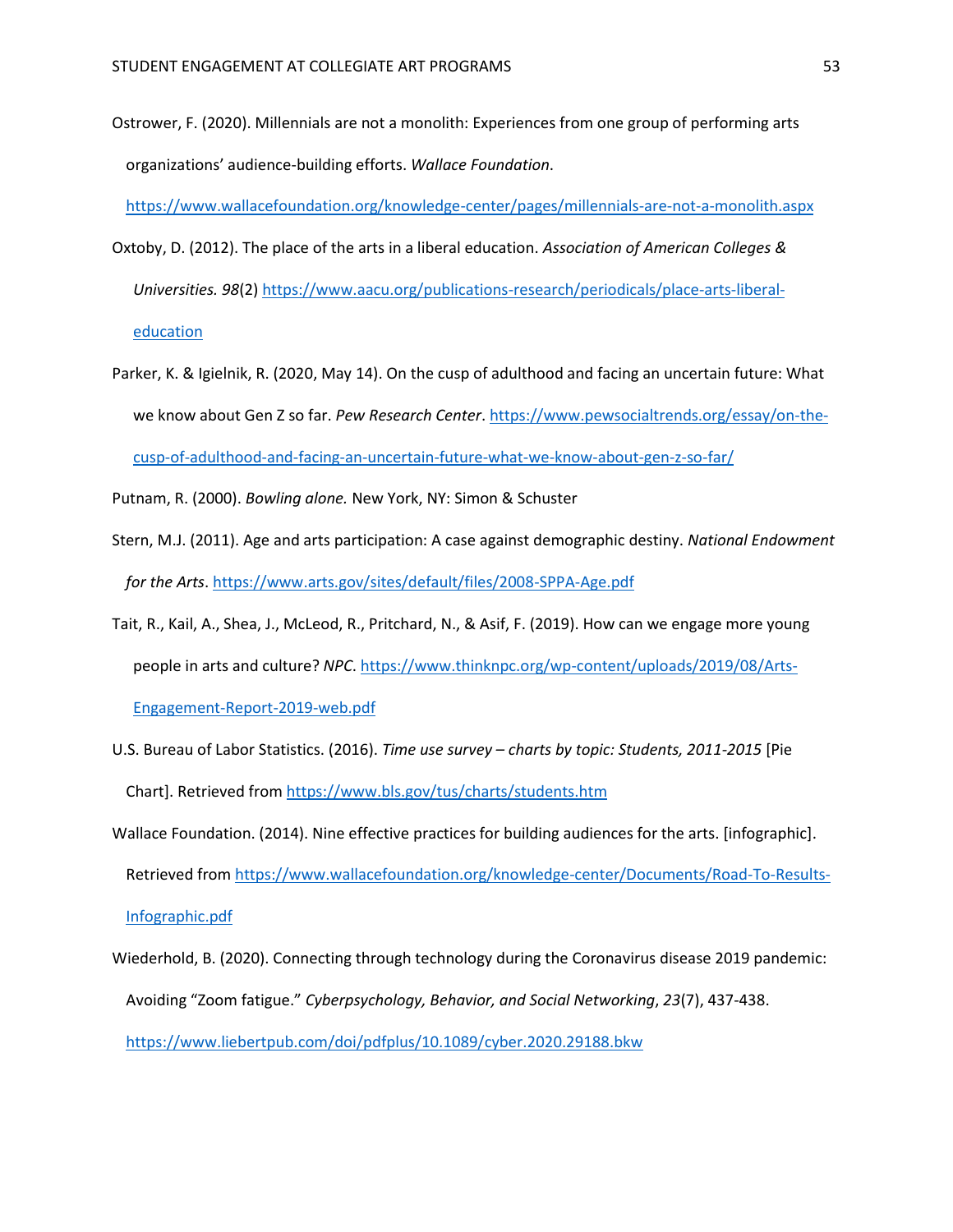Ostrower, F. (2020). Millennials are not a monolith: Experiences from one group of performing arts organizations' audience-building efforts. *Wallace Foundation*. https://www.wallacefoundation.org/knowledge-center/pages/millennials-are-not-a-monolith.aspx

Oxtoby, D. (2012). The place of the arts in a liberal education. *Association of American Colleges & Universities. 98*(2) https://www.aacu.org/publications-research/periodicals/place-arts-liberal-education

Parker, K. & Igielnik, R. (2020, May 14). On the cusp of adulthood and facing an uncertain future: What we know about Gen Z so far. *Pew Research Center*. https://www.pewsocialtrends.org/essay/on-the-cusp-of-adulthood-and-facing-an-uncertain-future-what-we-know-about-gen-z-so-far/

Putnam, R. (2000). *Bowling alone.* New York, NY: Simon & Schuster

Stern, M.J. (2011). Age and arts participation: A case against demographic destiny. *National Endowment for the Arts*. https://www.arts.gov/sites/default/files/2008-SPPA-Age.pdf

Tait, R., Kail, A., Shea, J., McLeod, R., Pritchard, N., & Asif, F. (2019). How can we engage more young people in arts and culture? *NPC*. https://www.thinknpc.org/wp-content/uploads/2019/08/Arts-Engagement-Report-2019-web.pdf

U.S. Bureau of Labor Statistics. (2016). *Time use survey – charts by topic: Students, 2011-2015* [Pie Chart]. Retrieved from https://www.bls.gov/tus/charts/students.htm

Wallace Foundation. (2014). Nine effective practices for building audiences for the arts. [infographic]. Retrieved from https://www.wallacefoundation.org/knowledge-center/Documents/Road-To-Results-Infographic.pdf

Wiederhold, B. (2020). Connecting through technology during the Coronavirus disease 2019 pandemic: Avoiding "Zoom fatigue." *Cyberpsychology, Behavior, and Social Networking*, *23*(7), 437-438. https://www.liebertpub.com/doi/pdfplus/10.1089/cyber.2020.29188.bkw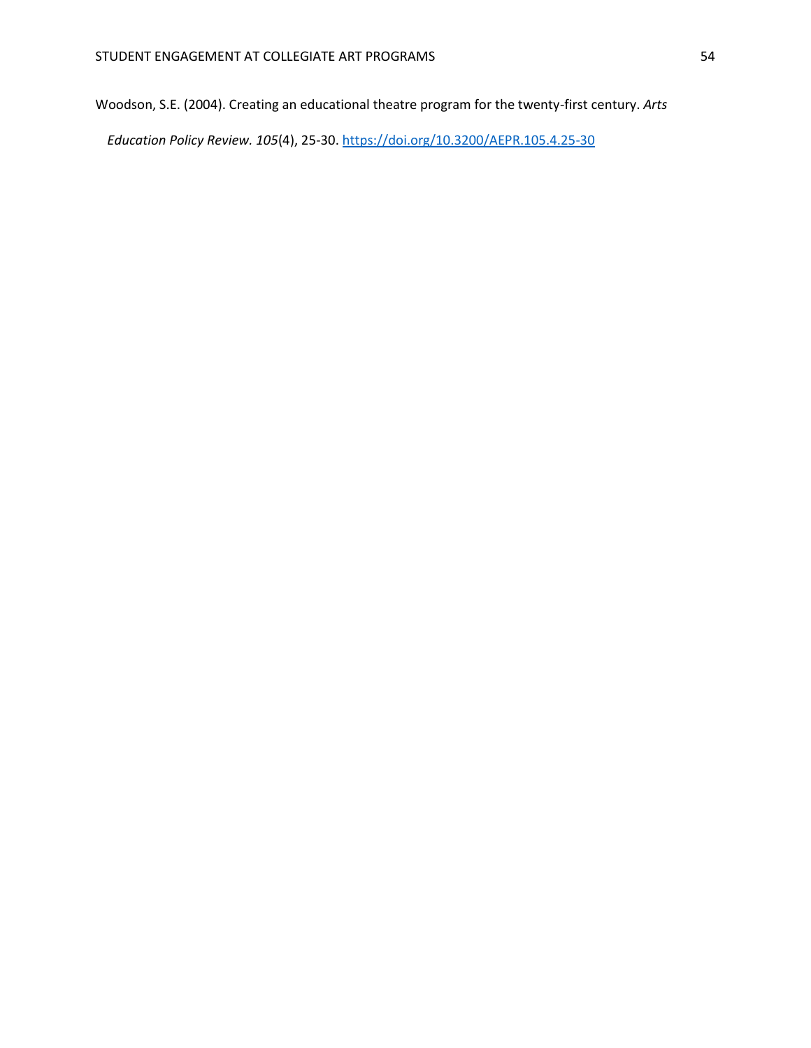Woodson, S.E. (2004). Creating an educational theatre program for the twenty-first century. *Arts Education Policy Review. 105*(4), 25-30. https://doi.org/10.3200/AEPR.105.4.25-30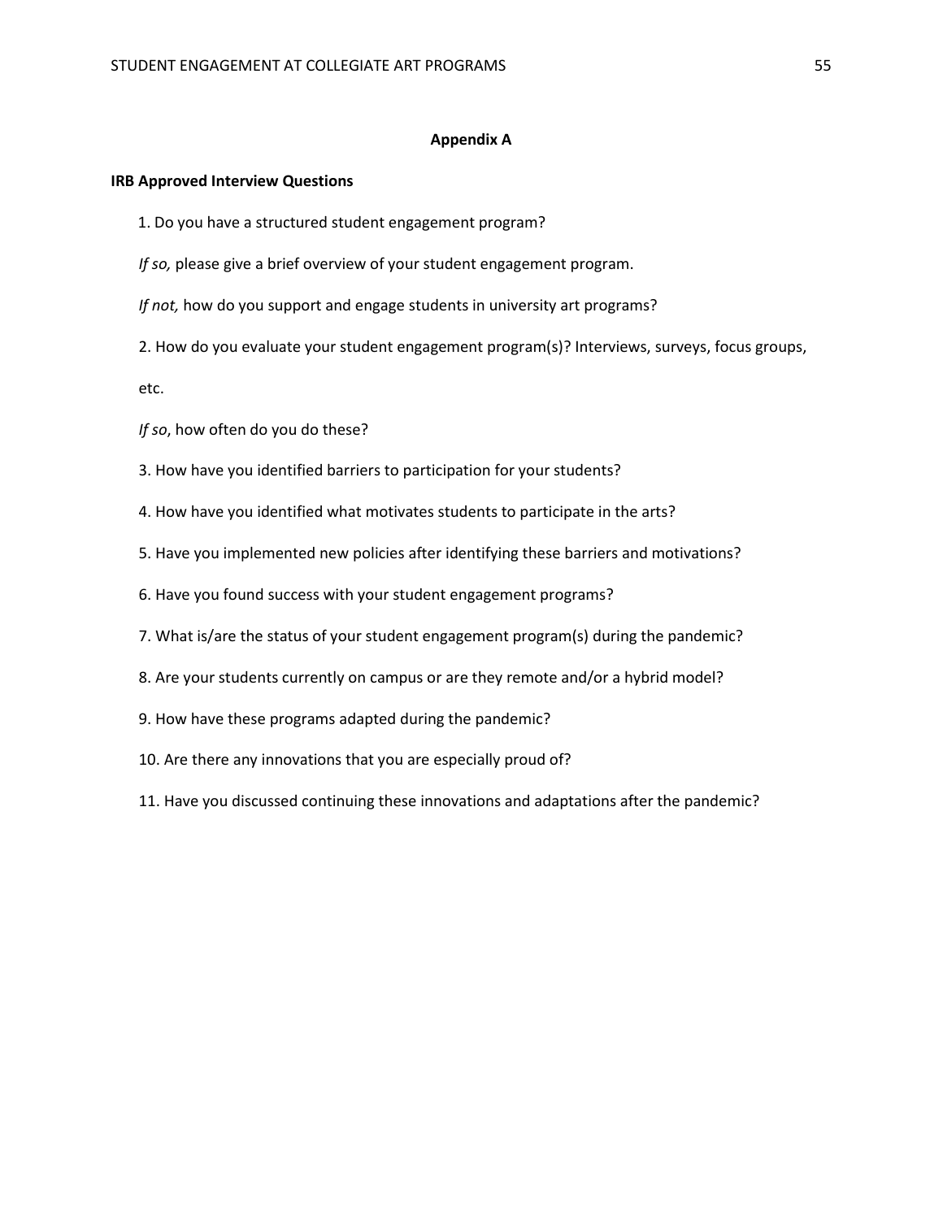# Appendix A

**IRB Approved Interview Questions**

1. Do you have a structured student engagement program?

*If so,* please give a brief overview of your student engagement program.

*If not,* how do you support and engage students in university art programs?

2. How do you evaluate your student engagement program(s)? Interviews, surveys, focus groups, etc.

*If so*, how often do you do these?

3. How have you identified barriers to participation for your students?

4. How have you identified what motivates students to participate in the arts?

5. Have you implemented new policies after identifying these barriers and motivations?

6. Have you found success with your student engagement programs?

7. What is/are the status of your student engagement program(s) during the pandemic?

8. Are your students currently on campus or are they remote and/or a hybrid model?

9. How have these programs adapted during the pandemic?

10. Are there any innovations that you are especially proud of?

11. Have you discussed continuing these innovations and adaptations after the pandemic?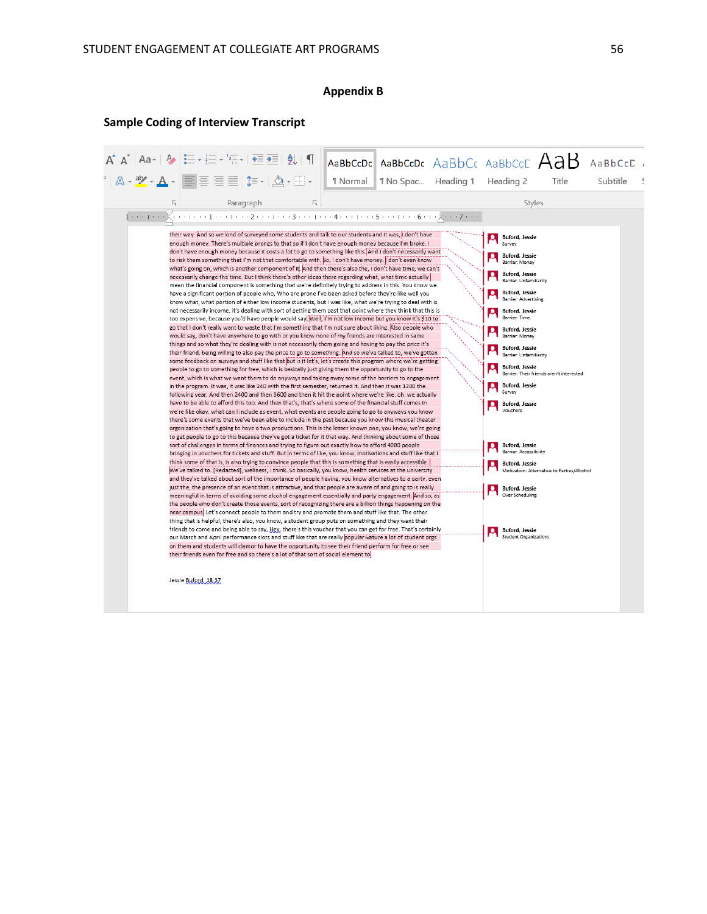# Appendix B

## Sample Coding of Interview Transcript

their way. And so we kind of surveyed some students and talk to our students and it was, I don't have enough money. There's multiple prongs to that so if I don't have enough money because I'm broke. I don't have enough money because it costs a lot to go to something like this. And I don't necessarily want to risk them something that I'm not that comfortable with. So, I don't have money. I don't even know what's going on, which is another component of it. And then there's also the, I don't have time, we can't necessarily change the time. But I think there's other ideas there regarding what, what time actually mean the financial component is something that we're definitely trying to address in this. You know we have a significant portion of people who, Who are prone I've been asked before they're like well you know what, what portion of either low income students, but I was like, what we're trying to deal with is not necessarily income, it's dealing with sort of getting them past that point where they think that this is too expensive, because you'd have people would say, Well, I'm not low income but you know it's $10 to go that I don't really want to waste that I'm something that I'm not sure about liking. Also people who would say, don't have anywhere to go with or you know none of my friends are interested in same things and so what they're dealing with is not necessarily them going and having to pay the price it's their friend, being willing to also pay the price to go to something. And so we've talked to, we've gotten some feedback on surveys and stuff like that but is it let's, let's create this program where we're getting people to go to something for free, which is basically just giving them the opportunity to go to the event, which is what we want them to do anyways and taking away some of the barriers to engagement in the program. It was, it was like 240 with the first semester, returned it. And then it was 1200 the following year. And then 2400 and then 3600 and then it hit the point where we're like, oh, we actually have to be able to afford this too. And then that's, that's where some of the financial stuff comes in we're like okay, what can I include as event, what events are people going to go to anyways you know there's some events that we've been able to include in the past because you know this musical theater organization that's going to have a two productions. This is the lesser known one, you know, we're going to get people to go to this because they've got a ticket for it that way. And thinking about some of those sort of challenges in terms of finances and trying to figure out exactly how to afford 4000 people bringing in vouchers for tickets and stuff. But in terms of like, you know, motivations and stuff like that I think some of that is, is also trying to convince people that this is something that is easily accessible. We've talked to. [Redacted], wellness, I think. So basically, you know, health services at the university and they've talked about sort of the importance of people having, you know alternatives to a party, even just the, the presence of an event that is attractive, and that people are aware of and going to is really meaningful in terms of avoiding some alcohol engagement essentially and party engagement. And so, as the people who don't create those events, sort of recognizing there are a billion things happening on the near campus Let's connect people to them and try and promote them and stuff like that. The other thing that is helpful, there's also, you know, a student group puts on something and they want their friends to come and being able to say, Hey, there's this voucher that you can get for free. That's certainly our March and April performance slots and stuff like that are really popular feature a lot of student orgs on them and students will clamor to have the opportunity to see their friend perform for free or see their friends even for free and so there's a lot of that sort of social element to

Jessie Buford, 18:37

Comments:

- Buford, Jessie: Survey
- Buford, Jessie: Barrier: Money
- Buford, Jessie: Barrier: Unfamiliarity
- Buford, Jessie: Barrier: Advertising
- Buford, Jessie: Barrier: Time
- Buford, Jessie: Barrier: Money
- Buford, Jessie: Barrier: Unfamiliarity
- Buford, Jessie: Barrier: Their friends aren't interested
- Buford, Jessie: Survey
- Buford, Jessie: Vouchers
- Buford, Jessie: Barrier: Accessibility
- Buford, Jessie: Motivation: Alternative to Parties/Alcohol
- Buford, Jessie: Over Scheduling
- Buford, Jessie: Student Organizations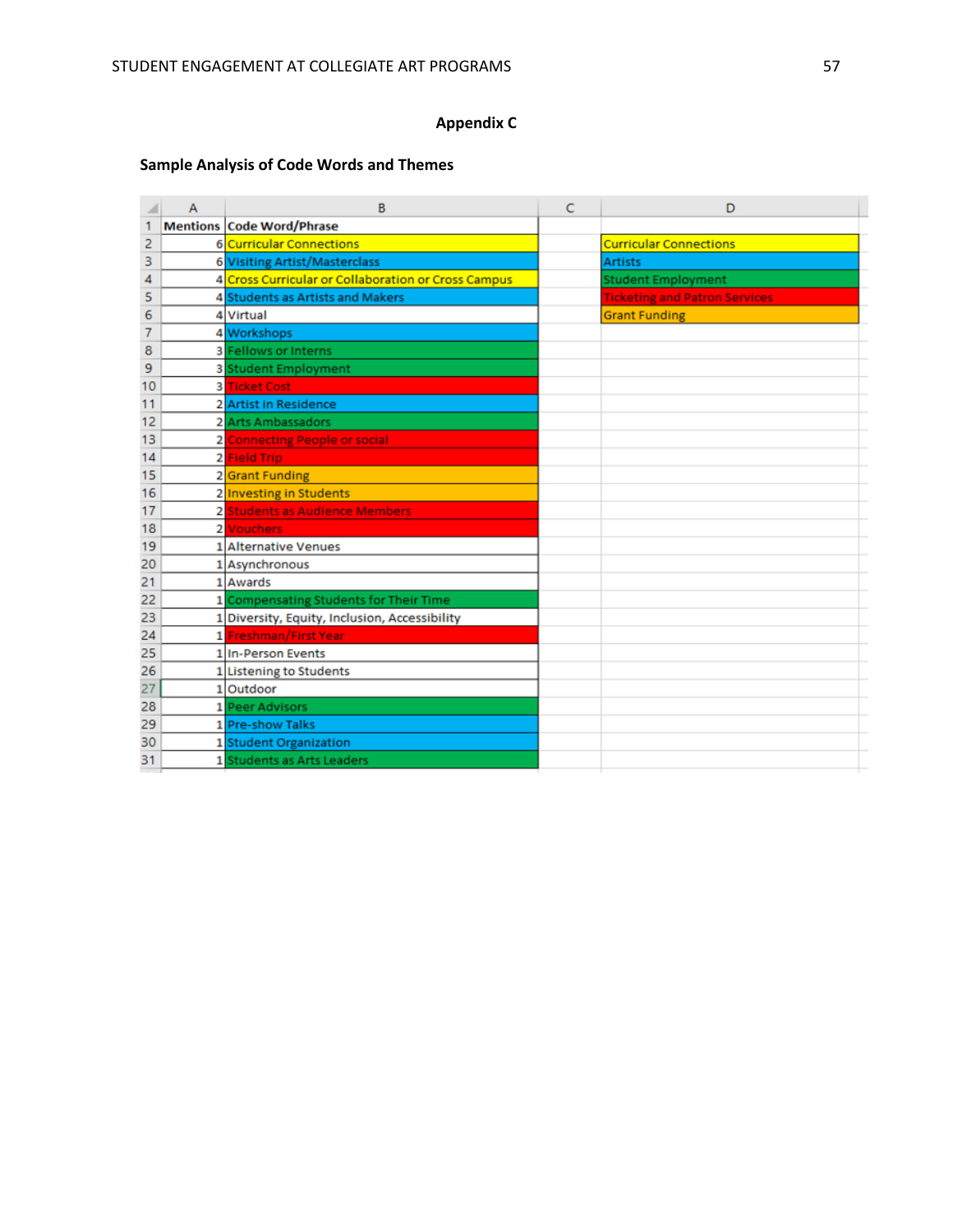## Appendix C

### Sample Analysis of Code Words and Themes

| Mentions | Code Word/Phrase | | |
|---|---|---|---|
| 6 | Curricular Connections | | Curricular Connections |
| 6 | Visiting Artist/Masterclass | | Artists |
| 4 | Cross Curricular or Collaboration or Cross Campus | | Student Employment |
| 4 | Students as Artists and Makers | | Ticketing and Patron Services |
| 4 | Virtual | | Grant Funding |
| 4 | Workshops | | |
| 3 | Fellows or Interns | | |
| 3 | Student Employment | | |
| 3 | Ticket Cost | | |
| 2 | Artist in Residence | | |
| 2 | Arts Ambassadors | | |
| 2 | Connecting People or social | | |
| 2 | Field Trip | | |
| 2 | Grant Funding | | |
| 2 | Investing in Students | | |
| 2 | Students as Audience Members | | |
| 2 | Vouchers | | |
| 1 | Alternative Venues | | |
| 1 | Asynchronous | | |
| 1 | Awards | | |
| 1 | Compensating Students for Their Time | | |
| 1 | Diversity, Equity, Inclusion, Accessibility | | |
| 1 | Freshman/First Year | | |
| 1 | In-Person Events | | |
| 1 | Listening to Students | | |
| 1 | Outdoor | | |
| 1 | Peer Advisors | | |
| 1 | Pre-show Talks | | |
| 1 | Student Organization | | |
| 1 | Students as Arts Leaders | | |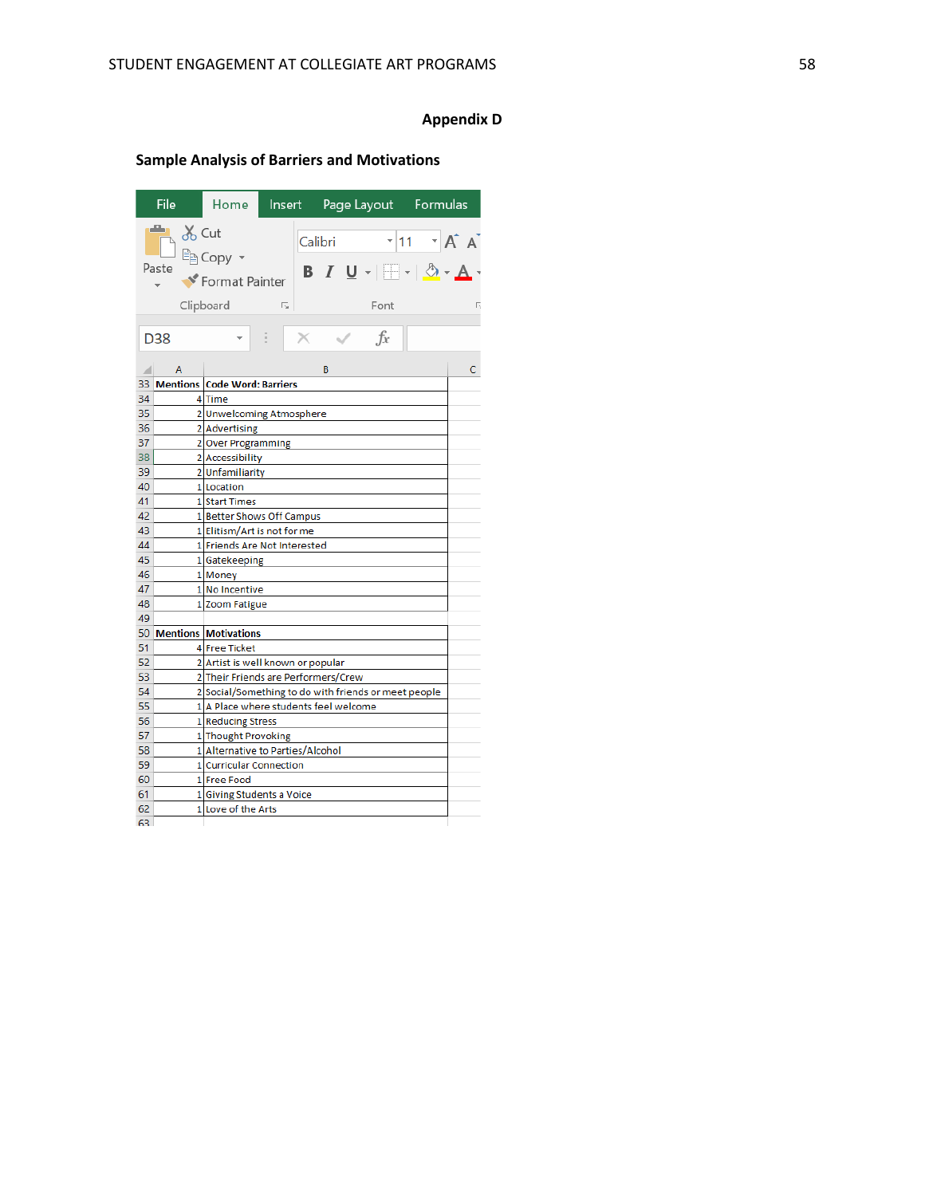## Appendix D

### Sample Analysis of Barriers and Motivations

| Mentions | Code Word: Barriers |
|---|---|
| 4 | Time |
| 2 | Unwelcoming Atmosphere |
| 2 | Advertising |
| 2 | Over Programming |
| 2 | Accessibility |
| 2 | Unfamiliarity |
| 1 | Location |
| 1 | Start Times |
| 1 | Better Shows Off Campus |
| 1 | Elitism/Art is not for me |
| 1 | Friends Are Not Interested |
| 1 | Gatekeeping |
| 1 | Money |
| 1 | No Incentive |
| 1 | Zoom Fatigue |

| Mentions | Motivations |
|---|---|
| 4 | Free Ticket |
| 2 | Artist is well known or popular |
| 2 | Their Friends are Performers/Crew |
| 2 | Social/Something to do with friends or meet people |
| 1 | A Place where students feel welcome |
| 1 | Reducing Stress |
| 1 | Thought Provoking |
| 1 | Alternative to Parties/Alcohol |
| 1 | Curricular Connection |
| 1 | Free Food |
| 1 | Giving Students a Voice |
| 1 | Love of the Arts |